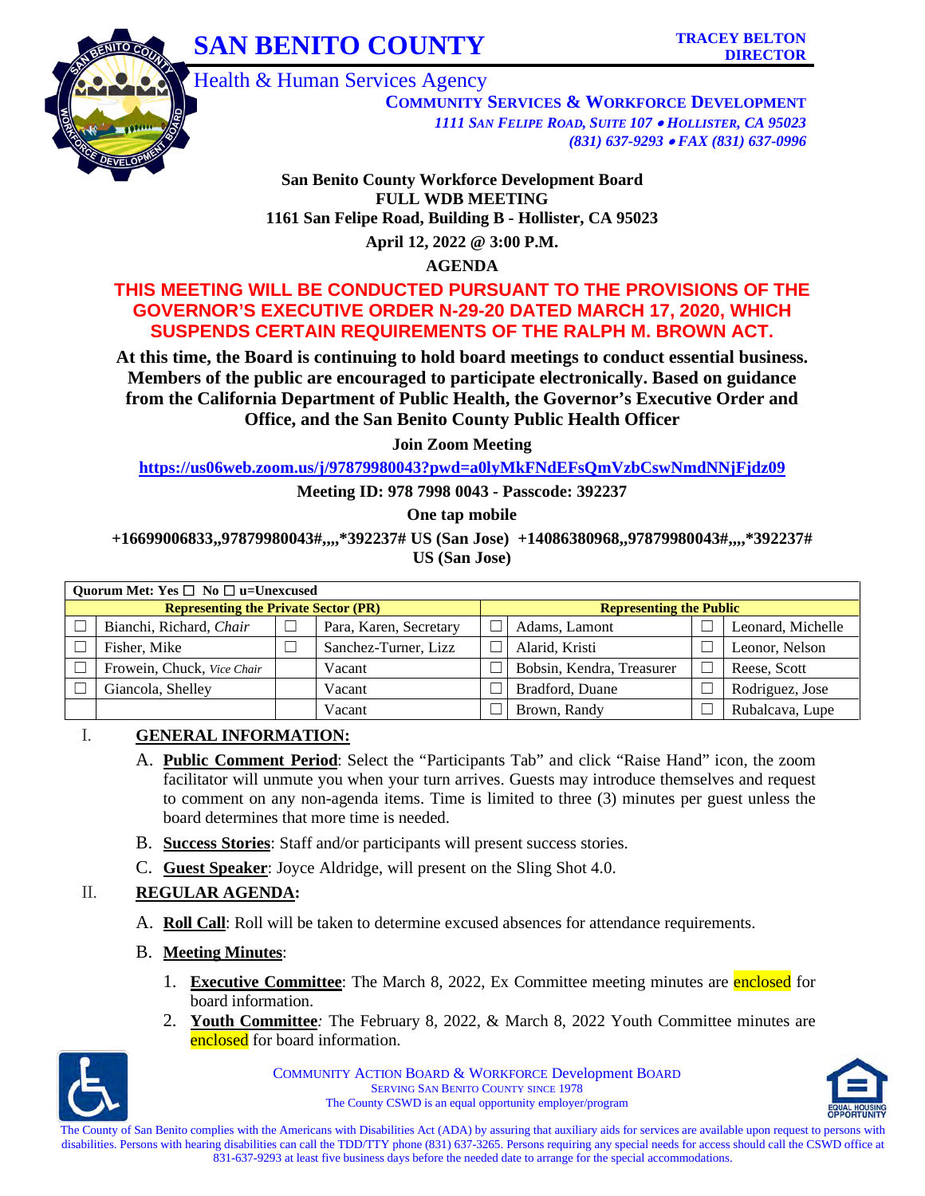# SAN BENITO COUNTY

**TRACEY BELTON**
**DIRECTOR**

Health & Human Services Agency

**COMMUNITY SERVICES & WORKFORCE DEVELOPMENT**
*1111 SAN FELIPE ROAD, SUITE 107 • HOLLISTER, CA 95023*
*(831) 637-9293 • FAX (831) 637-0996*

**San Benito County Workforce Development Board**
**FULL WDB MEETING**
**1161 San Felipe Road, Building B - Hollister, CA 95023**
**April 12, 2022 @ 3:00 P.M.**
**AGENDA**

**THIS MEETING WILL BE CONDUCTED PURSUANT TO THE PROVISIONS OF THE GOVERNOR'S EXECUTIVE ORDER N-29-20 DATED MARCH 17, 2020, WHICH SUSPENDS CERTAIN REQUIREMENTS OF THE RALPH M. BROWN ACT.**

**At this time, the Board is continuing to hold board meetings to conduct essential business. Members of the public are encouraged to participate electronically. Based on guidance from the California Department of Public Health, the Governor's Executive Order and Office, and the San Benito County Public Health Officer**

**Join Zoom Meeting**

**https://us06web.zoom.us/j/97879980043?pwd=a0lyMkFNdEFsQmVzbCswNmdNNjFjdz09**

**Meeting ID: 978 7998 0043 - Passcode: 392237**

**One tap mobile**

**+16699006833,,97879980043#,,,,*392237# US (San Jose) +14086380968,,97879980043#,,,,*392237# US (San Jose)**

| **Quorum Met: Yes ☐ No ☐ u=Unexcused** | | | | | | | |
|---|---|---|---|---|---|---|---|
| **Representing the Private Sector (PR)** | | | | **Representing the Public** | | | |
| ☐ | Bianchi, Richard, *Chair* | ☐ | Para, Karen, Secretary | ☐ | Adams, Lamont | ☐ | Leonard, Michelle |
| ☐ | Fisher, Mike | ☐ | Sanchez-Turner, Lizz | ☐ | Alarid, Kristi | ☐ | Leonor, Nelson |
| ☐ | Frowein, Chuck, *Vice Chair* | | Vacant | ☐ | Bobsin, Kendra, Treasurer | ☐ | Reese, Scott |
| ☐ | Giancola, Shelley | | Vacant | ☐ | Bradford, Duane | ☐ | Rodriguez, Jose |
| | | | Vacant | ☐ | Brown, Randy | ☐ | Rubalcava, Lupe |

## I. GENERAL INFORMATION:

A. **Public Comment Period**: Select the "Participants Tab" and click "Raise Hand" icon, the zoom facilitator will unmute you when your turn arrives. Guests may introduce themselves and request to comment on any non-agenda items. Time is limited to three (3) minutes per guest unless the board determines that more time is needed.

B. **Success Stories**: Staff and/or participants will present success stories.

C. **Guest Speaker**: Joyce Aldridge, will present on the Sling Shot 4.0.

## II. REGULAR AGENDA:

A. **Roll Call**: Roll will be taken to determine excused absences for attendance requirements.

B. **Meeting Minutes**:

1. **Executive Committee**: The March 8, 2022, Ex Committee meeting minutes are enclosed for board information.
2. **Youth Committee***:* The February 8, 2022, & March 8, 2022 Youth Committee minutes are enclosed for board information.

COMMUNITY ACTION BOARD & WORKFORCE Development BOARD
SERVING SAN BENITO COUNTY SINCE 1978
The County CSWD is an equal opportunity employer/program

The County of San Benito complies with the Americans with Disabilities Act (ADA) by assuring that auxiliary aids for services are available upon request to persons with disabilities. Persons with hearing disabilities can call the TDD/TTY phone (831) 637-3265. Persons requiring any special needs for access should call the CSWD office at 831-637-9293 at least five business days before the needed date to arrange for the special accommodations.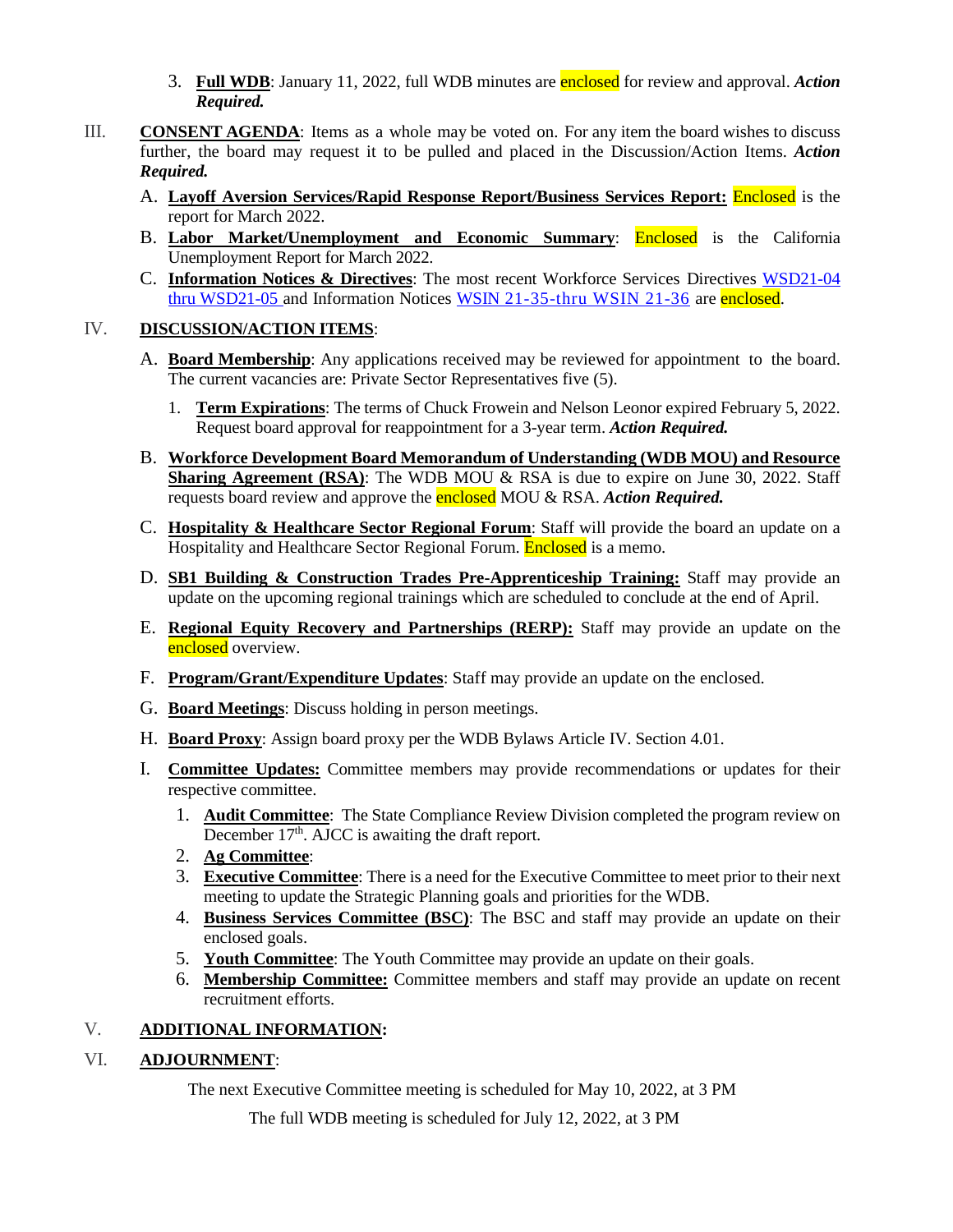3. **Full WDB**: January 11, 2022, full WDB minutes are enclosed for review and approval. ***Action Required.***

III. **CONSENT AGENDA**: Items as a whole may be voted on. For any item the board wishes to discuss further, the board may request it to be pulled and placed in the Discussion/Action Items. ***Action Required.***

A. **Layoff Aversion Services/Rapid Response Report/Business Services Report:** Enclosed is the report for March 2022.

B. **Labor Market/Unemployment and Economic Summary**: Enclosed is the California Unemployment Report for March 2022.

C. **Information Notices & Directives**: The most recent Workforce Services Directives WSD21-04 thru WSD21-05 and Information Notices WSIN 21-35-thru WSIN 21-36 are enclosed.

IV. **DISCUSSION/ACTION ITEMS**:

A. **Board Membership**: Any applications received may be reviewed for appointment to the board. The current vacancies are: Private Sector Representatives five (5).

1. **Term Expirations**: The terms of Chuck Frowein and Nelson Leonor expired February 5, 2022. Request board approval for reappointment for a 3-year term. ***Action Required.***

B. **Workforce Development Board Memorandum of Understanding (WDB MOU) and Resource Sharing Agreement (RSA)**: The WDB MOU & RSA is due to expire on June 30, 2022. Staff requests board review and approve the enclosed MOU & RSA. ***Action Required.***

C. **Hospitality & Healthcare Sector Regional Forum**: Staff will provide the board an update on a Hospitality and Healthcare Sector Regional Forum. Enclosed is a memo.

D. **SB1 Building & Construction Trades Pre-Apprenticeship Training:** Staff may provide an update on the upcoming regional trainings which are scheduled to conclude at the end of April.

E. **Regional Equity Recovery and Partnerships (RERP):** Staff may provide an update on the enclosed overview.

F. **Program/Grant/Expenditure Updates**: Staff may provide an update on the enclosed.

G. **Board Meetings**: Discuss holding in person meetings.

H. **Board Proxy**: Assign board proxy per the WDB Bylaws Article IV. Section 4.01.

I. **Committee Updates:** Committee members may provide recommendations or updates for their respective committee.

1. **Audit Committee**: The State Compliance Review Division completed the program review on December 17th. AJCC is awaiting the draft report.
2. **Ag Committee**:
3. **Executive Committee**: There is a need for the Executive Committee to meet prior to their next meeting to update the Strategic Planning goals and priorities for the WDB.
4. **Business Services Committee (BSC)**: The BSC and staff may provide an update on their enclosed goals.
5. **Youth Committee**: The Youth Committee may provide an update on their goals.
6. **Membership Committee:** Committee members and staff may provide an update on recent recruitment efforts.

V. **ADDITIONAL INFORMATION:**

VI. **ADJOURNMENT**:

The next Executive Committee meeting is scheduled for May 10, 2022, at 3 PM

The full WDB meeting is scheduled for July 12, 2022, at 3 PM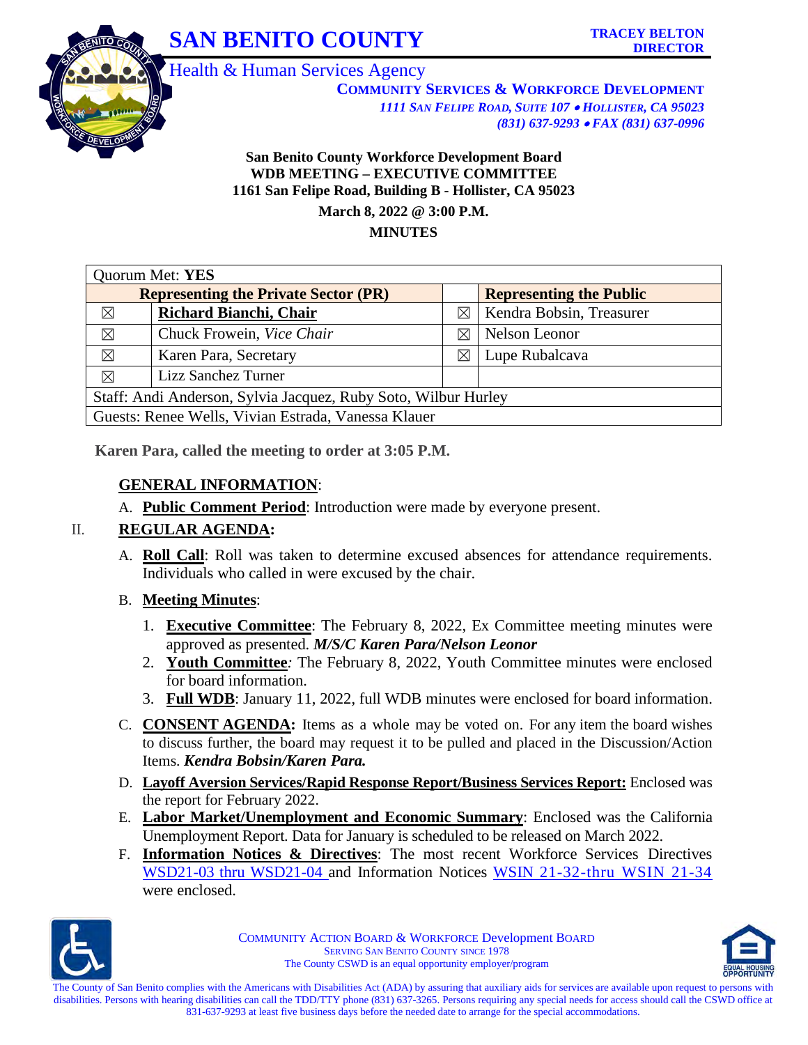# SAN BENITO COUNTY

**TRACEY BELTON**
**DIRECTOR**

Health & Human Services Agency

**COMMUNITY SERVICES & WORKFORCE DEVELOPMENT**
*1111 SAN FELIPE ROAD, SUITE 107 • HOLLISTER, CA 95023*
*(831) 637-9293 • FAX (831) 637-0996*

**San Benito County Workforce Development Board**
**WDB MEETING – EXECUTIVE COMMITTEE**
**1161 San Felipe Road, Building B - Hollister, CA 95023**
**March 8, 2022 @ 3:00 P.M.**
**MINUTES**

| Quorum Met: **YES** | | | |
|---|---|---|---|
| **Representing the Private Sector (PR)** | | | **Representing the Public** |
| ☒ | **Richard Bianchi, Chair** | ☒ | Kendra Bobsin, Treasurer |
| ☒ | Chuck Frowein, *Vice Chair* | ☒ | Nelson Leonor |
| ☒ | Karen Para, Secretary | ☒ | Lupe Rubalcava |
| ☒ | Lizz Sanchez Turner | | |
| Staff: Andi Anderson, Sylvia Jacquez, Ruby Soto, Wilbur Hurley | | | |
| Guests: Renee Wells, Vivian Estrada, Vanessa Klauer | | | |

**Karen Para, called the meeting to order at 3:05 P.M.**

**GENERAL INFORMATION**:

A. **Public Comment Period**: Introduction were made by everyone present.

II. **REGULAR AGENDA:**

A. **Roll Call**: Roll was taken to determine excused absences for attendance requirements. Individuals who called in were excused by the chair.

B. **Meeting Minutes**:

1. **Executive Committee**: The February 8, 2022, Ex Committee meeting minutes were approved as presented. ***M/S/C Karen Para/Nelson Leonor***
2. **Youth Committee**: The February 8, 2022, Youth Committee minutes were enclosed for board information.
3. **Full WDB**: January 11, 2022, full WDB minutes were enclosed for board information.

C. **CONSENT AGENDA:** Items as a whole may be voted on. For any item the board wishes to discuss further, the board may request it to be pulled and placed in the Discussion/Action Items. ***Kendra Bobsin/Karen Para.***

D. **Layoff Aversion Services/Rapid Response Report/Business Services Report:** Enclosed was the report for February 2022.

E. **Labor Market/Unemployment and Economic Summary**: Enclosed was the California Unemployment Report. Data for January is scheduled to be released on March 2022.

F. **Information Notices & Directives**: The most recent Workforce Services Directives WSD21-03 thru WSD21-04 and Information Notices WSIN 21-32-thru WSIN 21-34 were enclosed.

COMMUNITY ACTION BOARD & WORKFORCE Development BOARD
SERVING SAN BENITO COUNTY SINCE 1978
The County CSWD is an equal opportunity employer/program

The County of San Benito complies with the Americans with Disabilities Act (ADA) by assuring that auxiliary aids for services are available upon request to persons with disabilities. Persons with hearing disabilities can call the TDD/TTY phone (831) 637-3265. Persons requiring any special needs for access should call the CSWD office at 831-637-9293 at least five business days before the needed date to arrange for the special accommodations.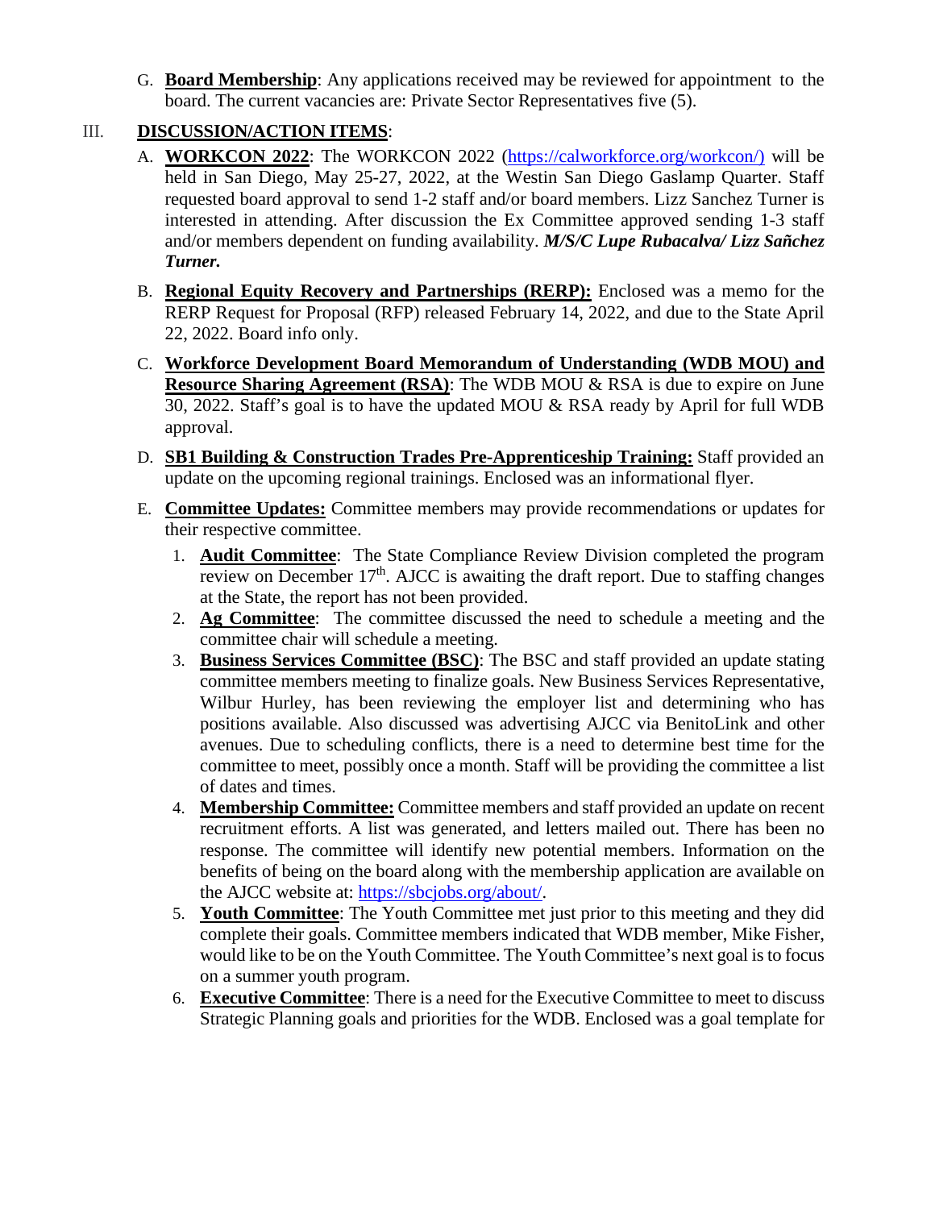G. **<u>Board Membership</u>**: Any applications received may be reviewed for appointment to the board. The current vacancies are: Private Sector Representatives five (5).

III. **<u>DISCUSSION/ACTION ITEMS</u>**:

A. **<u>WORKCON 2022</u>**: The WORKCON 2022 (https://calworkforce.org/workcon/) will be held in San Diego, May 25-27, 2022, at the Westin San Diego Gaslamp Quarter. Staff requested board approval to send 1-2 staff and/or board members. Lizz Sanchez Turner is interested in attending. After discussion the Ex Committee approved sending 1-3 staff and/or members dependent on funding availability. ***M/S/C Lupe Rubacalva/ Lizz Sañchez Turner.***

B. **<u>Regional Equity Recovery and Partnerships (RERP):</u>** Enclosed was a memo for the RERP Request for Proposal (RFP) released February 14, 2022, and due to the State April 22, 2022. Board info only.

C. **<u>Workforce Development Board Memorandum of Understanding (WDB MOU) and Resource Sharing Agreement (RSA)</u>**: The WDB MOU & RSA is due to expire on June 30, 2022. Staff's goal is to have the updated MOU & RSA ready by April for full WDB approval.

D. **<u>SB1 Building & Construction Trades Pre-Apprenticeship Training:</u>** Staff provided an update on the upcoming regional trainings. Enclosed was an informational flyer.

E. **<u>Committee Updates:</u>** Committee members may provide recommendations or updates for their respective committee.

1. **<u>Audit Committee</u>**: The State Compliance Review Division completed the program review on December 17th. AJCC is awaiting the draft report. Due to staffing changes at the State, the report has not been provided.
2. **<u>Ag Committee</u>**: The committee discussed the need to schedule a meeting and the committee chair will schedule a meeting.
3. **<u>Business Services Committee (BSC)</u>**: The BSC and staff provided an update stating committee members meeting to finalize goals. New Business Services Representative, Wilbur Hurley, has been reviewing the employer list and determining who has positions available. Also discussed was advertising AJCC via BenitoLink and other avenues. Due to scheduling conflicts, there is a need to determine best time for the committee to meet, possibly once a month. Staff will be providing the committee a list of dates and times.
4. **<u>Membership Committee:</u>** Committee members and staff provided an update on recent recruitment efforts. A list was generated, and letters mailed out. There has been no response. The committee will identify new potential members. Information on the benefits of being on the board along with the membership application are available on the AJCC website at: https://sbcjobs.org/about/.
5. **<u>Youth Committee</u>**: The Youth Committee met just prior to this meeting and they did complete their goals. Committee members indicated that WDB member, Mike Fisher, would like to be on the Youth Committee. The Youth Committee's next goal is to focus on a summer youth program.
6. **<u>Executive Committee</u>**: There is a need for the Executive Committee to meet to discuss Strategic Planning goals and priorities for the WDB. Enclosed was a goal template for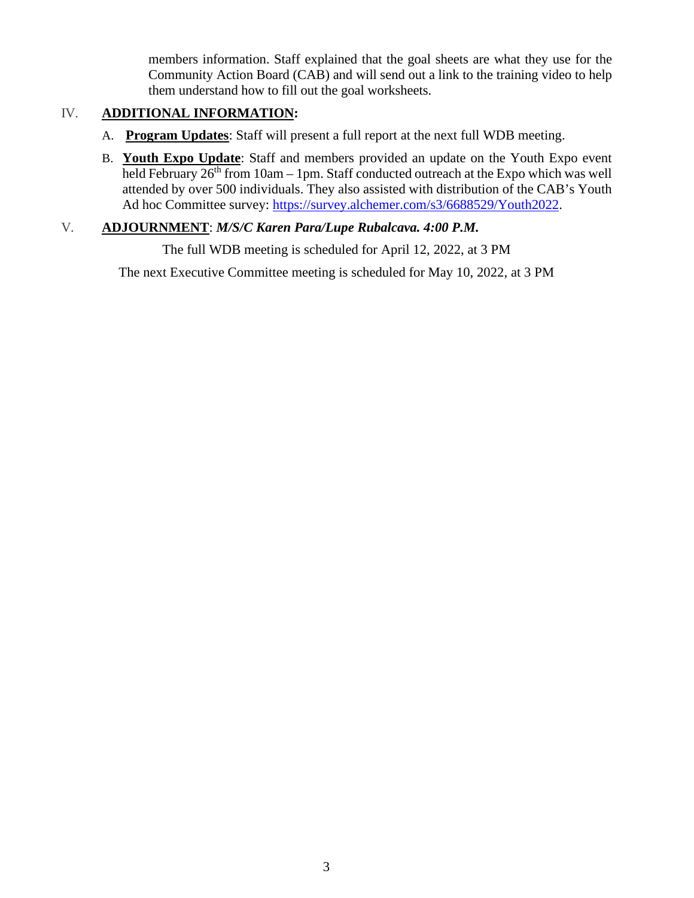members information. Staff explained that the goal sheets are what they use for the Community Action Board (CAB) and will send out a link to the training video to help them understand how to fill out the goal worksheets.

IV. **ADDITIONAL INFORMATION:**

A. **Program Updates**: Staff will present a full report at the next full WDB meeting.

B. **Youth Expo Update**: Staff and members provided an update on the Youth Expo event held February 26th from 10am – 1pm. Staff conducted outreach at the Expo which was well attended by over 500 individuals. They also assisted with distribution of the CAB's Youth Ad hoc Committee survey: https://survey.alchemer.com/s3/6688529/Youth2022.

V. **ADJOURNMENT**: ***M/S/C Karen Para/Lupe Rubalcava. 4:00 P.M.***

The full WDB meeting is scheduled for April 12, 2022, at 3 PM

The next Executive Committee meeting is scheduled for May 10, 2022, at 3 PM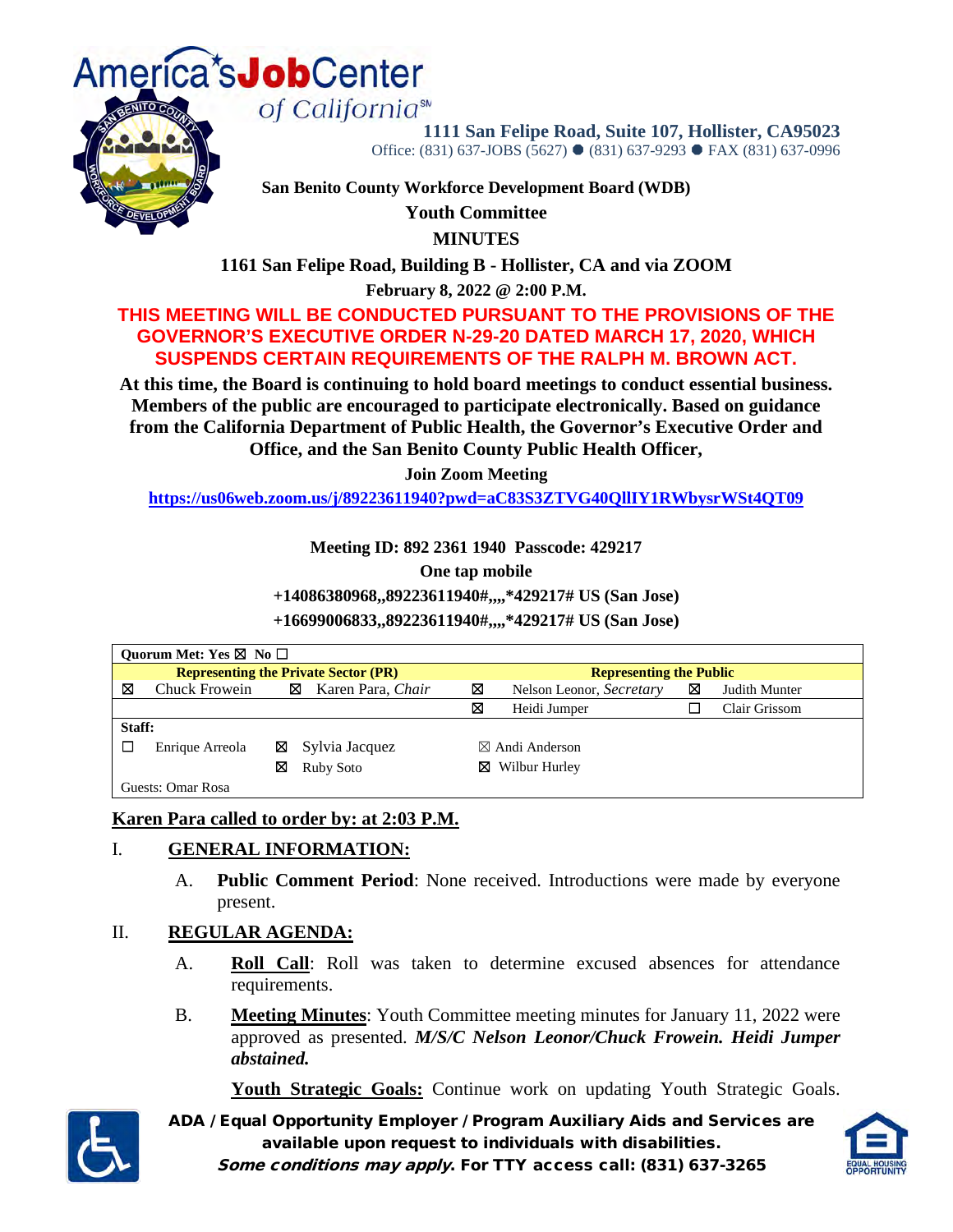America's **Job** Center of California℠

**1111 San Felipe Road, Suite 107, Hollister, CA95023**
Office: (831) 637-JOBS (5627) ● (831) 637-9293 ● FAX (831) 637-0996

**San Benito County Workforce Development Board (WDB)**

**Youth Committee**

**MINUTES**

**1161 San Felipe Road, Building B - Hollister, CA and via ZOOM**

**February 8, 2022 @ 2:00 P.M.**

**THIS MEETING WILL BE CONDUCTED PURSUANT TO THE PROVISIONS OF THE GOVERNOR'S EXECUTIVE ORDER N-29-20 DATED MARCH 17, 2020, WHICH SUSPENDS CERTAIN REQUIREMENTS OF THE RALPH M. BROWN ACT.**

**At this time, the Board is continuing to hold board meetings to conduct essential business. Members of the public are encouraged to participate electronically. Based on guidance from the California Department of Public Health, the Governor's Executive Order and Office, and the San Benito County Public Health Officer,**

**Join Zoom Meeting**

**https://us06web.zoom.us/j/89223611940?pwd=aC83S3ZTVG40QllIY1RWbysrWSt4QT09**

**Meeting ID: 892 2361 1940 Passcode: 429217**

**One tap mobile**

**+14086380968,,89223611940#,,,,*429217# US (San Jose)**

**+16699006833,,89223611940#,,,,*429217# US (San Jose)**

| **Quorum Met: Yes ☒ No ☐** | | | | | | | |
|---|---|---|---|---|---|---|---|
| **Representing the Private Sector (PR)** | | | | **Representing the Public** | | | |
| ☒ | Chuck Frowein | ☒ | Karen Para, *Chair* | ☒ | Nelson Leonor, *Secretary* | ☒ | Judith Munter |
| | | | | ☒ | Heidi Jumper | ☐ | Clair Grissom |
| **Staff:** | | | | | | | |
| ☐ | Enrique Arreola | ☒ | Sylvia Jacquez | ☒ | Andi Anderson | | |
| | | ☒ | Ruby Soto | ☒ | Wilbur Hurley | | |
| Guests: Omar Rosa | | | | | | | |

**Karen Para called to order by: at 2:03 P.M.**

## I. GENERAL INFORMATION:

A. **Public Comment Period**: None received. Introductions were made by everyone present.

## II. REGULAR AGENDA:

A. **Roll Call**: Roll was taken to determine excused absences for attendance requirements.

B. **Meeting Minutes**: Youth Committee meeting minutes for January 11, 2022 were approved as presented. ***M/S/C Nelson Leonor/Chuck Frowein. Heidi Jumper abstained.***

**Youth Strategic Goals:** Continue work on updating Youth Strategic Goals.

**ADA / Equal Opportunity Employer / Program Auxiliary Aids and Services are available upon request to individuals with disabilities.**
***Some conditions may apply.* For TTY access call: (831) 637-3265**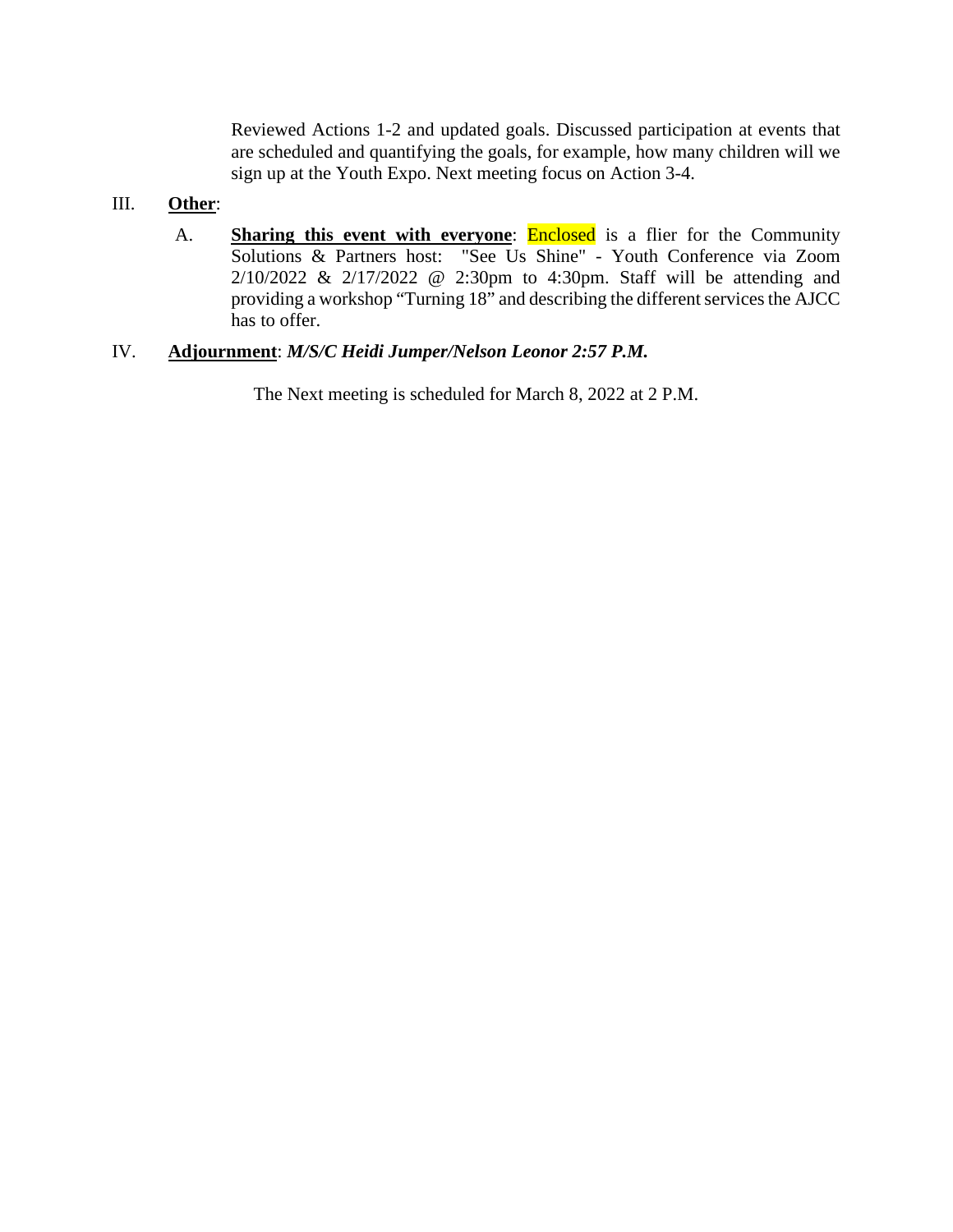Reviewed Actions 1-2 and updated goals. Discussed participation at events that are scheduled and quantifying the goals, for example, how many children will we sign up at the Youth Expo. Next meeting focus on Action 3-4.

III. **Other**:

A. **Sharing this event with everyone**: Enclosed is a flier for the Community Solutions & Partners host: "See Us Shine" - Youth Conference via Zoom 2/10/2022 & 2/17/2022 @ 2:30pm to 4:30pm. Staff will be attending and providing a workshop "Turning 18" and describing the different services the AJCC has to offer.

IV. **Adjournment**: ***M/S/C Heidi Jumper/Nelson Leonor 2:57 P.M.***

The Next meeting is scheduled for March 8, 2022 at 2 P.M.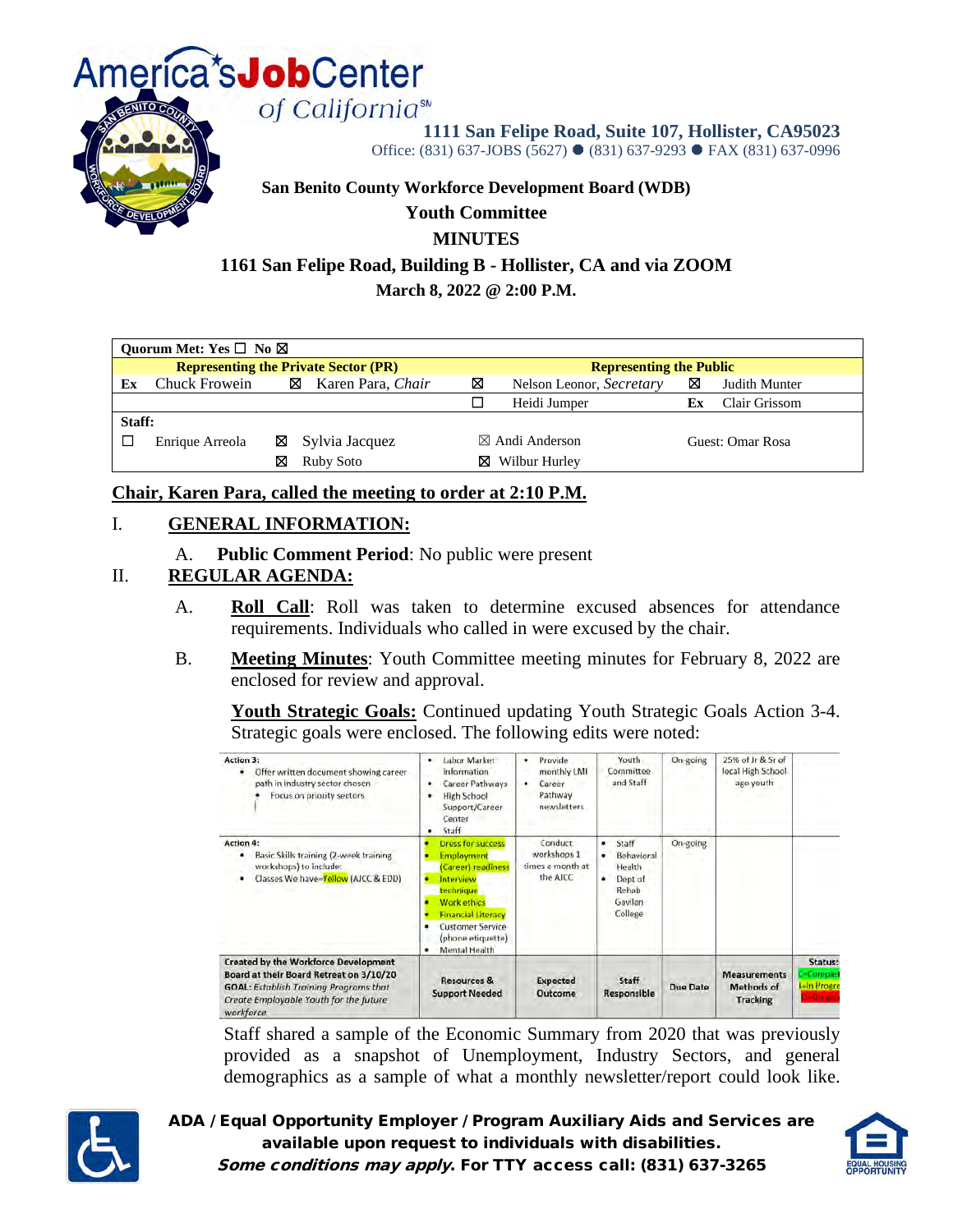America's Job Center of California

1111 San Felipe Road, Suite 107, Hollister, CA95023
Office: (831) 637-JOBS (5627) ● (831) 637-9293 ● FAX (831) 637-0996

**San Benito County Workforce Development Board (WDB)**
**Youth Committee**
**MINUTES**
**1161 San Felipe Road, Building B - Hollister, CA and via ZOOM**
**March 8, 2022 @ 2:00 P.M.**

| **Quorum Met: Yes ☐ No ☒** | | | | | | | |
|---|---|---|---|---|---|---|---|
| **Representing the Private Sector (PR)** | | | | **Representing the Public** | | | |
| Ex | Chuck Frowein | ☒ | Karen Para, *Chair* | ☒ | Nelson Leonor, *Secretary* | ☒ | Judith Munter |
| | | | | ☐ | Heidi Jumper | Ex | Clair Grissom |
| **Staff:** | | | | | | | |
| ☐ | Enrique Arreola | ☒ | Sylvia Jacquez | ☒ | Andi Anderson | | Guest: Omar Rosa |
| | | ☒ | Ruby Soto | ☒ | Wilbur Hurley | | |

**Chair, Karen Para, called the meeting to order at 2:10 P.M.**

## I. GENERAL INFORMATION:

A. **Public Comment Period**: No public were present

## II. REGULAR AGENDA:

A. **Roll Call**: Roll was taken to determine excused absences for attendance requirements. Individuals who called in were excused by the chair.

B. **Meeting Minutes**: Youth Committee meeting minutes for February 8, 2022 are enclosed for review and approval.

**Youth Strategic Goals:** Continued updating Youth Strategic Goals Action 3-4. Strategic goals were enclosed. The following edits were noted:

| | | | | | | |
|---|---|---|---|---|---|---|
| **Action 3:** • Offer written document showing career path in industry sector chosen • Focus on priority sectors | • Labor Market Information • Career Pathways • High School Support/Career Center • Staff | • Provide monthly LMI • Career Pathway newsletters | Youth Committee and Staff | On-going | 25% of Jr & Sr of local High School age youth | |
| **Action 4:** • Basic Skills training (2-week training workshops) to include: • Classes We have=Yellow (AJCC & EDD) | • Dress for success • Employment (Career) readiness • Interview technique • Work ethics • Financial Literacy • Customer Service (phone etiquette) • Mental Health | Conduct workshops 1 times a month at the AJCC | • Staff • Behavioral Health • Dept of Rehab Gavilan College | On-going | | |
| **Created by the Workforce Development Board at their Board Retreat on 3/10/20** **GOAL:** *Establish Training Programs that Create Employable Youth for the future workforce* | **Resources & Support Needed** | **Expected Outcome** | **Staff Responsible** | **Due Date** | **Measurements Methods of Tracking** | **Status:** C=Complet I=In Progre D=Delayed |

Staff shared a sample of the Economic Summary from 2020 that was previously provided as a snapshot of Unemployment, Industry Sectors, and general demographics as a sample of what a monthly newsletter/report could look like.

**ADA / Equal Opportunity Employer / Program Auxiliary Aids and Services are available upon request to individuals with disabilities.**
***Some conditions may apply*. For TTY access call: (831) 637-3265**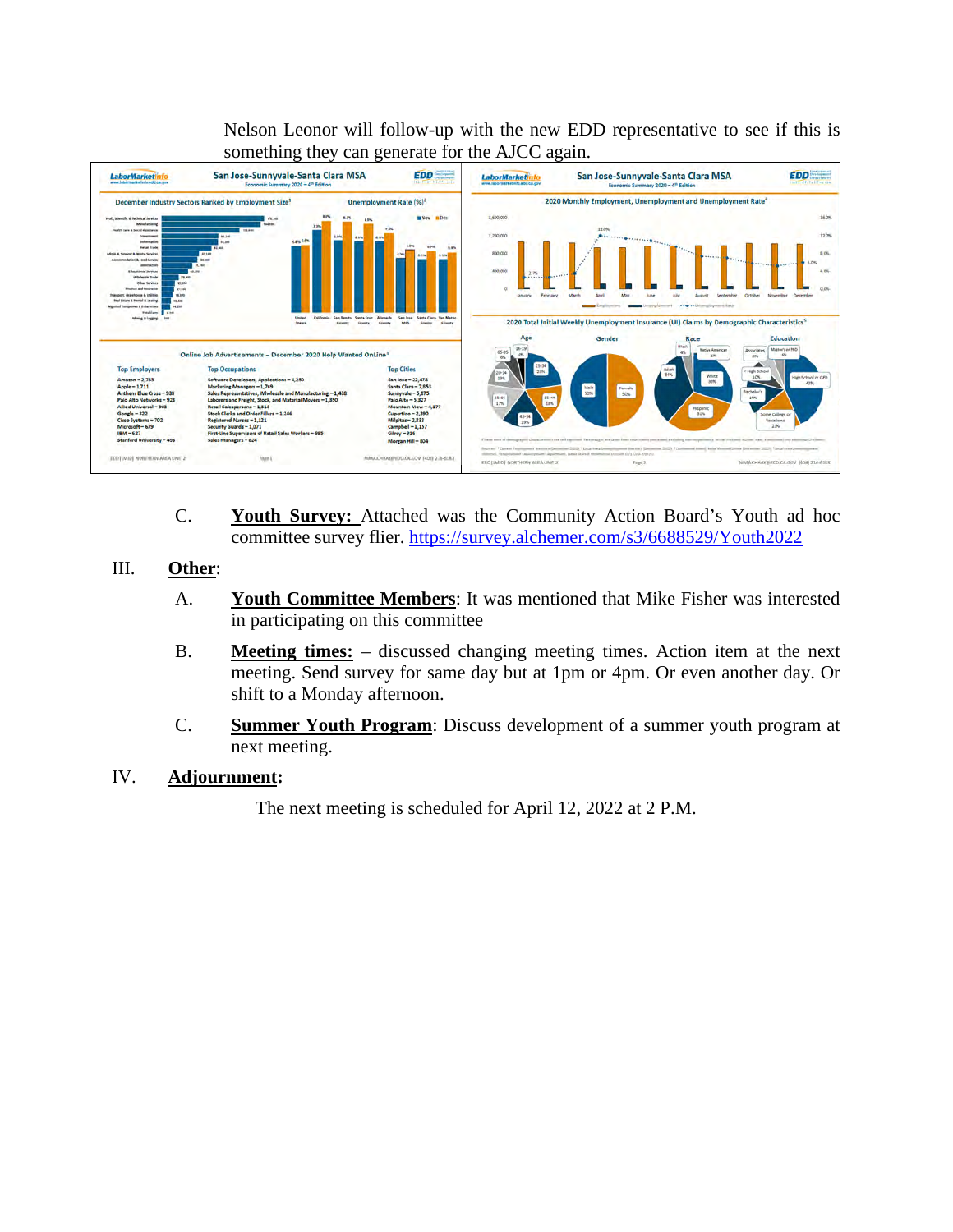Nelson Leonor will follow-up with the new EDD representative to see if this is something they can generate for the AJCC again.

C. **Youth Survey:** Attached was the Community Action Board's Youth ad hoc committee survey flier. https://survey.alchemer.com/s3/6688529/Youth2022

III. **Other**:

A. **Youth Committee Members**: It was mentioned that Mike Fisher was interested in participating on this committee

B. **Meeting times:** – discussed changing meeting times. Action item at the next meeting. Send survey for same day but at 1pm or 4pm. Or even another day. Or shift to a Monday afternoon.

C. **Summer Youth Program**: Discuss development of a summer youth program at next meeting.

IV. **Adjournment:**

The next meeting is scheduled for April 12, 2022 at 2 P.M.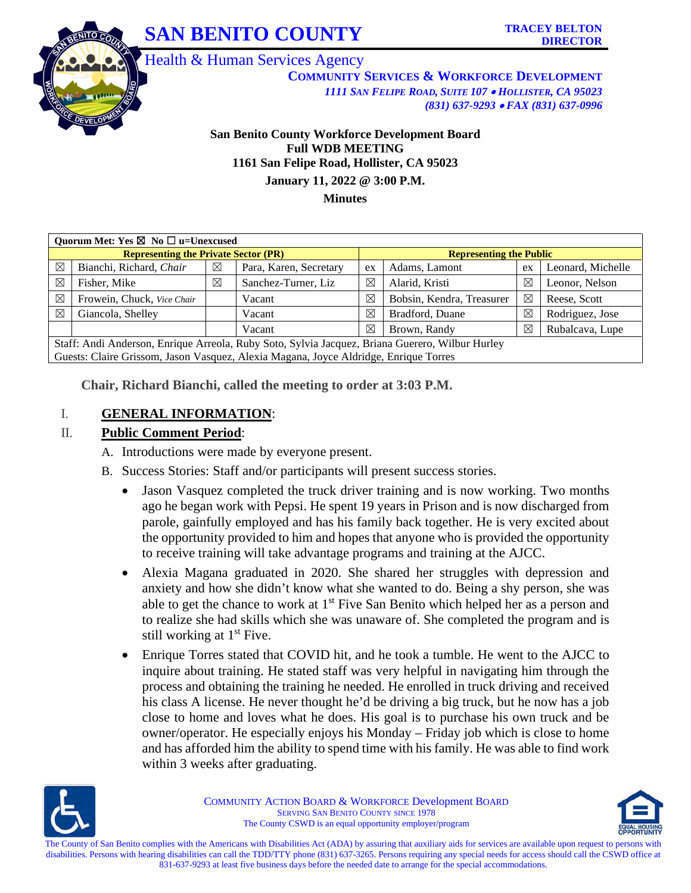# SAN BENITO COUNTY

**TRACEY BELTON**
**DIRECTOR**

Health & Human Services Agency

**COMMUNITY SERVICES & WORKFORCE DEVELOPMENT**
*1111 SAN FELIPE ROAD, SUITE 107 • HOLLISTER, CA 95023*
*(831) 637-9293 • FAX (831) 637-0996*

**San Benito County Workforce Development Board**
**Full WDB MEETING**
**1161 San Felipe Road, Hollister, CA 95023**
**January 11, 2022 @ 3:00 P.M.**
**Minutes**

| **Quorum Met: Yes ☒ No ☐ u=Unexcused** | | | | | | | |
|---|---|---|---|---|---|---|---|
| **Representing the Private Sector (PR)** | | | | **Representing the Public** | | | |
| ☒ | Bianchi, Richard, *Chair* | ☒ | Para, Karen, Secretary | ex | Adams, Lamont | ex | Leonard, Michelle |
| ☒ | Fisher, Mike | ☒ | Sanchez-Turner, Liz | ☒ | Alarid, Kristi | ☒ | Leonor, Nelson |
| ☒ | Frowein, Chuck, *Vice Chair* | | Vacant | ☒ | Bobsin, Kendra, Treasurer | ☒ | Reese, Scott |
| ☒ | Giancola, Shelley | | Vacant | ☒ | Bradford, Duane | ☒ | Rodriguez, Jose |
| | | | Vacant | ☒ | Brown, Randy | ☒ | Rubalcava, Lupe |
| Staff: Andi Anderson, Enrique Arreola, Ruby Soto, Sylvia Jacquez, Briana Guerero, Wilbur Hurley | | | | | | | |
| Guests: Claire Grissom, Jason Vasquez, Alexia Magana, Joyce Aldridge, Enrique Torres | | | | | | | |

**Chair, Richard Bianchi, called the meeting to order at 3:03 P.M.**

I. **GENERAL INFORMATION**:

II. **Public Comment Period**:

A. Introductions were made by everyone present.

B. Success Stories: Staff and/or participants will present success stories.

- Jason Vasquez completed the truck driver training and is now working. Two months ago he began work with Pepsi. He spent 19 years in Prison and is now discharged from parole, gainfully employed and has his family back together. He is very excited about the opportunity provided to him and hopes that anyone who is provided the opportunity to receive training will take advantage programs and training at the AJCC.
- Alexia Magana graduated in 2020. She shared her struggles with depression and anxiety and how she didn't know what she wanted to do. Being a shy person, she was able to get the chance to work at 1st Five San Benito which helped her as a person and to realize she had skills which she was unaware of. She completed the program and is still working at 1st Five.
- Enrique Torres stated that COVID hit, and he took a tumble. He went to the AJCC to inquire about training. He stated staff was very helpful in navigating him through the process and obtaining the training he needed. He enrolled in truck driving and received his class A license. He never thought he'd be driving a big truck, but he now has a job close to home and loves what he does. His goal is to purchase his own truck and be owner/operator. He especially enjoys his Monday – Friday job which is close to home and has afforded him the ability to spend time with his family. He was able to find work within 3 weeks after graduating.

COMMUNITY ACTION BOARD & WORKFORCE Development BOARD
SERVING SAN BENITO COUNTY SINCE 1978
The County CSWD is an equal opportunity employer/program

The County of San Benito complies with the Americans with Disabilities Act (ADA) by assuring that auxiliary aids for services are available upon request to persons with disabilities. Persons with hearing disabilities can call the TDD/TTY phone (831) 637-3265. Persons requiring any special needs for access should call the CSWD office at 831-637-9293 at least five business days before the needed date to arrange for the special accommodations.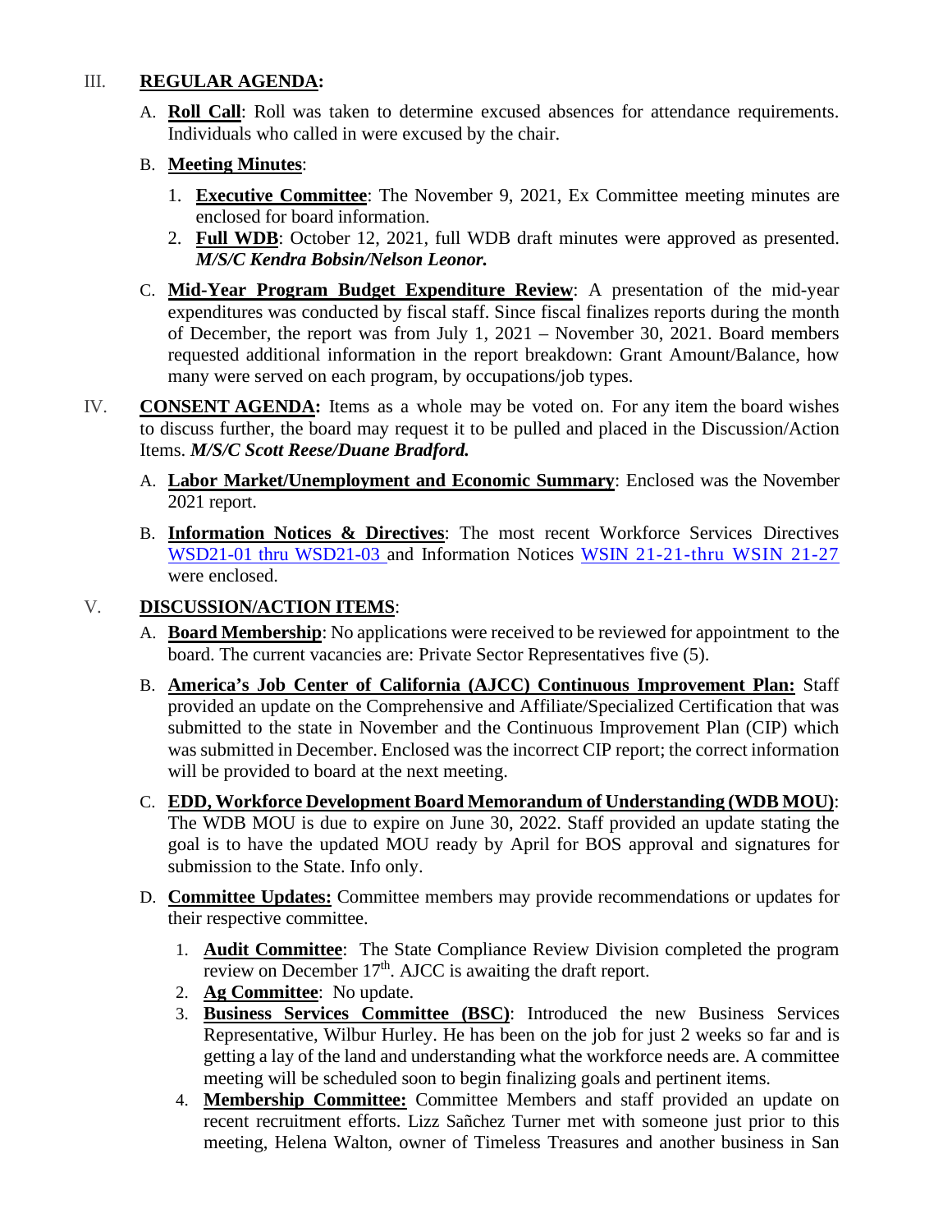III. **REGULAR AGENDA:**

A. **Roll Call**: Roll was taken to determine excused absences for attendance requirements. Individuals who called in were excused by the chair.

B. **Meeting Minutes**:

1. **Executive Committee**: The November 9, 2021, Ex Committee meeting minutes are enclosed for board information.
2. **Full WDB**: October 12, 2021, full WDB draft minutes were approved as presented. ***M/S/C Kendra Bobsin/Nelson Leonor.***

C. **Mid-Year Program Budget Expenditure Review**: A presentation of the mid-year expenditures was conducted by fiscal staff. Since fiscal finalizes reports during the month of December, the report was from July 1, 2021 – November 30, 2021. Board members requested additional information in the report breakdown: Grant Amount/Balance, how many were served on each program, by occupations/job types.

IV. **CONSENT AGENDA:** Items as a whole may be voted on. For any item the board wishes to discuss further, the board may request it to be pulled and placed in the Discussion/Action Items. ***M/S/C Scott Reese/Duane Bradford.***

A. **Labor Market/Unemployment and Economic Summary**: Enclosed was the November 2021 report.

B. **Information Notices & Directives**: The most recent Workforce Services Directives WSD21-01 thru WSD21-03 and Information Notices WSIN 21-21-thru WSIN 21-27 were enclosed.

V. **DISCUSSION/ACTION ITEMS**:

A. **Board Membership**: No applications were received to be reviewed for appointment to the board. The current vacancies are: Private Sector Representatives five (5).

B. **America's Job Center of California (AJCC) Continuous Improvement Plan:** Staff provided an update on the Comprehensive and Affiliate/Specialized Certification that was submitted to the state in November and the Continuous Improvement Plan (CIP) which was submitted in December. Enclosed was the incorrect CIP report; the correct information will be provided to board at the next meeting.

C. **EDD, Workforce Development Board Memorandum of Understanding (WDB MOU)**: The WDB MOU is due to expire on June 30, 2022. Staff provided an update stating the goal is to have the updated MOU ready by April for BOS approval and signatures for submission to the State. Info only.

D. **Committee Updates:** Committee members may provide recommendations or updates for their respective committee.

1. **Audit Committee**: The State Compliance Review Division completed the program review on December 17th. AJCC is awaiting the draft report.
2. **Ag Committee**: No update.
3. **Business Services Committee (BSC)**: Introduced the new Business Services Representative, Wilbur Hurley. He has been on the job for just 2 weeks so far and is getting a lay of the land and understanding what the workforce needs are. A committee meeting will be scheduled soon to begin finalizing goals and pertinent items.
4. **Membership Committee:** Committee Members and staff provided an update on recent recruitment efforts. Lizz Sañchez Turner met with someone just prior to this meeting, Helena Walton, owner of Timeless Treasures and another business in San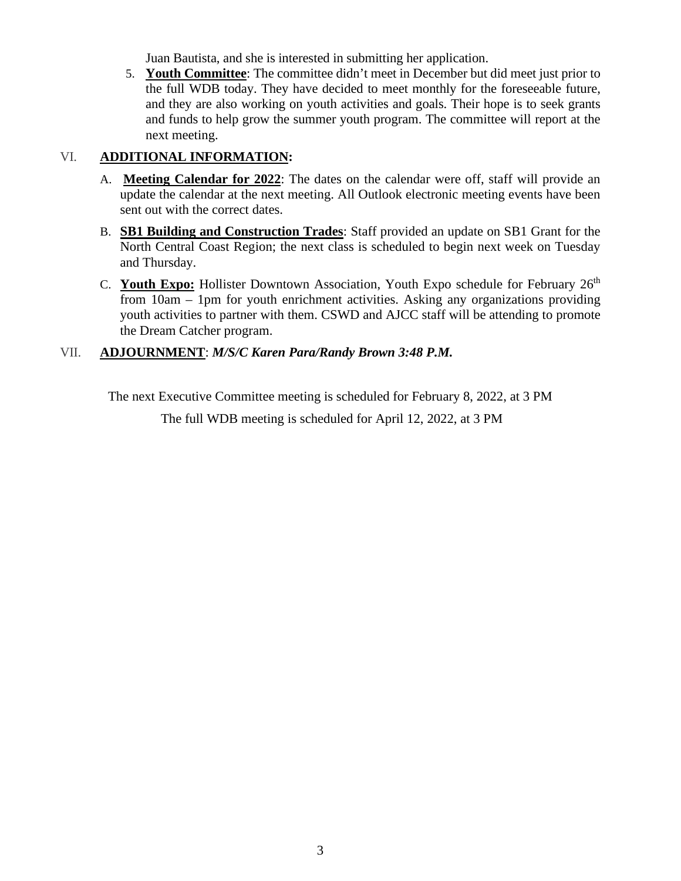Juan Bautista, and she is interested in submitting her application.

5. **Youth Committee**: The committee didn't meet in December but did meet just prior to the full WDB today. They have decided to meet monthly for the foreseeable future, and they are also working on youth activities and goals. Their hope is to seek grants and funds to help grow the summer youth program. The committee will report at the next meeting.

## VI. ADDITIONAL INFORMATION:

A. **Meeting Calendar for 2022**: The dates on the calendar were off, staff will provide an update the calendar at the next meeting. All Outlook electronic meeting events have been sent out with the correct dates.

B. **SB1 Building and Construction Trades**: Staff provided an update on SB1 Grant for the North Central Coast Region; the next class is scheduled to begin next week on Tuesday and Thursday.

C. **Youth Expo:** Hollister Downtown Association, Youth Expo schedule for February 26th from 10am – 1pm for youth enrichment activities. Asking any organizations providing youth activities to partner with them. CSWD and AJCC staff will be attending to promote the Dream Catcher program.

## VII. ADJOURNMENT: *M/S/C Karen Para/Randy Brown 3:48 P.M.*

The next Executive Committee meeting is scheduled for February 8, 2022, at 3 PM

The full WDB meeting is scheduled for April 12, 2022, at 3 PM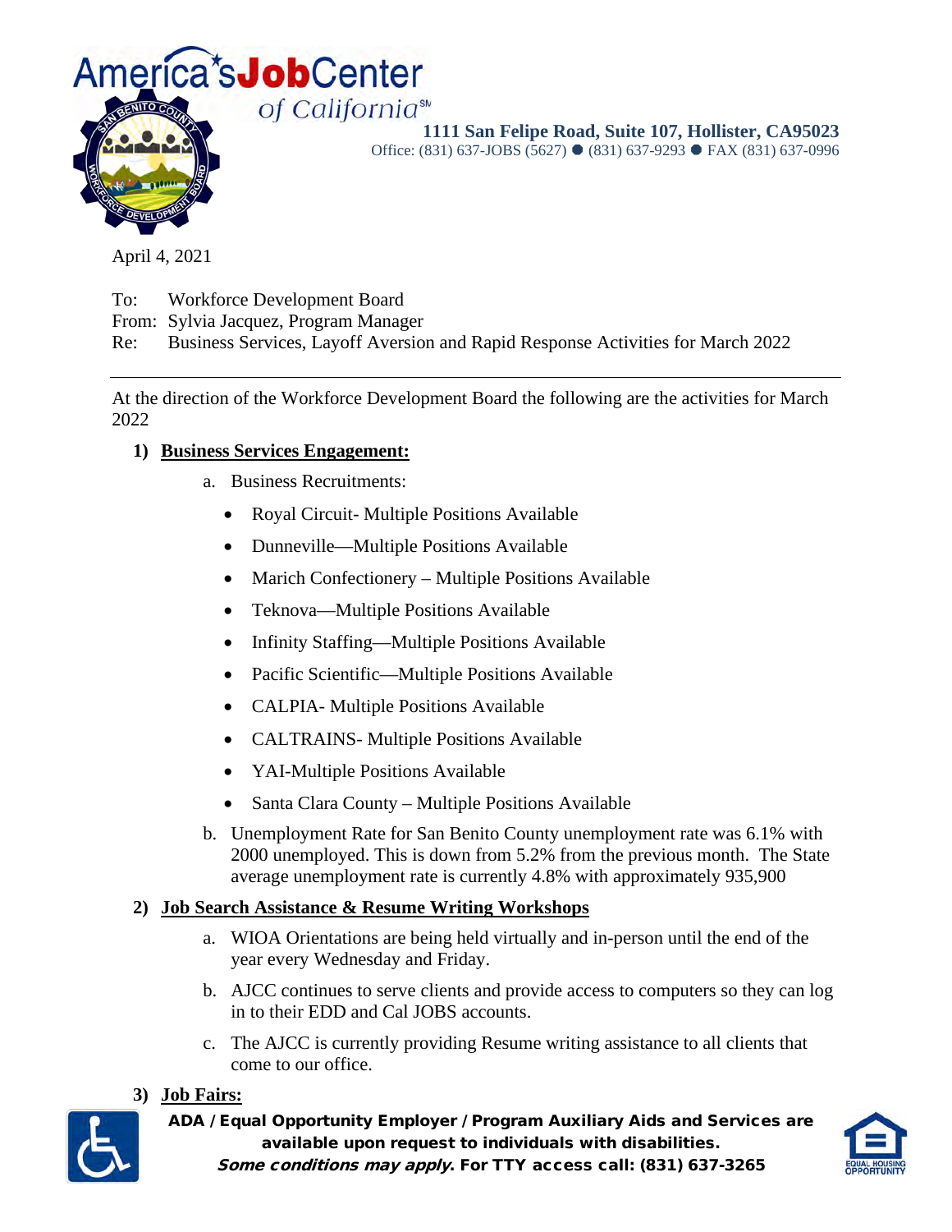America's Job Center of California

**1111 San Felipe Road, Suite 107, Hollister, CA95023**
Office: (831) 637-JOBS (5627) ● (831) 637-9293 ● FAX (831) 637-0996

April 4, 2021

To: Workforce Development Board
From: Sylvia Jacquez, Program Manager
Re: Business Services, Layoff Aversion and Rapid Response Activities for March 2022

---

At the direction of the Workforce Development Board the following are the activities for March 2022

1) **Business Services Engagement:**
   a. Business Recruitments:
      - Royal Circuit- Multiple Positions Available
      - Dunneville—Multiple Positions Available
      - Marich Confectionery – Multiple Positions Available
      - Teknova—Multiple Positions Available
      - Infinity Staffing—Multiple Positions Available
      - Pacific Scientific—Multiple Positions Available
      - CALPIA- Multiple Positions Available
      - CALTRAINS- Multiple Positions Available
      - YAI-Multiple Positions Available
      - Santa Clara County – Multiple Positions Available

   b. Unemployment Rate for San Benito County unemployment rate was 6.1% with 2000 unemployed. This is down from 5.2% from the previous month. The State average unemployment rate is currently 4.8% with approximately 935,900

2) **Job Search Assistance & Resume Writing Workshops**
   a. WIOA Orientations are being held virtually and in-person until the end of the year every Wednesday and Friday.
   b. AJCC continues to serve clients and provide access to computers so they can log in to their EDD and Cal JOBS accounts.
   c. The AJCC is currently providing Resume writing assistance to all clients that come to our office.

3) **Job Fairs:**

**ADA / Equal Opportunity Employer / Program Auxiliary Aids and Services are available upon request to individuals with disabilities.**
***Some conditions may apply*. For TTY access call: (831) 637-3265**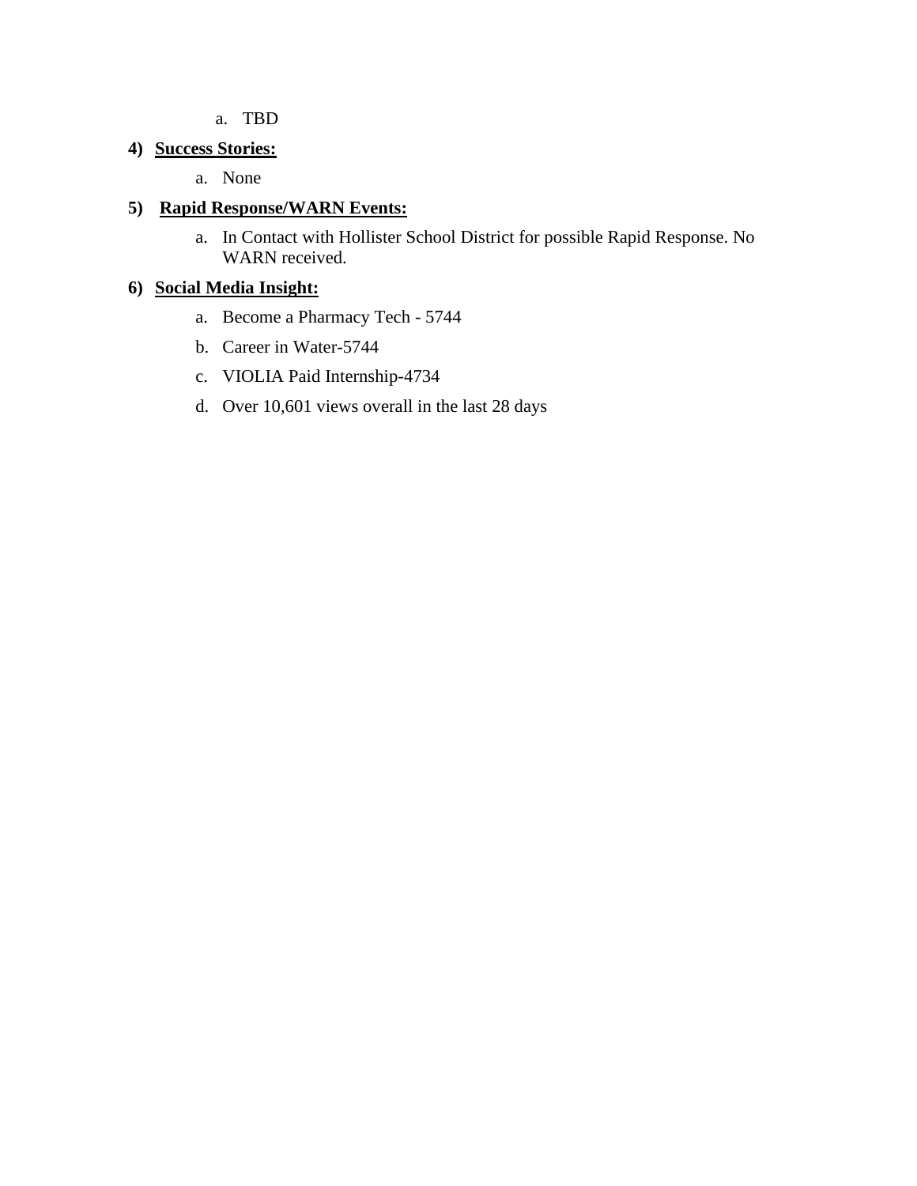a. TBD

**4) <u>Success Stories:</u>**

a. None

**5) <u>Rapid Response/WARN Events:</u>**

a. In Contact with Hollister School District for possible Rapid Response. No WARN received.

**6) <u>Social Media Insight:</u>**

a. Become a Pharmacy Tech - 5744

b. Career in Water-5744

c. VIOLIA Paid Internship-4734

d. Over 10,601 views overall in the last 28 days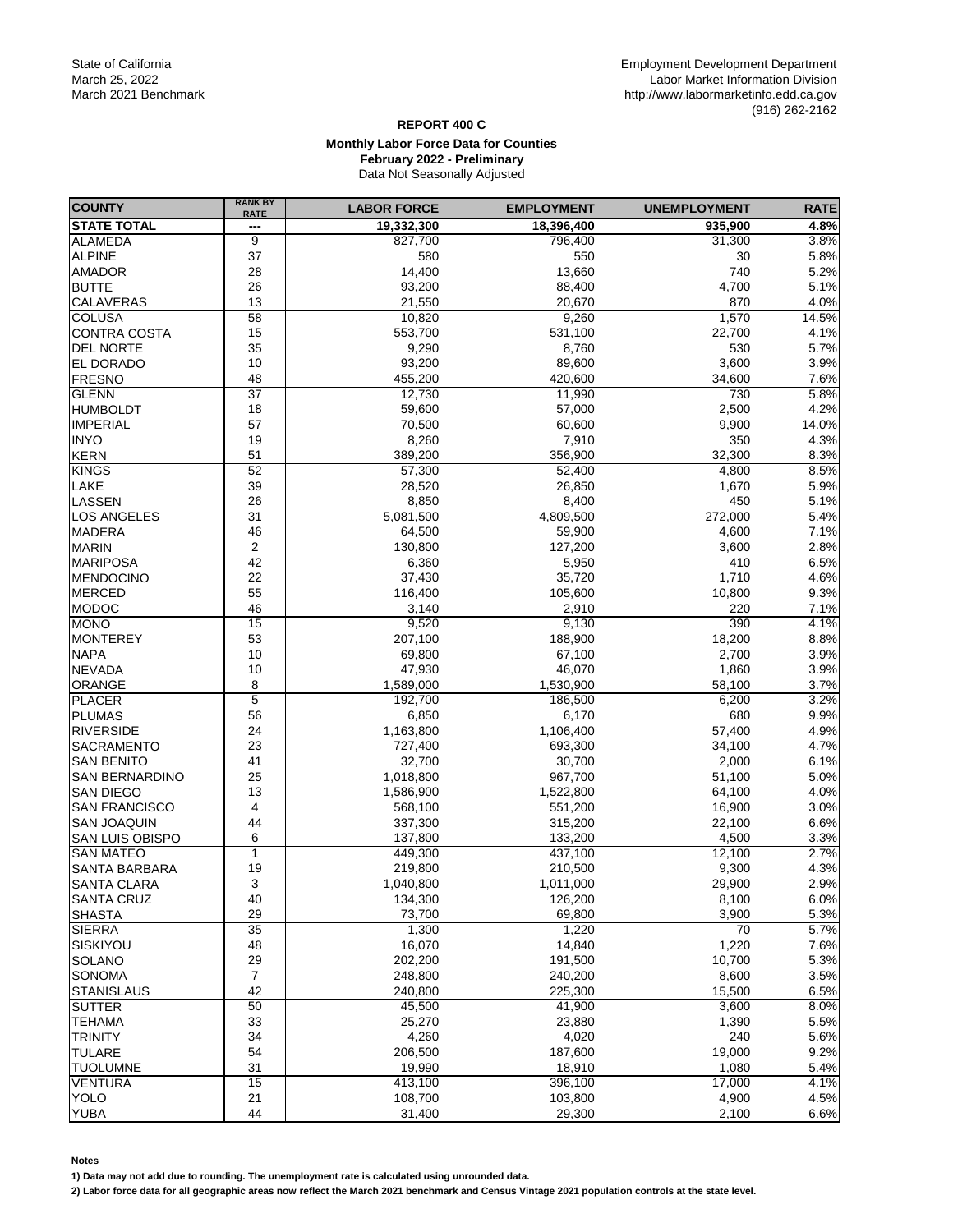State of California
March 25, 2022
March 2021 Benchmark

Employment Development Department
Labor Market Information Division
http://www.labormarketinfo.edd.ca.gov
(916) 262-2162

# REPORT 400 C

## Monthly Labor Force Data for Counties

**February 2022 - Preliminary**

Data Not Seasonally Adjusted

| COUNTY | RANK BY RATE | LABOR FORCE | EMPLOYMENT | UNEMPLOYMENT | RATE |
|---|---|---|---|---|---|
| **STATE TOTAL** | **---** | **19,332,300** | **18,396,400** | **935,900** | **4.8%** |
| ALAMEDA | 9 | 827,700 | 796,400 | 31,300 | 3.8% |
| ALPINE | 37 | 580 | 550 | 30 | 5.8% |
| AMADOR | 28 | 14,400 | 13,660 | 740 | 5.2% |
| BUTTE | 26 | 93,200 | 88,400 | 4,700 | 5.1% |
| CALAVERAS | 13 | 21,550 | 20,670 | 870 | 4.0% |
| COLUSA | 58 | 10,820 | 9,260 | 1,570 | 14.5% |
| CONTRA COSTA | 15 | 553,700 | 531,100 | 22,700 | 4.1% |
| DEL NORTE | 35 | 9,290 | 8,760 | 530 | 5.7% |
| EL DORADO | 10 | 93,200 | 89,600 | 3,600 | 3.9% |
| FRESNO | 48 | 455,200 | 420,600 | 34,600 | 7.6% |
| GLENN | 37 | 12,730 | 11,990 | 730 | 5.8% |
| HUMBOLDT | 18 | 59,600 | 57,000 | 2,500 | 4.2% |
| IMPERIAL | 57 | 70,500 | 60,600 | 9,900 | 14.0% |
| INYO | 19 | 8,260 | 7,910 | 350 | 4.3% |
| KERN | 51 | 389,200 | 356,900 | 32,300 | 8.3% |
| KINGS | 52 | 57,300 | 52,400 | 4,800 | 8.5% |
| LAKE | 39 | 28,520 | 26,850 | 1,670 | 5.9% |
| LASSEN | 26 | 8,850 | 8,400 | 450 | 5.1% |
| LOS ANGELES | 31 | 5,081,500 | 4,809,500 | 272,000 | 5.4% |
| MADERA | 46 | 64,500 | 59,900 | 4,600 | 7.1% |
| MARIN | 2 | 130,800 | 127,200 | 3,600 | 2.8% |
| MARIPOSA | 42 | 6,360 | 5,950 | 410 | 6.5% |
| MENDOCINO | 22 | 37,430 | 35,720 | 1,710 | 4.6% |
| MERCED | 55 | 116,400 | 105,600 | 10,800 | 9.3% |
| MODOC | 46 | 3,140 | 2,910 | 220 | 7.1% |
| MONO | 15 | 9,520 | 9,130 | 390 | 4.1% |
| MONTEREY | 53 | 207,100 | 188,900 | 18,200 | 8.8% |
| NAPA | 10 | 69,800 | 67,100 | 2,700 | 3.9% |
| NEVADA | 10 | 47,930 | 46,070 | 1,860 | 3.9% |
| ORANGE | 8 | 1,589,000 | 1,530,900 | 58,100 | 3.7% |
| PLACER | 5 | 192,700 | 186,500 | 6,200 | 3.2% |
| PLUMAS | 56 | 6,850 | 6,170 | 680 | 9.9% |
| RIVERSIDE | 24 | 1,163,800 | 1,106,400 | 57,400 | 4.9% |
| SACRAMENTO | 23 | 727,400 | 693,300 | 34,100 | 4.7% |
| SAN BENITO | 41 | 32,700 | 30,700 | 2,000 | 6.1% |
| SAN BERNARDINO | 25 | 1,018,800 | 967,700 | 51,100 | 5.0% |
| SAN DIEGO | 13 | 1,586,900 | 1,522,800 | 64,100 | 4.0% |
| SAN FRANCISCO | 4 | 568,100 | 551,200 | 16,900 | 3.0% |
| SAN JOAQUIN | 44 | 337,300 | 315,200 | 22,100 | 6.6% |
| SAN LUIS OBISPO | 6 | 137,800 | 133,200 | 4,500 | 3.3% |
| SAN MATEO | 1 | 449,300 | 437,100 | 12,100 | 2.7% |
| SANTA BARBARA | 19 | 219,800 | 210,500 | 9,300 | 4.3% |
| SANTA CLARA | 3 | 1,040,800 | 1,011,000 | 29,900 | 2.9% |
| SANTA CRUZ | 40 | 134,300 | 126,200 | 8,100 | 6.0% |
| SHASTA | 29 | 73,700 | 69,800 | 3,900 | 5.3% |
| SIERRA | 35 | 1,300 | 1,220 | 70 | 5.7% |
| SISKIYOU | 48 | 16,070 | 14,840 | 1,220 | 7.6% |
| SOLANO | 29 | 202,200 | 191,500 | 10,700 | 5.3% |
| SONOMA | 7 | 248,800 | 240,200 | 8,600 | 3.5% |
| STANISLAUS | 42 | 240,800 | 225,300 | 15,500 | 6.5% |
| SUTTER | 50 | 45,500 | 41,900 | 3,600 | 8.0% |
| TEHAMA | 33 | 25,270 | 23,880 | 1,390 | 5.5% |
| TRINITY | 34 | 4,260 | 4,020 | 240 | 5.6% |
| TULARE | 54 | 206,500 | 187,600 | 19,000 | 9.2% |
| TUOLUMNE | 31 | 19,990 | 18,910 | 1,080 | 5.4% |
| VENTURA | 15 | 413,100 | 396,100 | 17,000 | 4.1% |
| YOLO | 21 | 108,700 | 103,800 | 4,900 | 4.5% |
| YUBA | 44 | 31,400 | 29,300 | 2,100 | 6.6% |

**Notes**

**1) Data may not add due to rounding. The unemployment rate is calculated using unrounded data.**

**2) Labor force data for all geographic areas now reflect the March 2021 benchmark and Census Vintage 2021 population controls at the state level.**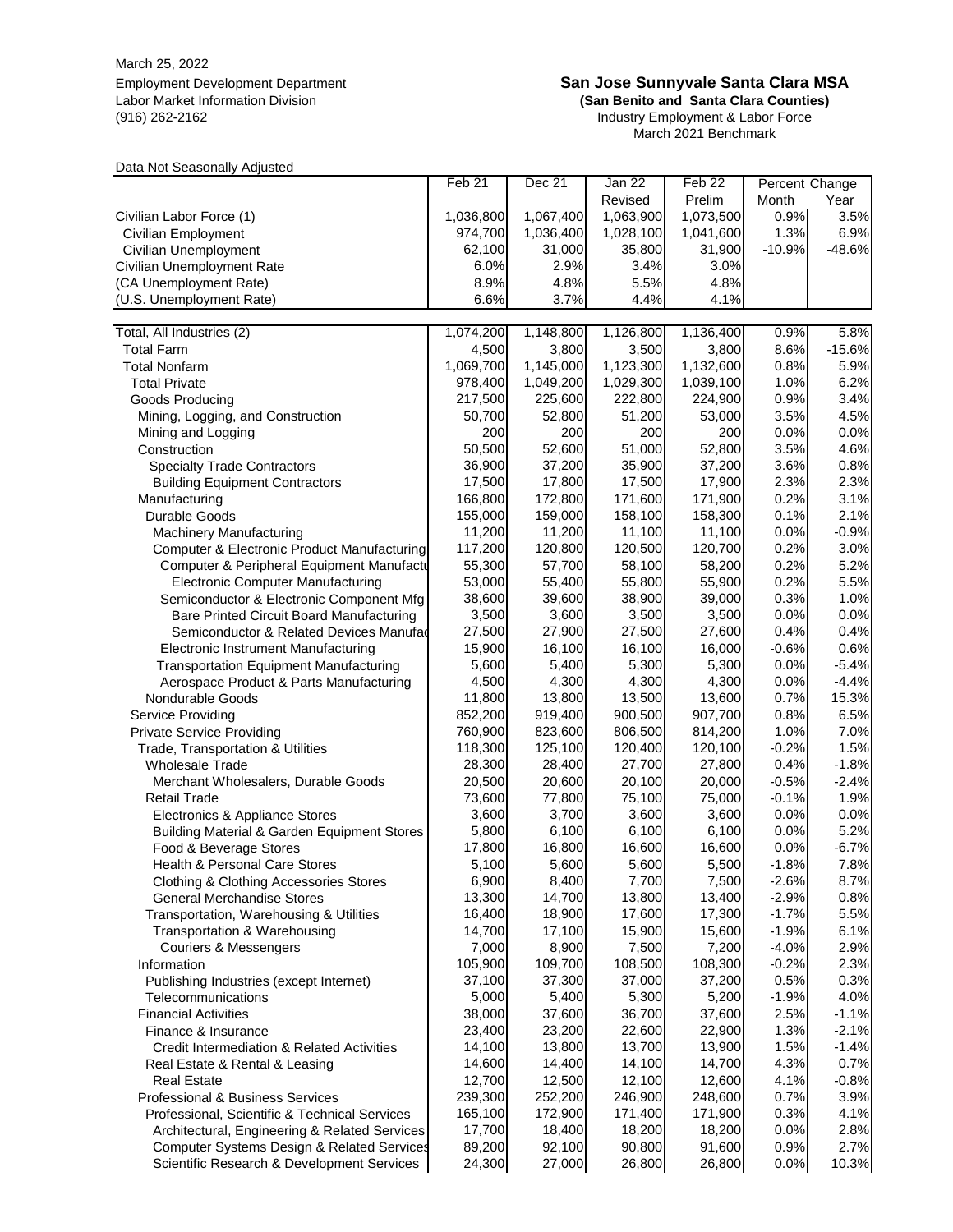March 25, 2022
Employment Development Department
Labor Market Information Division
(916) 262-2162

## San Jose Sunnyvale Santa Clara MSA
**(San Benito and Santa Clara Counties)**
Industry Employment & Labor Force
March 2021 Benchmark

Data Not Seasonally Adjusted

| | Feb 21 | Dec 21 | Jan 22 | Feb 22 | Percent Change | |
|---|---|---|---|---|---|---|
| | | | Revised | Prelim | Month | Year |
| Civilian Labor Force (1) | 1,036,800 | 1,067,400 | 1,063,900 | 1,073,500 | 0.9% | 3.5% |
| Civilian Employment | 974,700 | 1,036,400 | 1,028,100 | 1,041,600 | 1.3% | 6.9% |
| Civilian Unemployment | 62,100 | 31,000 | 35,800 | 31,900 | -10.9% | -48.6% |
| Civilian Unemployment Rate | 6.0% | 2.9% | 3.4% | 3.0% | | |
| (CA Unemployment Rate) | 8.9% | 4.8% | 5.5% | 4.8% | | |
| (U.S. Unemployment Rate) | 6.6% | 3.7% | 4.4% | 4.1% | | |
| | | | | | | |
| Total, All Industries (2) | 1,074,200 | 1,148,800 | 1,126,800 | 1,136,400 | 0.9% | 5.8% |
| Total Farm | 4,500 | 3,800 | 3,500 | 3,800 | 8.6% | -15.6% |
| Total Nonfarm | 1,069,700 | 1,145,000 | 1,123,300 | 1,132,600 | 0.8% | 5.9% |
| Total Private | 978,400 | 1,049,200 | 1,029,300 | 1,039,100 | 1.0% | 6.2% |
| Goods Producing | 217,500 | 225,600 | 222,800 | 224,900 | 0.9% | 3.4% |
| Mining, Logging, and Construction | 50,700 | 52,800 | 51,200 | 53,000 | 3.5% | 4.5% |
| Mining and Logging | 200 | 200 | 200 | 200 | 0.0% | 0.0% |
| Construction | 50,500 | 52,600 | 51,000 | 52,800 | 3.5% | 4.6% |
| Specialty Trade Contractors | 36,900 | 37,200 | 35,900 | 37,200 | 3.6% | 0.8% |
| Building Equipment Contractors | 17,500 | 17,800 | 17,500 | 17,900 | 2.3% | 2.3% |
| Manufacturing | 166,800 | 172,800 | 171,600 | 171,900 | 0.2% | 3.1% |
| Durable Goods | 155,000 | 159,000 | 158,100 | 158,300 | 0.1% | 2.1% |
| Machinery Manufacturing | 11,200 | 11,200 | 11,100 | 11,100 | 0.0% | -0.9% |
| Computer & Electronic Product Manufacturing | 117,200 | 120,800 | 120,500 | 120,700 | 0.2% | 3.0% |
| Computer & Peripheral Equipment Manufactu | 55,300 | 57,700 | 58,100 | 58,200 | 0.2% | 5.2% |
| Electronic Computer Manufacturing | 53,000 | 55,400 | 55,800 | 55,900 | 0.2% | 5.5% |
| Semiconductor & Electronic Component Mfg | 38,600 | 39,600 | 38,900 | 39,000 | 0.3% | 1.0% |
| Bare Printed Circuit Board Manufacturing | 3,500 | 3,600 | 3,500 | 3,500 | 0.0% | 0.0% |
| Semiconductor & Related Devices Manufac | 27,500 | 27,900 | 27,500 | 27,600 | 0.4% | 0.4% |
| Electronic Instrument Manufacturing | 15,900 | 16,100 | 16,100 | 16,000 | -0.6% | 0.6% |
| Transportation Equipment Manufacturing | 5,600 | 5,400 | 5,300 | 5,300 | 0.0% | -5.4% |
| Aerospace Product & Parts Manufacturing | 4,500 | 4,300 | 4,300 | 4,300 | 0.0% | -4.4% |
| Nondurable Goods | 11,800 | 13,800 | 13,500 | 13,600 | 0.7% | 15.3% |
| Service Providing | 852,200 | 919,400 | 900,500 | 907,700 | 0.8% | 6.5% |
| Private Service Providing | 760,900 | 823,600 | 806,500 | 814,200 | 1.0% | 7.0% |
| Trade, Transportation & Utilities | 118,300 | 125,100 | 120,400 | 120,100 | -0.2% | 1.5% |
| Wholesale Trade | 28,300 | 28,400 | 27,700 | 27,800 | 0.4% | -1.8% |
| Merchant Wholesalers, Durable Goods | 20,500 | 20,600 | 20,100 | 20,000 | -0.5% | -2.4% |
| Retail Trade | 73,600 | 77,800 | 75,100 | 75,000 | -0.1% | 1.9% |
| Electronics & Appliance Stores | 3,600 | 3,700 | 3,600 | 3,600 | 0.0% | 0.0% |
| Building Material & Garden Equipment Stores | 5,800 | 6,100 | 6,100 | 6,100 | 0.0% | 5.2% |
| Food & Beverage Stores | 17,800 | 16,800 | 16,600 | 16,600 | 0.0% | -6.7% |
| Health & Personal Care Stores | 5,100 | 5,600 | 5,600 | 5,500 | -1.8% | 7.8% |
| Clothing & Clothing Accessories Stores | 6,900 | 8,400 | 7,700 | 7,500 | -2.6% | 8.7% |
| General Merchandise Stores | 13,300 | 14,700 | 13,800 | 13,400 | -2.9% | 0.8% |
| Transportation, Warehousing & Utilities | 16,400 | 18,900 | 17,600 | 17,300 | -1.7% | 5.5% |
| Transportation & Warehousing | 14,700 | 17,100 | 15,900 | 15,600 | -1.9% | 6.1% |
| Couriers & Messengers | 7,000 | 8,900 | 7,500 | 7,200 | -4.0% | 2.9% |
| Information | 105,900 | 109,700 | 108,500 | 108,300 | -0.2% | 2.3% |
| Publishing Industries (except Internet) | 37,100 | 37,300 | 37,000 | 37,200 | 0.5% | 0.3% |
| Telecommunications | 5,000 | 5,400 | 5,300 | 5,200 | -1.9% | 4.0% |
| Financial Activities | 38,000 | 37,600 | 36,700 | 37,600 | 2.5% | -1.1% |
| Finance & Insurance | 23,400 | 23,200 | 22,600 | 22,900 | 1.3% | -2.1% |
| Credit Intermediation & Related Activities | 14,100 | 13,800 | 13,700 | 13,900 | 1.5% | -1.4% |
| Real Estate & Rental & Leasing | 14,600 | 14,400 | 14,100 | 14,700 | 4.3% | 0.7% |
| Real Estate | 12,700 | 12,500 | 12,100 | 12,600 | 4.1% | -0.8% |
| Professional & Business Services | 239,300 | 252,200 | 246,900 | 248,600 | 0.7% | 3.9% |
| Professional, Scientific & Technical Services | 165,100 | 172,900 | 171,400 | 171,900 | 0.3% | 4.1% |
| Architectural, Engineering & Related Services | 17,700 | 18,400 | 18,200 | 18,200 | 0.0% | 2.8% |
| Computer Systems Design & Related Services | 89,200 | 92,100 | 90,800 | 91,600 | 0.9% | 2.7% |
| Scientific Research & Development Services | 24,300 | 27,000 | 26,800 | 26,800 | 0.0% | 10.3% |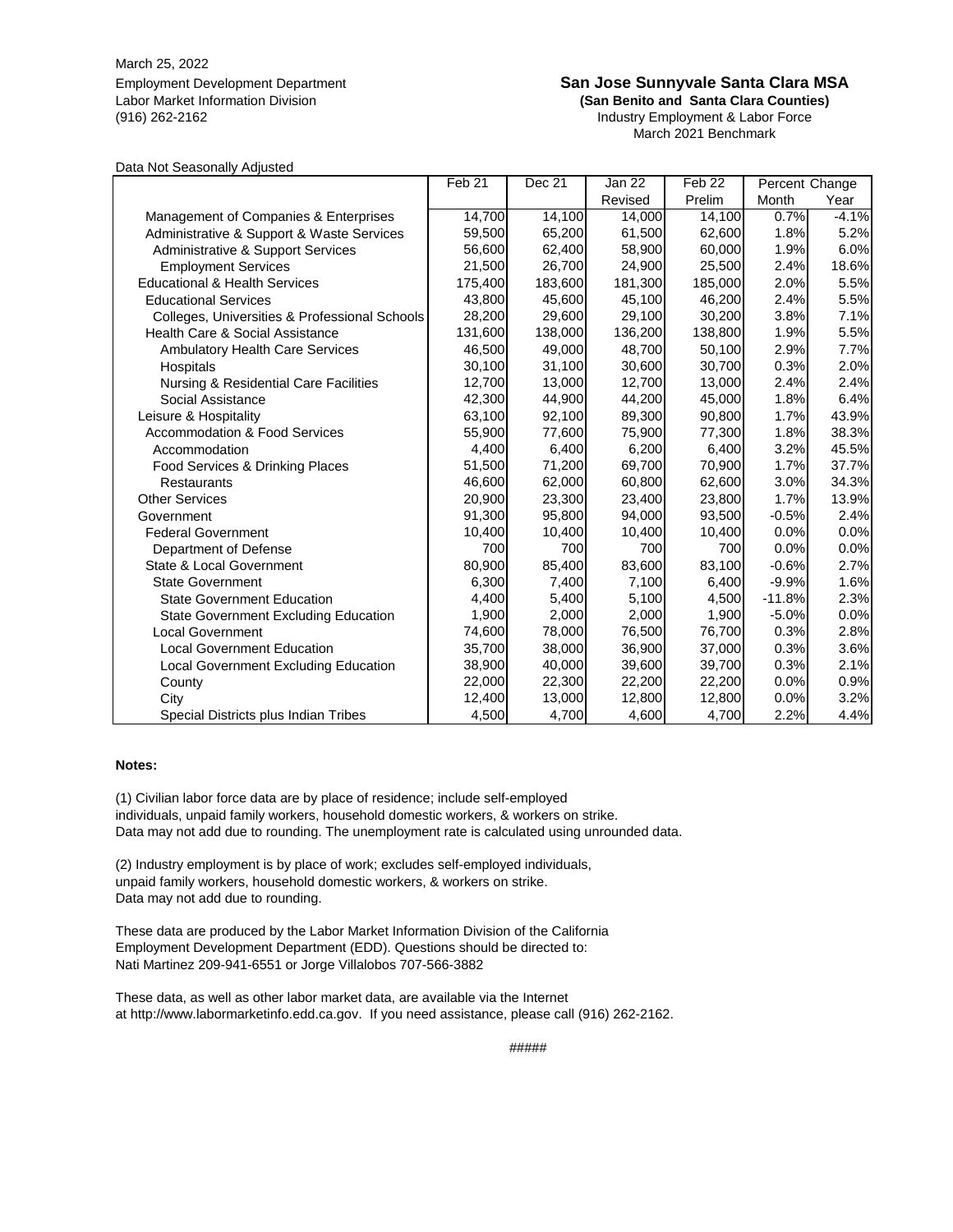March 25, 2022
Employment Development Department
Labor Market Information Division
(916) 262-2162

**San Jose Sunnyvale Santa Clara MSA**
**(San Benito and Santa Clara Counties)**
Industry Employment & Labor Force
March 2021 Benchmark

Data Not Seasonally Adjusted

| | Feb 21 | Dec 21 | Jan 22 Revised | Feb 22 Prelim | Percent Change Month | Percent Change Year |
|---|---|---|---|---|---|---|
| Management of Companies & Enterprises | 14,700 | 14,100 | 14,000 | 14,100 | 0.7% | -4.1% |
| Administrative & Support & Waste Services | 59,500 | 65,200 | 61,500 | 62,600 | 1.8% | 5.2% |
| Administrative & Support Services | 56,600 | 62,400 | 58,900 | 60,000 | 1.9% | 6.0% |
| Employment Services | 21,500 | 26,700 | 24,900 | 25,500 | 2.4% | 18.6% |
| Educational & Health Services | 175,400 | 183,600 | 181,300 | 185,000 | 2.0% | 5.5% |
| Educational Services | 43,800 | 45,600 | 45,100 | 46,200 | 2.4% | 5.5% |
| Colleges, Universities & Professional Schools | 28,200 | 29,600 | 29,100 | 30,200 | 3.8% | 7.1% |
| Health Care & Social Assistance | 131,600 | 138,000 | 136,200 | 138,800 | 1.9% | 5.5% |
| Ambulatory Health Care Services | 46,500 | 49,000 | 48,700 | 50,100 | 2.9% | 7.7% |
| Hospitals | 30,100 | 31,100 | 30,600 | 30,700 | 0.3% | 2.0% |
| Nursing & Residential Care Facilities | 12,700 | 13,000 | 12,700 | 13,000 | 2.4% | 2.4% |
| Social Assistance | 42,300 | 44,900 | 44,200 | 45,000 | 1.8% | 6.4% |
| Leisure & Hospitality | 63,100 | 92,100 | 89,300 | 90,800 | 1.7% | 43.9% |
| Accommodation & Food Services | 55,900 | 77,600 | 75,900 | 77,300 | 1.8% | 38.3% |
| Accommodation | 4,400 | 6,400 | 6,200 | 6,400 | 3.2% | 45.5% |
| Food Services & Drinking Places | 51,500 | 71,200 | 69,700 | 70,900 | 1.7% | 37.7% |
| Restaurants | 46,600 | 62,000 | 60,800 | 62,600 | 3.0% | 34.3% |
| Other Services | 20,900 | 23,300 | 23,400 | 23,800 | 1.7% | 13.9% |
| Government | 91,300 | 95,800 | 94,000 | 93,500 | -0.5% | 2.4% |
| Federal Government | 10,400 | 10,400 | 10,400 | 10,400 | 0.0% | 0.0% |
| Department of Defense | 700 | 700 | 700 | 700 | 0.0% | 0.0% |
| State & Local Government | 80,900 | 85,400 | 83,600 | 83,100 | -0.6% | 2.7% |
| State Government | 6,300 | 7,400 | 7,100 | 6,400 | -9.9% | 1.6% |
| State Government Education | 4,400 | 5,400 | 5,100 | 4,500 | -11.8% | 2.3% |
| State Government Excluding Education | 1,900 | 2,000 | 2,000 | 1,900 | -5.0% | 0.0% |
| Local Government | 74,600 | 78,000 | 76,500 | 76,700 | 0.3% | 2.8% |
| Local Government Education | 35,700 | 38,000 | 36,900 | 37,000 | 0.3% | 3.6% |
| Local Government Excluding Education | 38,900 | 40,000 | 39,600 | 39,700 | 0.3% | 2.1% |
| County | 22,000 | 22,300 | 22,200 | 22,200 | 0.0% | 0.9% |
| City | 12,400 | 13,000 | 12,800 | 12,800 | 0.0% | 3.2% |
| Special Districts plus Indian Tribes | 4,500 | 4,700 | 4,600 | 4,700 | 2.2% | 4.4% |

**Notes:**

(1) Civilian labor force data are by place of residence; include self-employed individuals, unpaid family workers, household domestic workers, & workers on strike. Data may not add due to rounding. The unemployment rate is calculated using unrounded data.

(2) Industry employment is by place of work; excludes self-employed individuals, unpaid family workers, household domestic workers, & workers on strike. Data may not add due to rounding.

These data are produced by the Labor Market Information Division of the California Employment Development Department (EDD). Questions should be directed to: Nati Martinez 209-941-6551 or Jorge Villalobos 707-566-3882

These data, as well as other labor market data, are available via the Internet at http://www.labormarketinfo.edd.ca.gov. If you need assistance, please call (916) 262-2162.

#####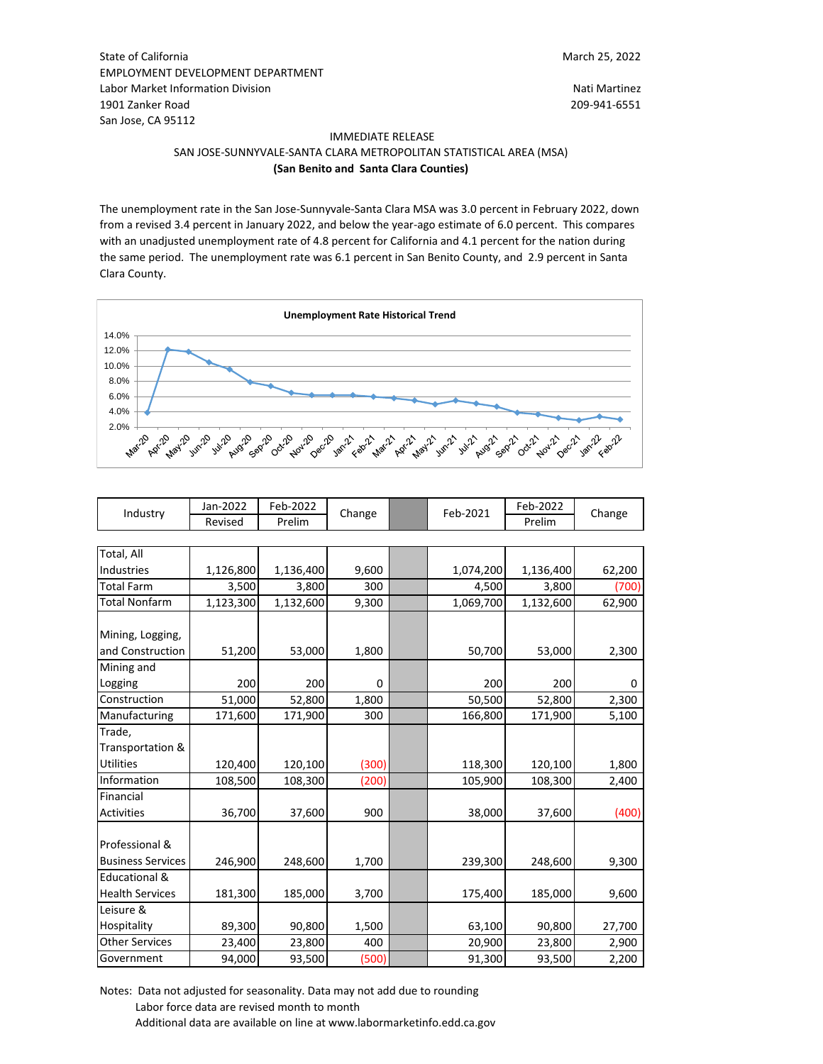State of California
EMPLOYMENT DEVELOPMENT DEPARTMENT
Labor Market Information Division
1901 Zanker Road
San Jose, CA 95112

March 25, 2022

Nati Martinez
209-941-6551

IMMEDIATE RELEASE

SAN JOSE-SUNNYVALE-SANTA CLARA METROPOLITAN STATISTICAL AREA (MSA)

**(San Benito and Santa Clara Counties)**

The unemployment rate in the San Jose-Sunnyvale-Santa Clara MSA was 3.0 percent in February 2022, down from a revised 3.4 percent in January 2022, and below the year-ago estimate of 6.0 percent. This compares with an unadjusted unemployment rate of 4.8 percent for California and 4.1 percent for the nation during the same period. The unemployment rate was 6.1 percent in San Benito County, and 2.9 percent in Santa Clara County.

**Unemployment Rate Historical Trend**

| Industry | Jan-2022 Revised | Feb-2022 Prelim | Change | | Feb-2021 | Feb-2022 Prelim | Change |
|---|---|---|---|---|---|---|---|
| Total, All Industries | 1,126,800 | 1,136,400 | 9,600 | | 1,074,200 | 1,136,400 | 62,200 |
| Total Farm | 3,500 | 3,800 | 300 | | 4,500 | 3,800 | (700) |
| Total Nonfarm | 1,123,300 | 1,132,600 | 9,300 | | 1,069,700 | 1,132,600 | 62,900 |
| Mining, Logging, and Construction | 51,200 | 53,000 | 1,800 | | 50,700 | 53,000 | 2,300 |
| Mining and Logging | 200 | 200 | 0 | | 200 | 200 | 0 |
| Construction | 51,000 | 52,800 | 1,800 | | 50,500 | 52,800 | 2,300 |
| Manufacturing | 171,600 | 171,900 | 300 | | 166,800 | 171,900 | 5,100 |
| Trade, Transportation & Utilities | 120,400 | 120,100 | (300) | | 118,300 | 120,100 | 1,800 |
| Information | 108,500 | 108,300 | (200) | | 105,900 | 108,300 | 2,400 |
| Financial Activities | 36,700 | 37,600 | 900 | | 38,000 | 37,600 | (400) |
| Professional & Business Services | 246,900 | 248,600 | 1,700 | | 239,300 | 248,600 | 9,300 |
| Educational & Health Services | 181,300 | 185,000 | 3,700 | | 175,400 | 185,000 | 9,600 |
| Leisure & Hospitality | 89,300 | 90,800 | 1,500 | | 63,100 | 90,800 | 27,700 |
| Other Services | 23,400 | 23,800 | 400 | | 20,900 | 23,800 | 2,900 |
| Government | 94,000 | 93,500 | (500) | | 91,300 | 93,500 | 2,200 |

Notes: Data not adjusted for seasonality. Data may not add due to rounding
Labor force data are revised month to month
Additional data are available on line at www.labormarketinfo.edd.ca.gov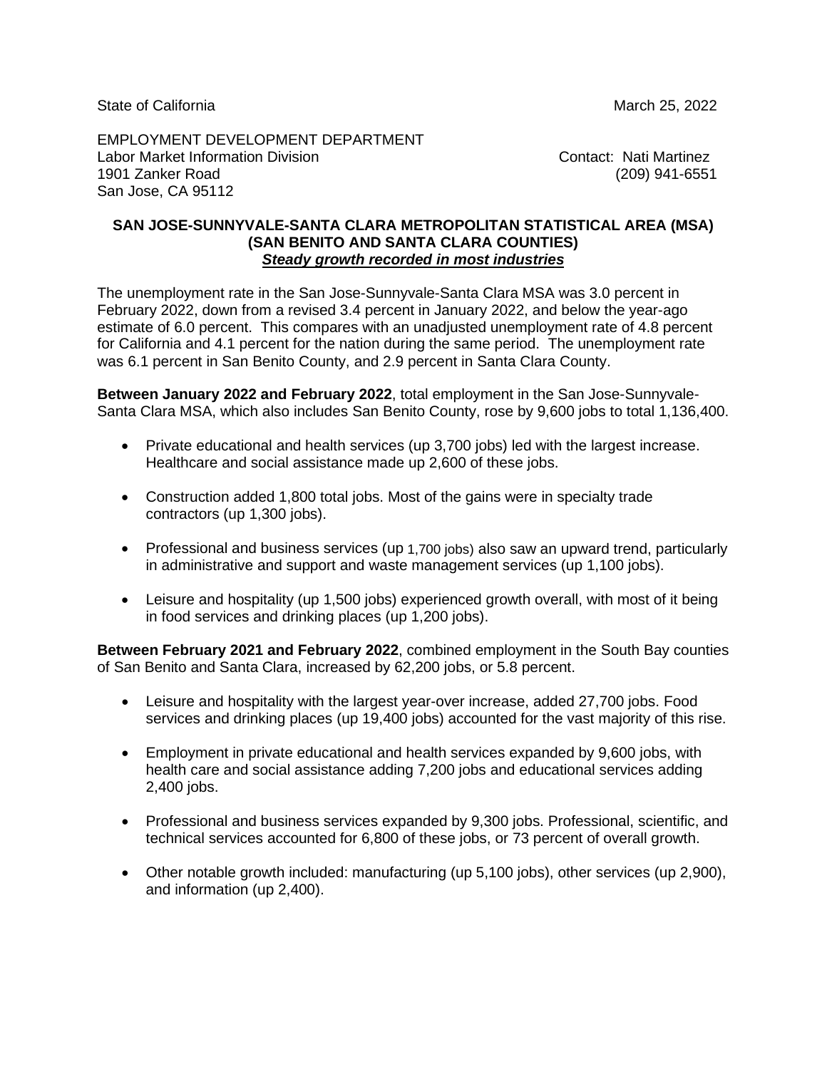State of California March 25, 2022

EMPLOYMENT DEVELOPMENT DEPARTMENT
Labor Market Information Division
1901 Zanker Road
San Jose, CA 95112

Contact: Nati Martinez
(209) 941-6551

**SAN JOSE-SUNNYVALE-SANTA CLARA METROPOLITAN STATISTICAL AREA (MSA)**
**(SAN BENITO AND SANTA CLARA COUNTIES)**
***Steady growth recorded in most industries***

The unemployment rate in the San Jose-Sunnyvale-Santa Clara MSA was 3.0 percent in February 2022, down from a revised 3.4 percent in January 2022, and below the year-ago estimate of 6.0 percent. This compares with an unadjusted unemployment rate of 4.8 percent for California and 4.1 percent for the nation during the same period. The unemployment rate was 6.1 percent in San Benito County, and 2.9 percent in Santa Clara County.

**Between January 2022 and February 2022**, total employment in the San Jose-Sunnyvale-Santa Clara MSA, which also includes San Benito County, rose by 9,600 jobs to total 1,136,400.

- Private educational and health services (up 3,700 jobs) led with the largest increase. Healthcare and social assistance made up 2,600 of these jobs.
- Construction added 1,800 total jobs. Most of the gains were in specialty trade contractors (up 1,300 jobs).
- Professional and business services (up 1,700 jobs) also saw an upward trend, particularly in administrative and support and waste management services (up 1,100 jobs).
- Leisure and hospitality (up 1,500 jobs) experienced growth overall, with most of it being in food services and drinking places (up 1,200 jobs).

**Between February 2021 and February 2022**, combined employment in the South Bay counties of San Benito and Santa Clara, increased by 62,200 jobs, or 5.8 percent.

- Leisure and hospitality with the largest year-over increase, added 27,700 jobs. Food services and drinking places (up 19,400 jobs) accounted for the vast majority of this rise.
- Employment in private educational and health services expanded by 9,600 jobs, with health care and social assistance adding 7,200 jobs and educational services adding 2,400 jobs.
- Professional and business services expanded by 9,300 jobs. Professional, scientific, and technical services accounted for 6,800 of these jobs, or 73 percent of overall growth.
- Other notable growth included: manufacturing (up 5,100 jobs), other services (up 2,900), and information (up 2,400).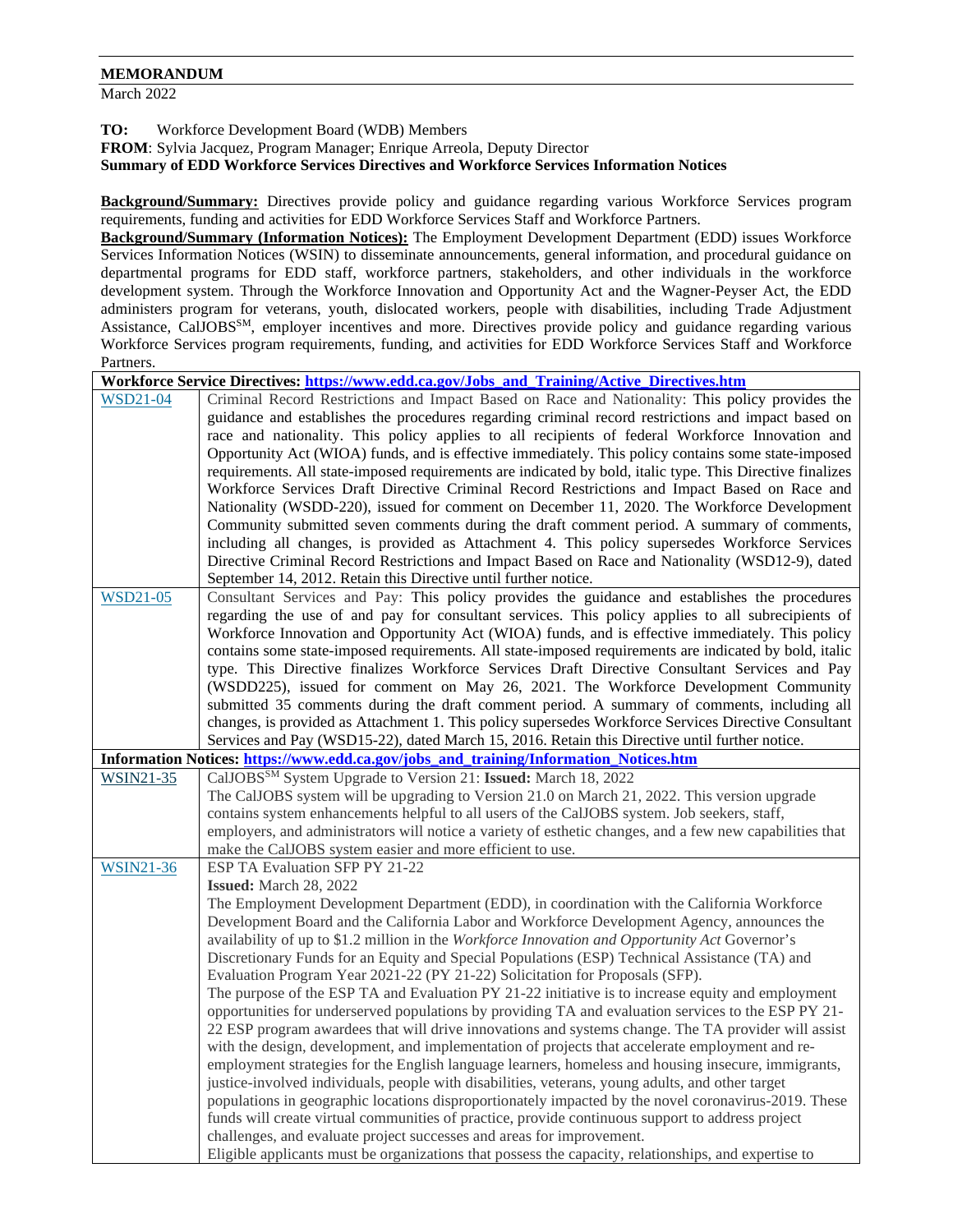**MEMORANDUM**

March 2022

**TO:** Workforce Development Board (WDB) Members

**FROM**: Sylvia Jacquez, Program Manager; Enrique Arreola, Deputy Director

**Summary of EDD Workforce Services Directives and Workforce Services Information Notices**

**Background/Summary:** Directives provide policy and guidance regarding various Workforce Services program requirements, funding and activities for EDD Workforce Services Staff and Workforce Partners.

**Background/Summary (Information Notices):** The Employment Development Department (EDD) issues Workforce Services Information Notices (WSIN) to disseminate announcements, general information, and procedural guidance on departmental programs for EDD staff, workforce partners, stakeholders, and other individuals in the workforce development system. Through the Workforce Innovation and Opportunity Act and the Wagner-Peyser Act, the EDD administers program for veterans, youth, dislocated workers, people with disabilities, including Trade Adjustment Assistance, CalJOBS[SM], employer incentives and more. Directives provide policy and guidance regarding various Workforce Services program requirements, funding, and activities for EDD Workforce Services Staff and Workforce Partners.

| **Workforce Service Directives: https://www.edd.ca.gov/Jobs_and_Training/Active_Directives.htm** | |
|---|---|
| WSD21-04 | Criminal Record Restrictions and Impact Based on Race and Nationality: This policy provides the guidance and establishes the procedures regarding criminal record restrictions and impact based on race and nationality. This policy applies to all recipients of federal Workforce Innovation and Opportunity Act (WIOA) funds, and is effective immediately. This policy contains some state-imposed requirements. All state-imposed requirements are indicated by bold, italic type. This Directive finalizes Workforce Services Draft Directive Criminal Record Restrictions and Impact Based on Race and Nationality (WSDD-220), issued for comment on December 11, 2020. The Workforce Development Community submitted seven comments during the draft comment period. A summary of comments, including all changes, is provided as Attachment 4. This policy supersedes Workforce Services Directive Criminal Record Restrictions and Impact Based on Race and Nationality (WSD12-9), dated September 14, 2012. Retain this Directive until further notice. |
| WSD21-05 | Consultant Services and Pay: This policy provides the guidance and establishes the procedures regarding the use of and pay for consultant services. This policy applies to all subrecipients of Workforce Innovation and Opportunity Act (WIOA) funds, and is effective immediately. This policy contains some state-imposed requirements. All state-imposed requirements are indicated by bold, italic type. This Directive finalizes Workforce Services Draft Directive Consultant Services and Pay (WSDD225), issued for comment on May 26, 2021. The Workforce Development Community submitted 35 comments during the draft comment period. A summary of comments, including all changes, is provided as Attachment 1. This policy supersedes Workforce Services Directive Consultant Services and Pay (WSD15-22), dated March 15, 2016. Retain this Directive until further notice. |
| **Information Notices: https://www.edd.ca.gov/jobs_and_training/Information_Notices.htm** | |
| WSIN21-35 | CalJOBS[SM] System Upgrade to Version 21: **Issued:** March 18, 2022<br>The CalJOBS system will be upgrading to Version 21.0 on March 21, 2022. This version upgrade contains system enhancements helpful to all users of the CalJOBS system. Job seekers, staff, employers, and administrators will notice a variety of esthetic changes, and a few new capabilities that make the CalJOBS system easier and more efficient to use. |
| WSIN21-36 | ESP TA Evaluation SFP PY 21-22<br>**Issued:** March 28, 2022<br>The Employment Development Department (EDD), in coordination with the California Workforce Development Board and the California Labor and Workforce Development Agency, announces the availability of up to \$1.2 million in the *Workforce Innovation and Opportunity Act* Governor's Discretionary Funds for an Equity and Special Populations (ESP) Technical Assistance (TA) and Evaluation Program Year 2021-22 (PY 21-22) Solicitation for Proposals (SFP).<br>The purpose of the ESP TA and Evaluation PY 21-22 initiative is to increase equity and employment opportunities for underserved populations by providing TA and evaluation services to the ESP PY 21-22 ESP program awardees that will drive innovations and systems change. The TA provider will assist with the design, development, and implementation of projects that accelerate employment and re-employment strategies for the English language learners, homeless and housing insecure, immigrants, justice-involved individuals, people with disabilities, veterans, young adults, and other target populations in geographic locations disproportionately impacted by the novel coronavirus-2019. These funds will create virtual communities of practice, provide continuous support to address project challenges, and evaluate project successes and areas for improvement.<br>Eligible applicants must be organizations that possess the capacity, relationships, and expertise to |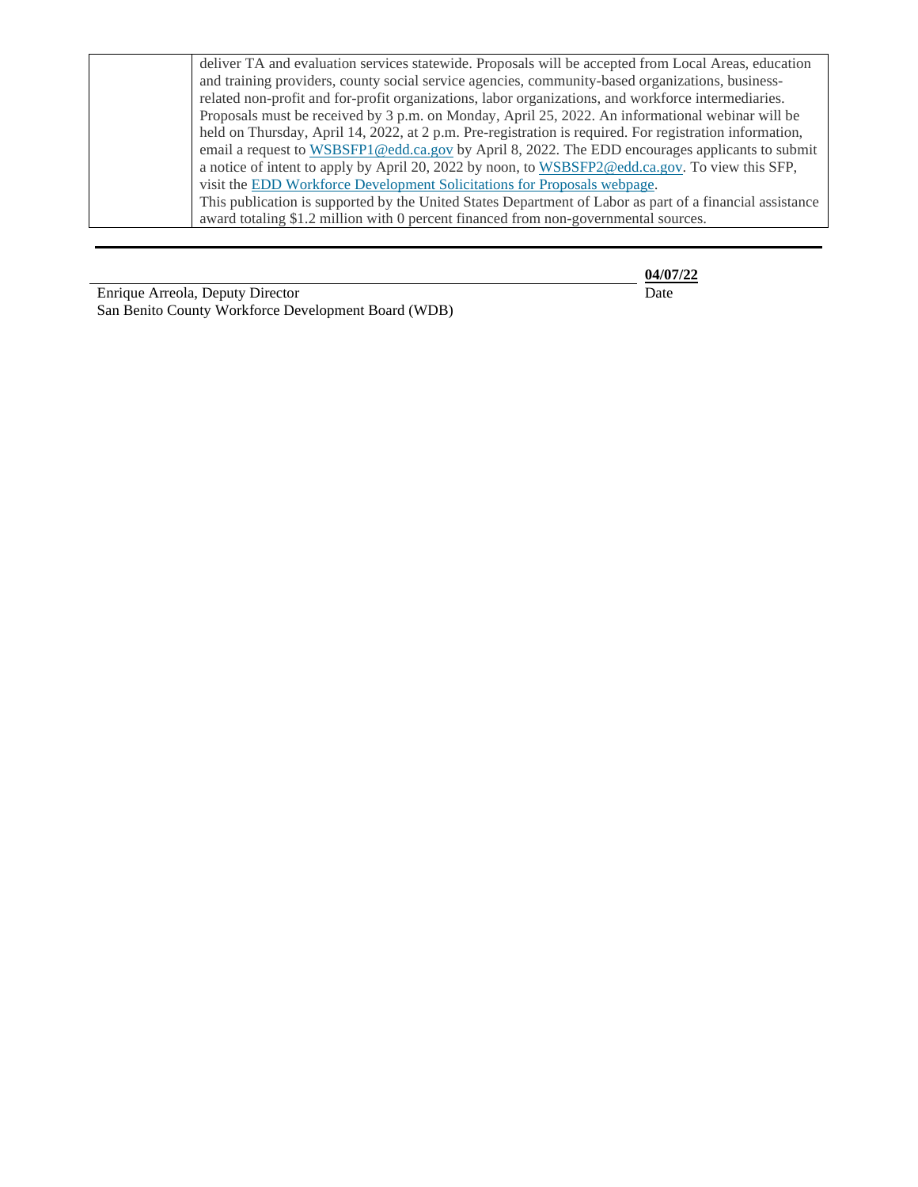| | deliver TA and evaluation services statewide. Proposals will be accepted from Local Areas, education and training providers, county social service agencies, community-based organizations, business-related non-profit and for-profit organizations, labor organizations, and workforce intermediaries. Proposals must be received by 3 p.m. on Monday, April 25, 2022. An informational webinar will be held on Thursday, April 14, 2022, at 2 p.m. Pre-registration is required. For registration information, email a request to WSBSFP1@edd.ca.gov by April 8, 2022. The EDD encourages applicants to submit a notice of intent to apply by April 20, 2022 by noon, to WSBSFP2@edd.ca.gov. To view this SFP, visit the EDD Workforce Development Solicitations for Proposals webpage.<br>This publication is supported by the United States Department of Labor as part of a financial assistance award totaling $1.2 million with 0 percent financed from non-governmental sources. |
|---|---|

**04/07/22**

Date

Enrique Arreola, Deputy Director
San Benito County Workforce Development Board (WDB)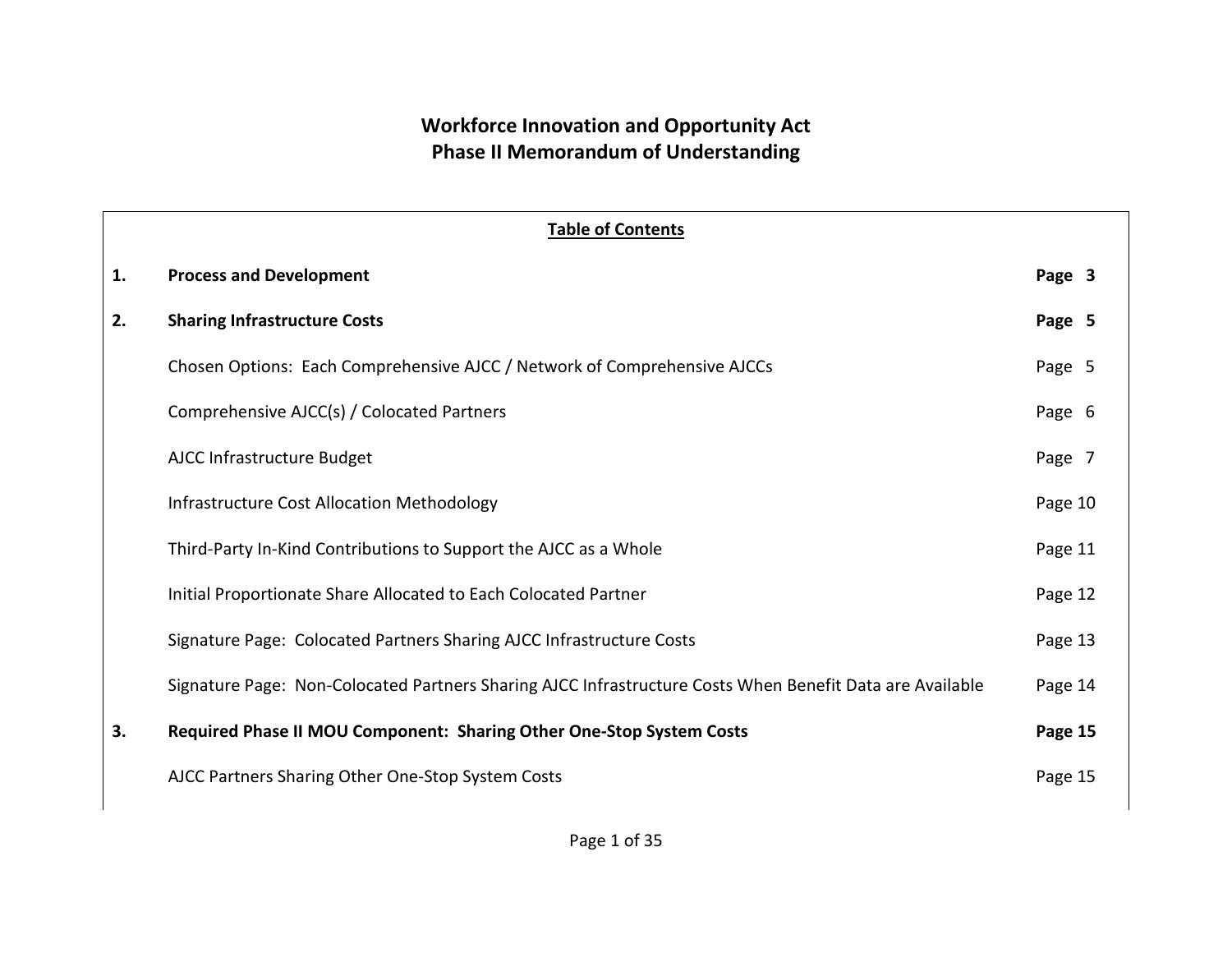# Workforce Innovation and Opportunity Act
# Phase II Memorandum of Understanding

| Table of Contents | | |
|---|---|---|
| **1.** | **Process and Development** | **Page 3** |
| **2.** | **Sharing Infrastructure Costs** | **Page 5** |
| | Chosen Options: Each Comprehensive AJCC / Network of Comprehensive AJCCs | Page 5 |
| | Comprehensive AJCC(s) / Colocated Partners | Page 6 |
| | AJCC Infrastructure Budget | Page 7 |
| | Infrastructure Cost Allocation Methodology | Page 10 |
| | Third-Party In-Kind Contributions to Support the AJCC as a Whole | Page 11 |
| | Initial Proportionate Share Allocated to Each Colocated Partner | Page 12 |
| | Signature Page: Colocated Partners Sharing AJCC Infrastructure Costs | Page 13 |
| | Signature Page: Non-Colocated Partners Sharing AJCC Infrastructure Costs When Benefit Data are Available | Page 14 |
| **3.** | **Required Phase II MOU Component: Sharing Other One-Stop System Costs** | **Page 15** |
| | AJCC Partners Sharing Other One-Stop System Costs | Page 15 |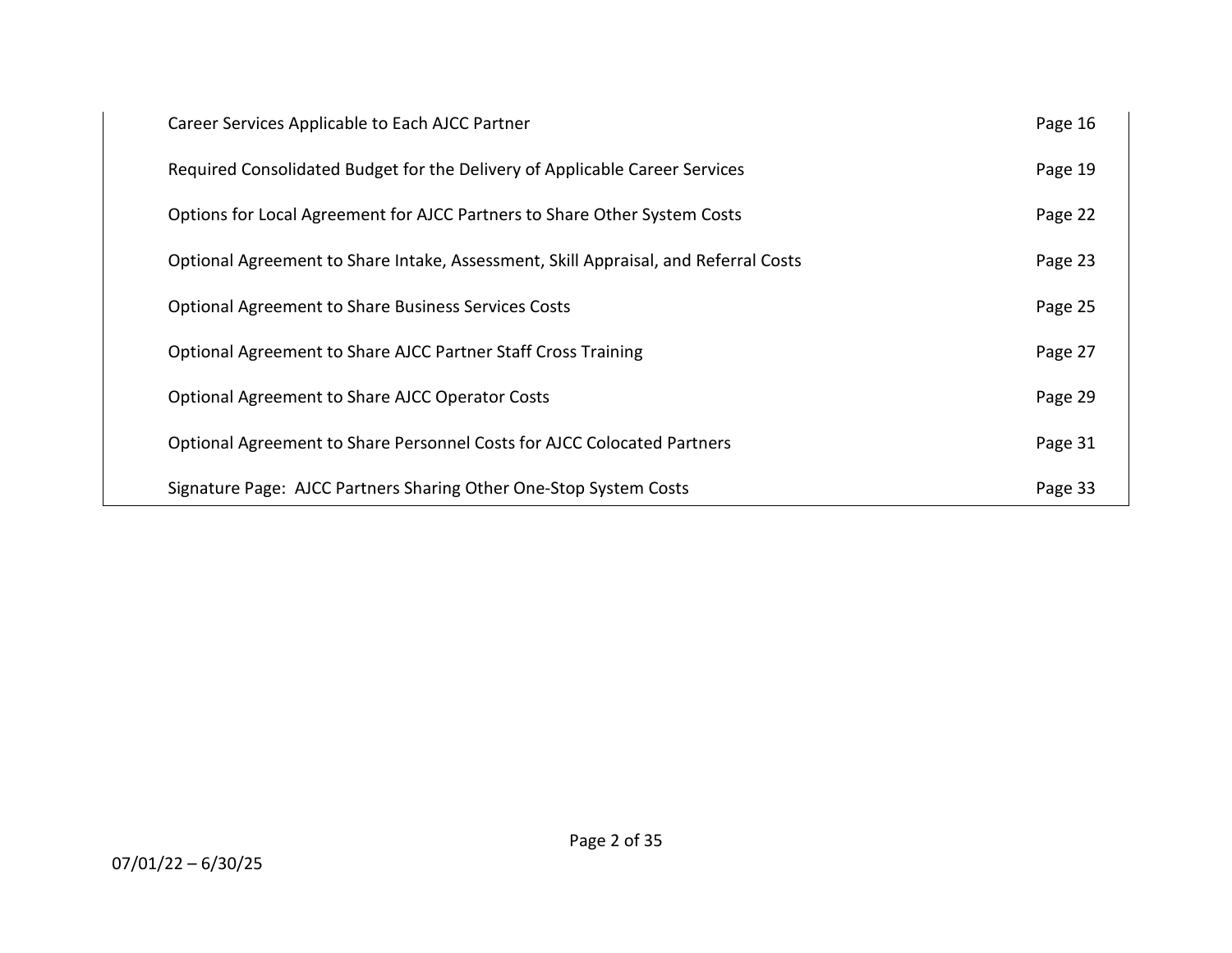| | |
|---|---|
| Career Services Applicable to Each AJCC Partner | Page 16 |
| Required Consolidated Budget for the Delivery of Applicable Career Services | Page 19 |
| Options for Local Agreement for AJCC Partners to Share Other System Costs | Page 22 |
| Optional Agreement to Share Intake, Assessment, Skill Appraisal, and Referral Costs | Page 23 |
| Optional Agreement to Share Business Services Costs | Page 25 |
| Optional Agreement to Share AJCC Partner Staff Cross Training | Page 27 |
| Optional Agreement to Share AJCC Operator Costs | Page 29 |
| Optional Agreement to Share Personnel Costs for AJCC Colocated Partners | Page 31 |
| Signature Page: AJCC Partners Sharing Other One-Stop System Costs | Page 33 |

07/01/22 – 6/30/25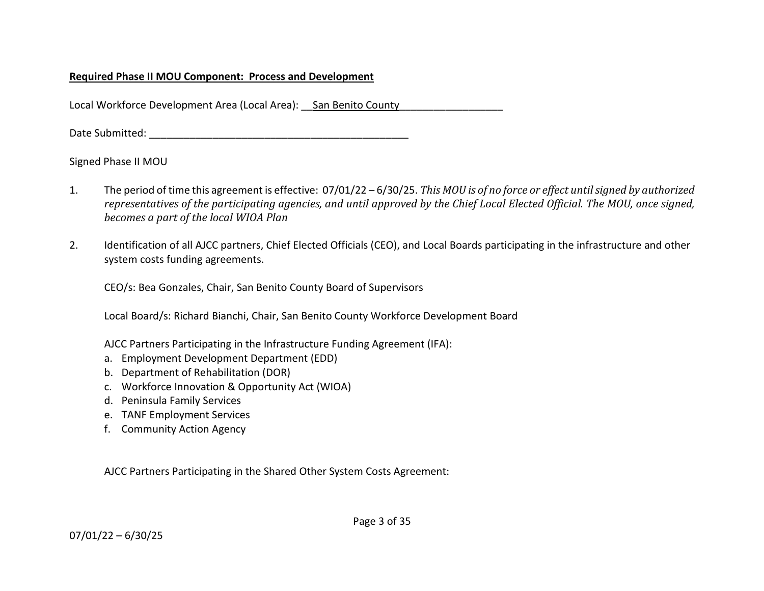**Required Phase II MOU Component: Process and Development**

Local Workforce Development Area (Local Area): __San Benito County__________________

Date Submitted: _______________________________________________

Signed Phase II MOU

1. The period of time this agreement is effective: 07/01/22 – 6/30/25. *This MOU is of no force or effect until signed by authorized representatives of the participating agencies, and until approved by the Chief Local Elected Official. The MOU, once signed, becomes a part of the local WIOA Plan*

2. Identification of all AJCC partners, Chief Elected Officials (CEO), and Local Boards participating in the infrastructure and other system costs funding agreements.

   CEO/s: Bea Gonzales, Chair, San Benito County Board of Supervisors

   Local Board/s: Richard Bianchi, Chair, San Benito County Workforce Development Board

   AJCC Partners Participating in the Infrastructure Funding Agreement (IFA):

   a. Employment Development Department (EDD)
   b. Department of Rehabilitation (DOR)
   c. Workforce Innovation & Opportunity Act (WIOA)
   d. Peninsula Family Services
   e. TANF Employment Services
   f. Community Action Agency

   AJCC Partners Participating in the Shared Other System Costs Agreement: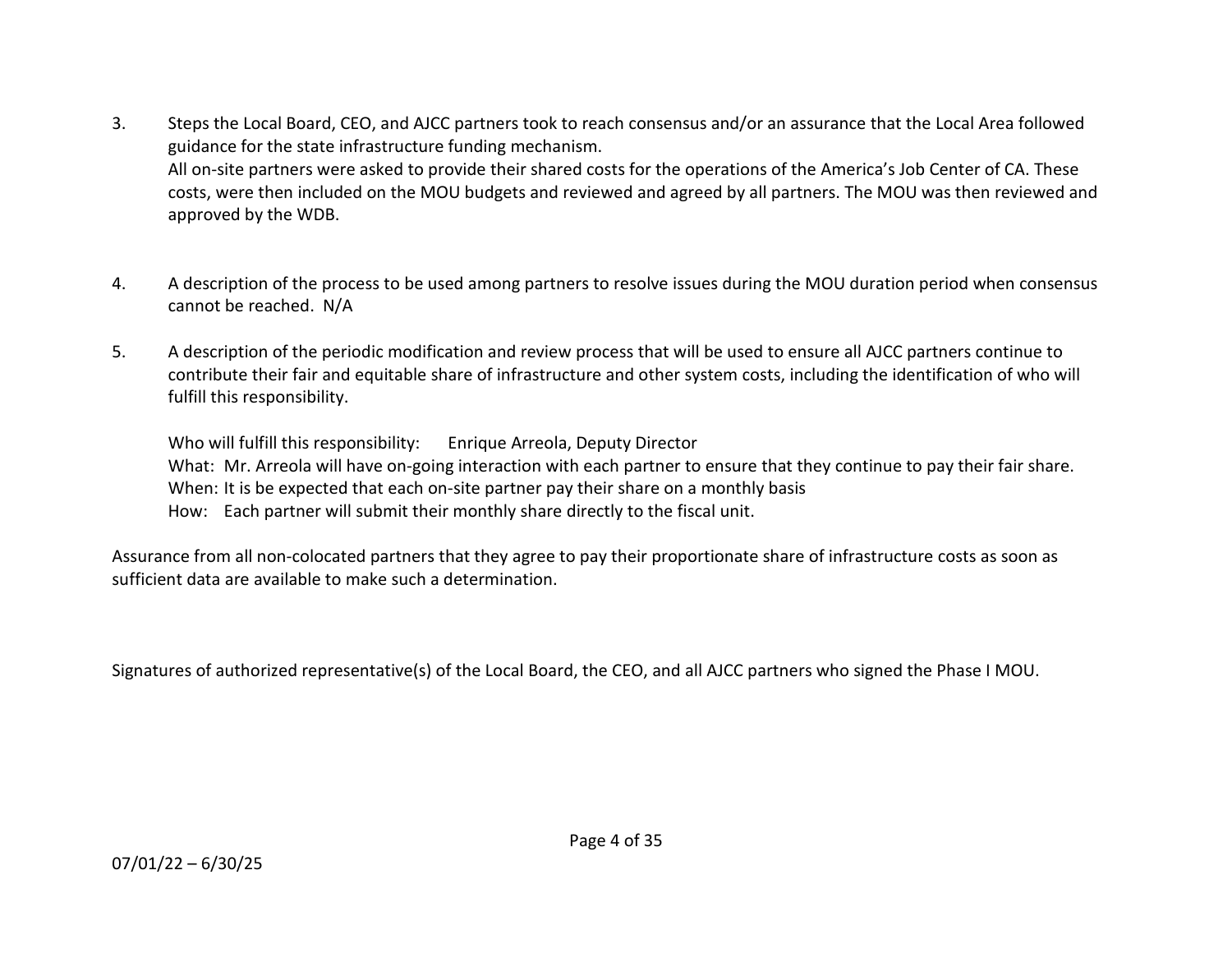3. Steps the Local Board, CEO, and AJCC partners took to reach consensus and/or an assurance that the Local Area followed guidance for the state infrastructure funding mechanism.
   All on-site partners were asked to provide their shared costs for the operations of the America's Job Center of CA. These costs, were then included on the MOU budgets and reviewed and agreed by all partners. The MOU was then reviewed and approved by the WDB.

4. A description of the process to be used among partners to resolve issues during the MOU duration period when consensus cannot be reached. N/A

5. A description of the periodic modification and review process that will be used to ensure all AJCC partners continue to contribute their fair and equitable share of infrastructure and other system costs, including the identification of who will fulfill this responsibility.

   Who will fulfill this responsibility: Enrique Arreola, Deputy Director
   What: Mr. Arreola will have on-going interaction with each partner to ensure that they continue to pay their fair share.
   When: It is be expected that each on-site partner pay their share on a monthly basis
   How: Each partner will submit their monthly share directly to the fiscal unit.

Assurance from all non-colocated partners that they agree to pay their proportionate share of infrastructure costs as soon as sufficient data are available to make such a determination.

Signatures of authorized representative(s) of the Local Board, the CEO, and all AJCC partners who signed the Phase I MOU.

07/01/22 – 6/30/25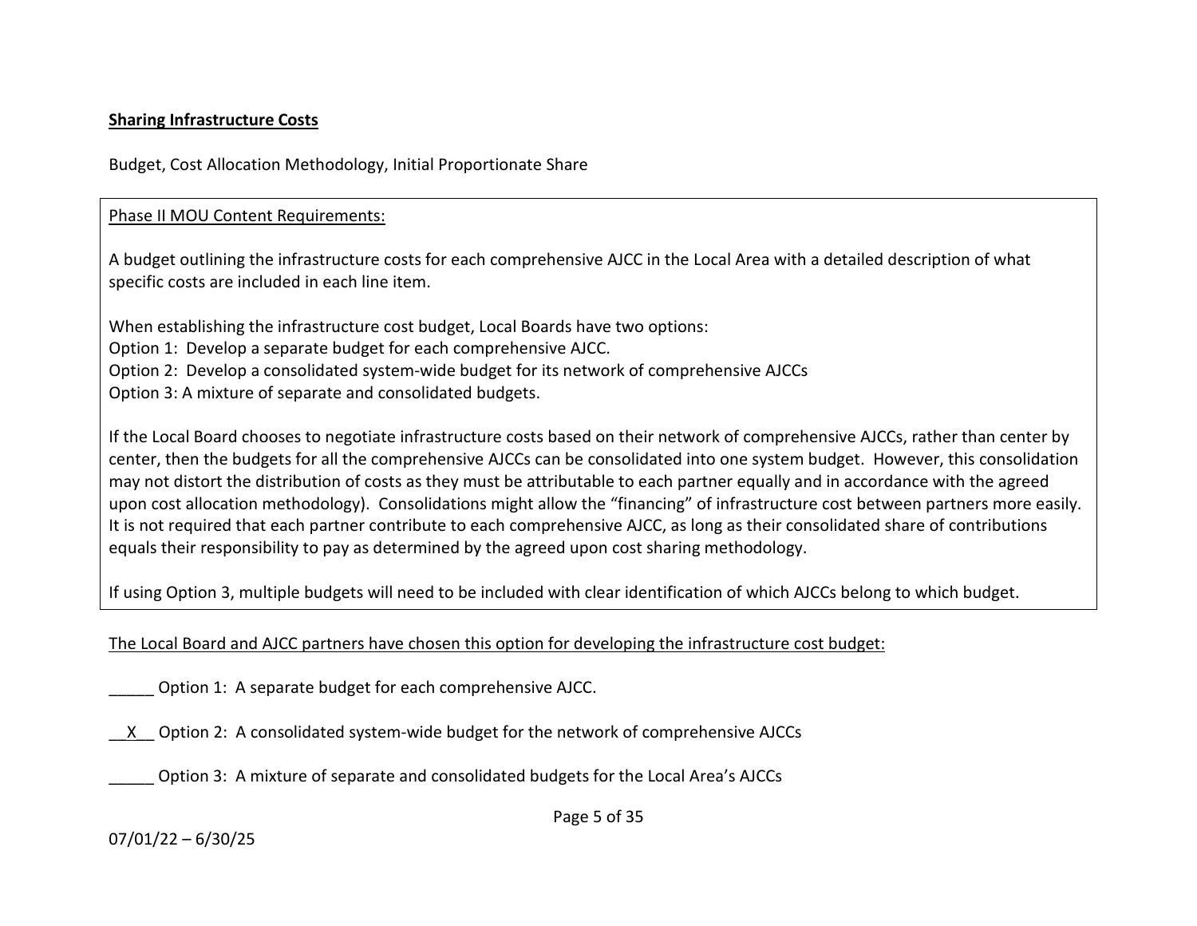**Sharing Infrastructure Costs**

Budget, Cost Allocation Methodology, Initial Proportionate Share

Phase II MOU Content Requirements:

A budget outlining the infrastructure costs for each comprehensive AJCC in the Local Area with a detailed description of what specific costs are included in each line item.

When establishing the infrastructure cost budget, Local Boards have two options:
Option 1: Develop a separate budget for each comprehensive AJCC.
Option 2: Develop a consolidated system-wide budget for its network of comprehensive AJCCs
Option 3: A mixture of separate and consolidated budgets.

If the Local Board chooses to negotiate infrastructure costs based on their network of comprehensive AJCCs, rather than center by center, then the budgets for all the comprehensive AJCCs can be consolidated into one system budget. However, this consolidation may not distort the distribution of costs as they must be attributable to each partner equally and in accordance with the agreed upon cost allocation methodology). Consolidations might allow the "financing" of infrastructure cost between partners more easily. It is not required that each partner contribute to each comprehensive AJCC, as long as their consolidated share of contributions equals their responsibility to pay as determined by the agreed upon cost sharing methodology.

If using Option 3, multiple budgets will need to be included with clear identification of which AJCCs belong to which budget.

The Local Board and AJCC partners have chosen this option for developing the infrastructure cost budget:

_____ Option 1: A separate budget for each comprehensive AJCC.

__X__ Option 2: A consolidated system-wide budget for the network of comprehensive AJCCs

_____ Option 3: A mixture of separate and consolidated budgets for the Local Area's AJCCs

07/01/22 – 6/30/25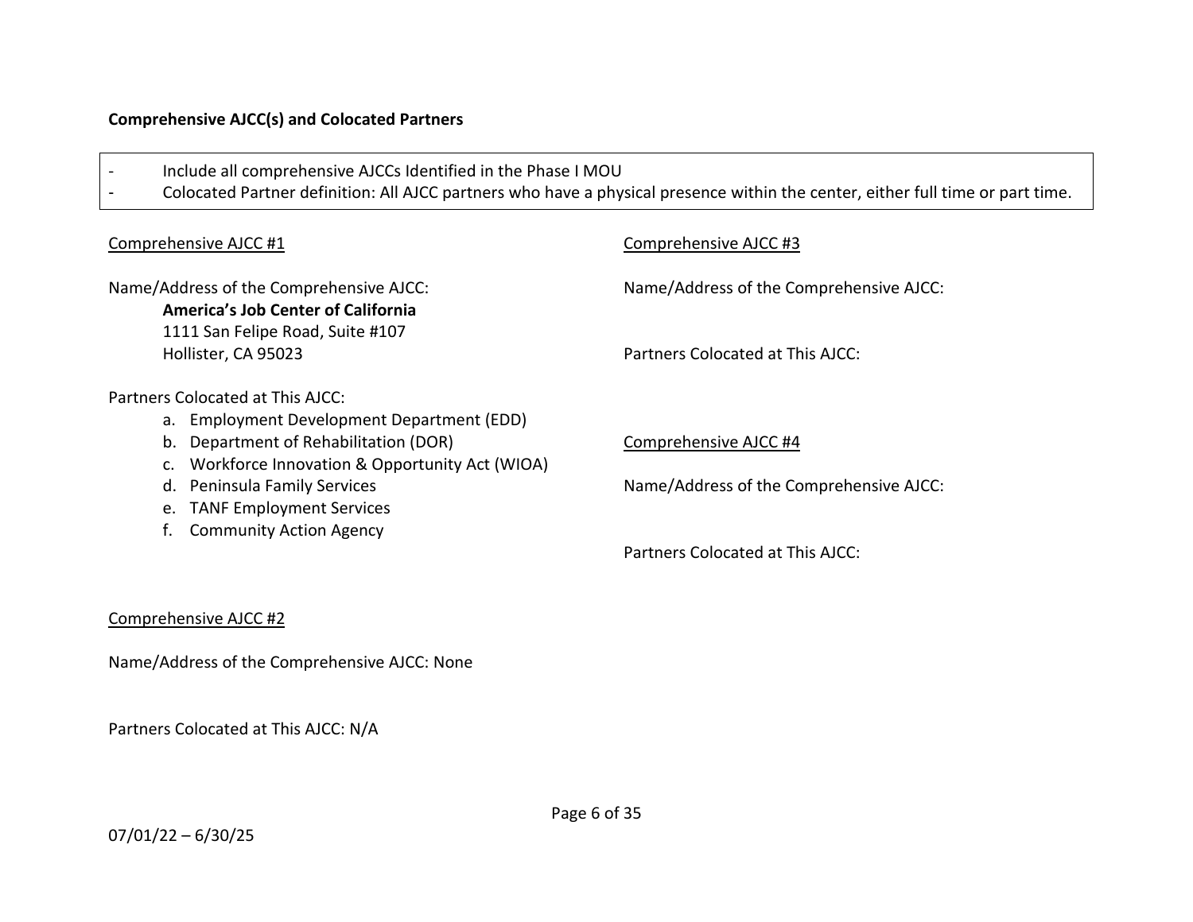## Comprehensive AJCC(s) and Colocated Partners

- Include all comprehensive AJCCs Identified in the Phase I MOU
- Colocated Partner definition: All AJCC partners who have a physical presence within the center, either full time or part time.

Comprehensive AJCC #1

Name/Address of the Comprehensive AJCC:

**America's Job Center of California**
1111 San Felipe Road, Suite #107
Hollister, CA 95023

Partners Colocated at This AJCC:

a. Employment Development Department (EDD)
b. Department of Rehabilitation (DOR)
c. Workforce Innovation & Opportunity Act (WIOA)
d. Peninsula Family Services
e. TANF Employment Services
f. Community Action Agency

Comprehensive AJCC #2

Name/Address of the Comprehensive AJCC: None

Partners Colocated at This AJCC: N/A

Comprehensive AJCC #3

Name/Address of the Comprehensive AJCC:

Partners Colocated at This AJCC:

Comprehensive AJCC #4

Name/Address of the Comprehensive AJCC:

Partners Colocated at This AJCC:

07/01/22 – 6/30/25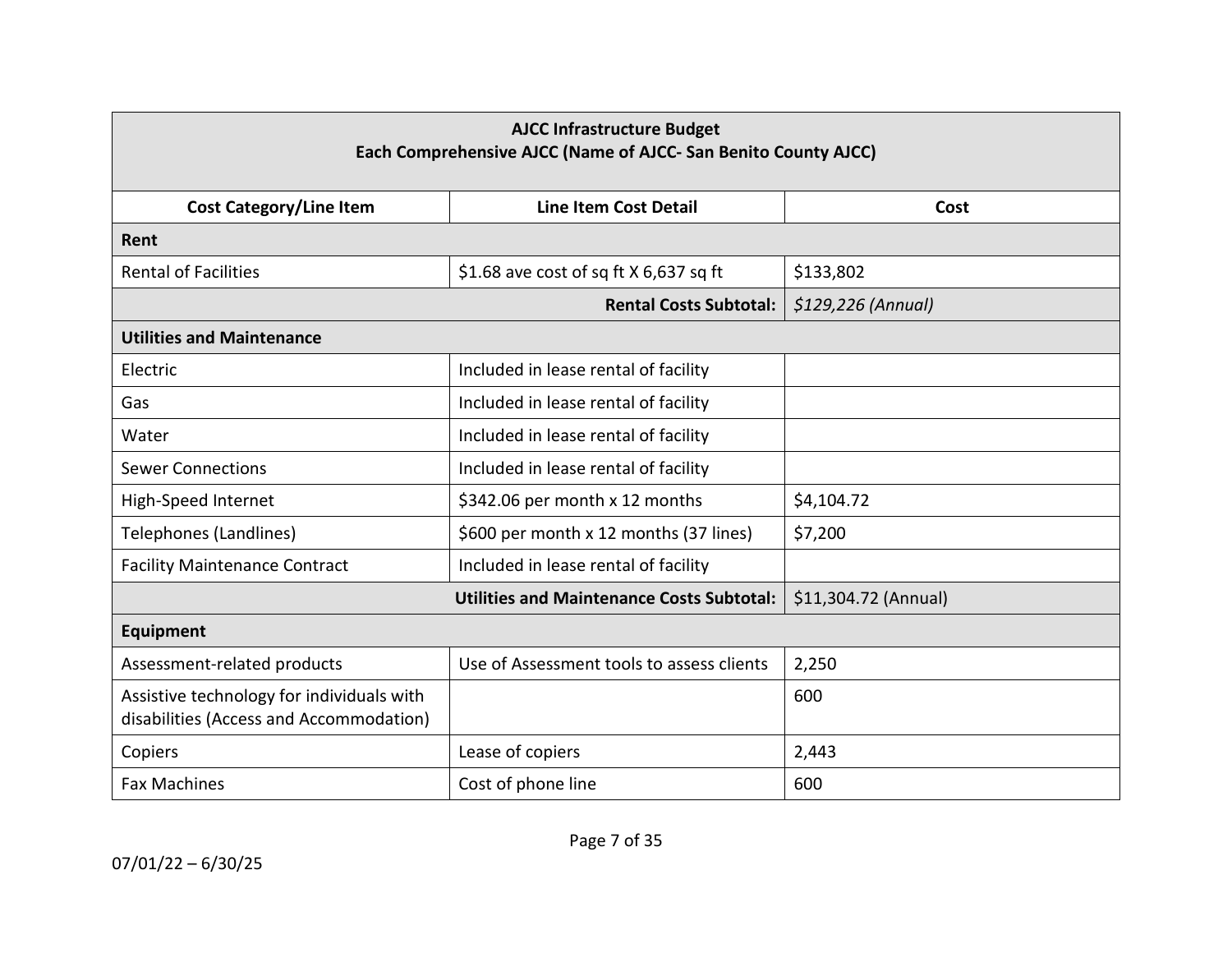| **AJCC Infrastructure Budget<br>Each Comprehensive AJCC (Name of AJCC- San Benito County AJCC)** | | |
|---|---|---|
| **Cost Category/Line Item** | **Line Item Cost Detail** | **Cost** |
| **Rent** | | |
| Rental of Facilities | $1.68 ave cost of sq ft X 6,637 sq ft | $133,802 |
| | **Rental Costs Subtotal:** | *$129,226 (Annual)* |
| **Utilities and Maintenance** | | |
| Electric | Included in lease rental of facility | |
| Gas | Included in lease rental of facility | |
| Water | Included in lease rental of facility | |
| Sewer Connections | Included in lease rental of facility | |
| High-Speed Internet | $342.06 per month x 12 months | $4,104.72 |
| Telephones (Landlines) | $600 per month x 12 months (37 lines) | $7,200 |
| Facility Maintenance Contract | Included in lease rental of facility | |
| | **Utilities and Maintenance Costs Subtotal:** | $11,304.72 (Annual) |
| **Equipment** | | |
| Assessment-related products | Use of Assessment tools to assess clients | 2,250 |
| Assistive technology for individuals with disabilities (Access and Accommodation) | | 600 |
| Copiers | Lease of copiers | 2,443 |
| Fax Machines | Cost of phone line | 600 |

07/01/22 – 6/30/25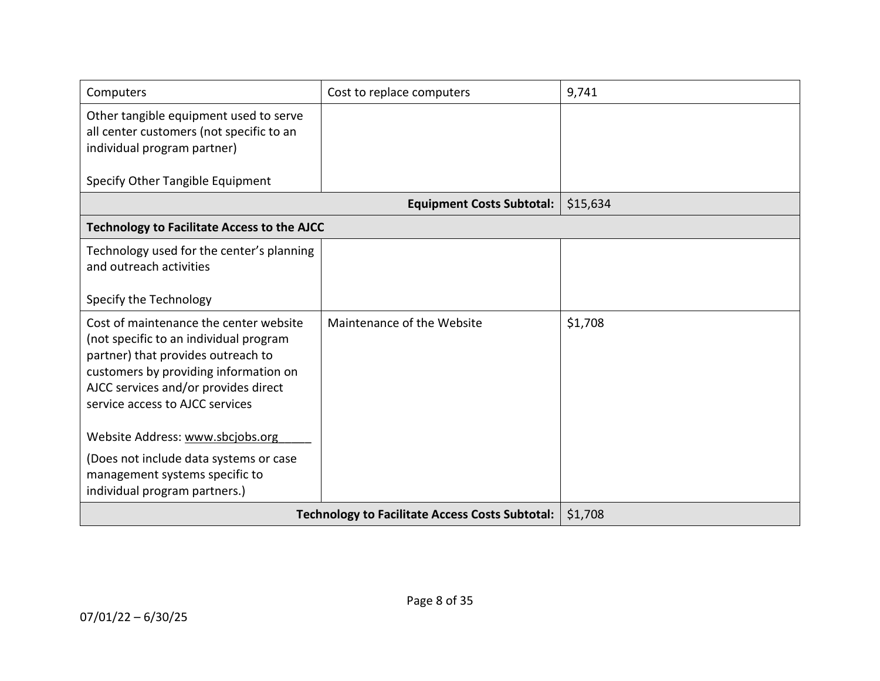| | | |
|---|---|---|
| Computers | Cost to replace computers | 9,741 |
| Other tangible equipment used to serve all center customers (not specific to an individual program partner)<br><br>Specify Other Tangible Equipment | | |
| | **Equipment Costs Subtotal:** | $15,634 |
| **Technology to Facilitate Access to the AJCC** | | |
| Technology used for the center's planning and outreach activities<br><br>Specify the Technology | | |
| Cost of maintenance the center website (not specific to an individual program partner) that provides outreach to customers by providing information on AJCC services and/or provides direct service access to AJCC services<br><br>Website Address: www.sbcjobs.org_____<br><br>(Does not include data systems or case management systems specific to individual program partners.) | Maintenance of the Website | $1,708 |
| | **Technology to Facilitate Access Costs Subtotal:** | $1,708 |

07/01/22 – 6/30/25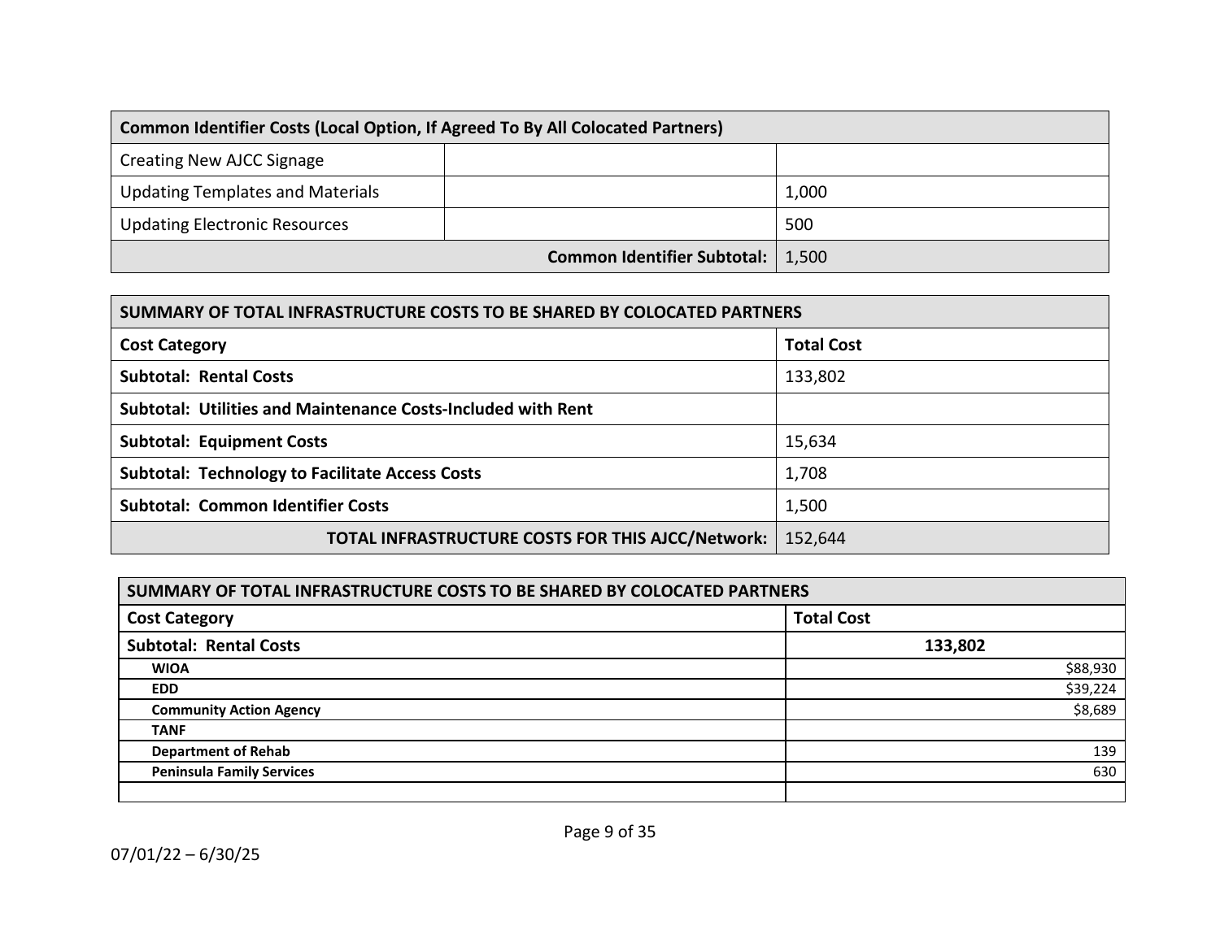| Common Identifier Costs (Local Option, If Agreed To By All Colocated Partners) | | |
|---|---|---|
| Creating New AJCC Signage | | |
| Updating Templates and Materials | | 1,000 |
| Updating Electronic Resources | | 500 |
| | **Common Identifier Subtotal:** | 1,500 |

| SUMMARY OF TOTAL INFRASTRUCTURE COSTS TO BE SHARED BY COLOCATED PARTNERS | |
|---|---|
| **Cost Category** | **Total Cost** |
| **Subtotal: Rental Costs** | 133,802 |
| **Subtotal: Utilities and Maintenance Costs-Included with Rent** | |
| **Subtotal: Equipment Costs** | 15,634 |
| **Subtotal: Technology to Facilitate Access Costs** | 1,708 |
| **Subtotal: Common Identifier Costs** | 1,500 |
| **TOTAL INFRASTRUCTURE COSTS FOR THIS AJCC/Network:** | 152,644 |

| SUMMARY OF TOTAL INFRASTRUCTURE COSTS TO BE SHARED BY COLOCATED PARTNERS | |
|---|---|
| **Cost Category** | **Total Cost** |
| **Subtotal: Rental Costs** | **133,802** |
| **WIOA** | $88,930 |
| **EDD** | $39,224 |
| **Community Action Agency** | $8,689 |
| **TANF** | |
| **Department of Rehab** | 139 |
| **Peninsula Family Services** | 630 |
| | |

07/01/22 – 6/30/25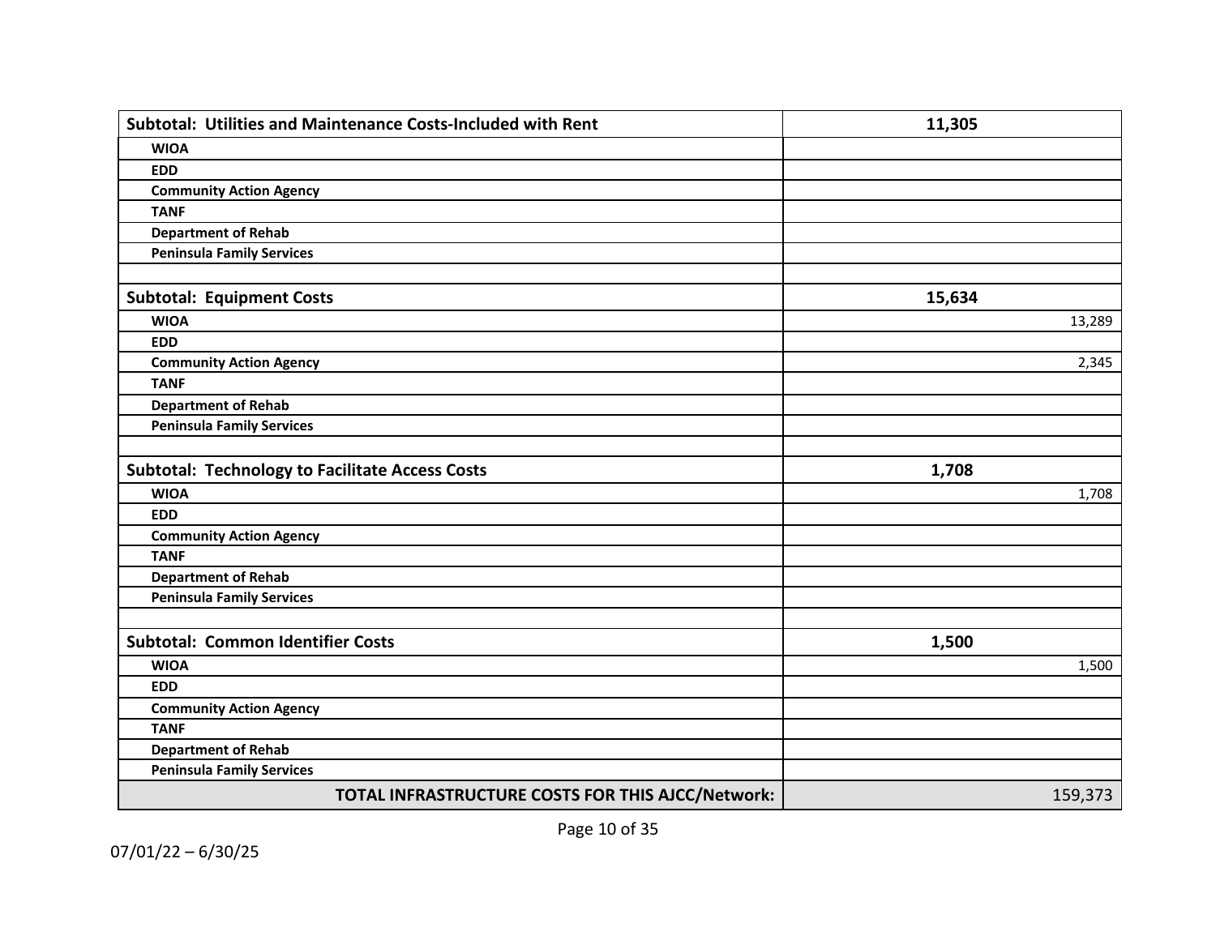| | |
|---|---|
| **Subtotal: Utilities and Maintenance Costs-Included with Rent** | **11,305** |
| **WIOA** | |
| **EDD** | |
| **Community Action Agency** | |
| **TANF** | |
| **Department of Rehab** | |
| **Peninsula Family Services** | |
| | |
| **Subtotal: Equipment Costs** | **15,634** |
| **WIOA** | 13,289 |
| **EDD** | |
| **Community Action Agency** | 2,345 |
| **TANF** | |
| **Department of Rehab** | |
| **Peninsula Family Services** | |
| | |
| **Subtotal: Technology to Facilitate Access Costs** | **1,708** |
| **WIOA** | 1,708 |
| **EDD** | |
| **Community Action Agency** | |
| **TANF** | |
| **Department of Rehab** | |
| **Peninsula Family Services** | |
| | |
| **Subtotal: Common Identifier Costs** | **1,500** |
| **WIOA** | 1,500 |
| **EDD** | |
| **Community Action Agency** | |
| **TANF** | |
| **Department of Rehab** | |
| **Peninsula Family Services** | |
| **TOTAL INFRASTRUCTURE COSTS FOR THIS AJCC/Network:** | 159,373 |

07/01/22 – 6/30/25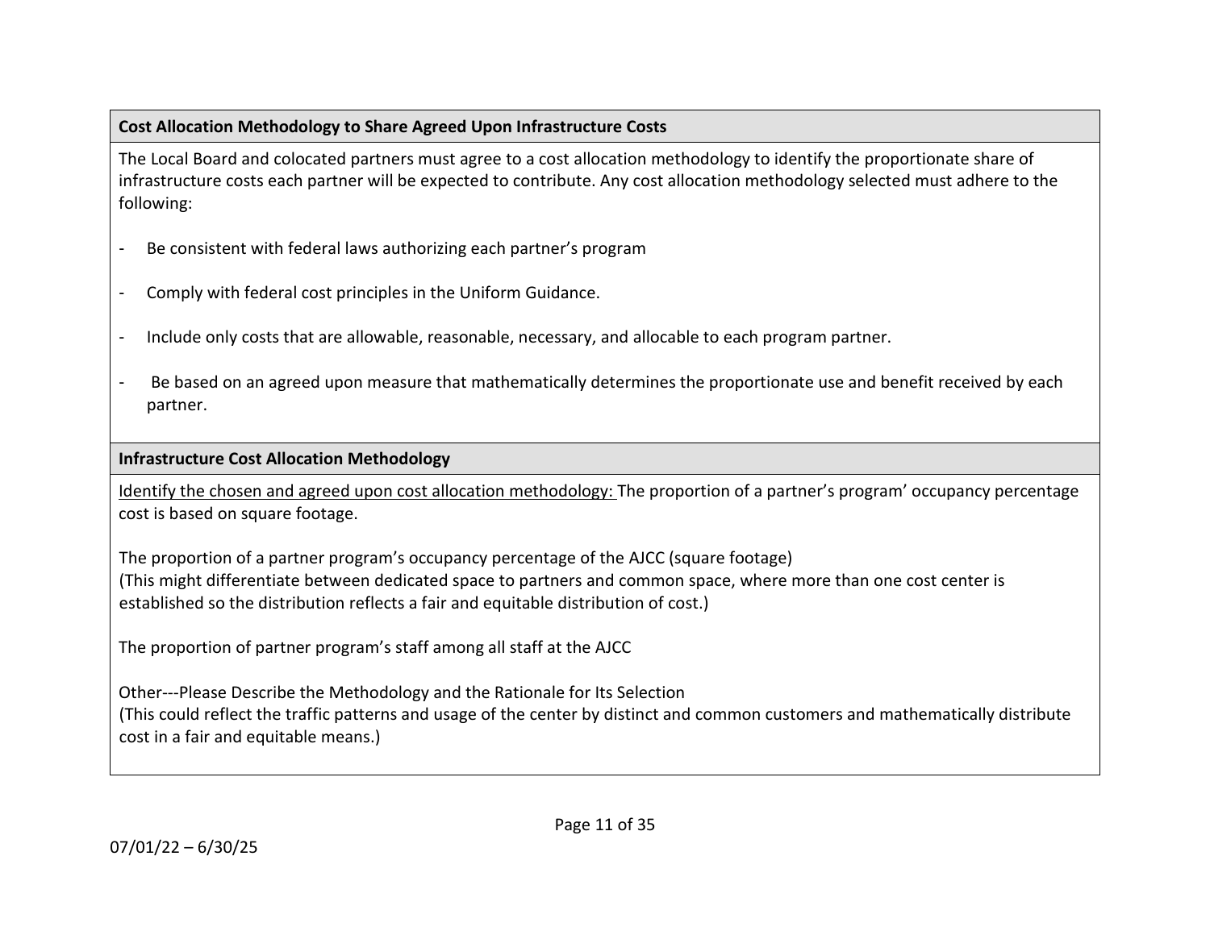**Cost Allocation Methodology to Share Agreed Upon Infrastructure Costs**

The Local Board and colocated partners must agree to a cost allocation methodology to identify the proportionate share of infrastructure costs each partner will be expected to contribute. Any cost allocation methodology selected must adhere to the following:

- Be consistent with federal laws authorizing each partner's program
- Comply with federal cost principles in the Uniform Guidance.
- Include only costs that are allowable, reasonable, necessary, and allocable to each program partner.
- Be based on an agreed upon measure that mathematically determines the proportionate use and benefit received by each partner.

**Infrastructure Cost Allocation Methodology**

Identify the chosen and agreed upon cost allocation methodology: The proportion of a partner's program' occupancy percentage cost is based on square footage.

The proportion of a partner program's occupancy percentage of the AJCC (square footage)
(This might differentiate between dedicated space to partners and common space, where more than one cost center is established so the distribution reflects a fair and equitable distribution of cost.)

The proportion of partner program's staff among all staff at the AJCC

Other---Please Describe the Methodology and the Rationale for Its Selection
(This could reflect the traffic patterns and usage of the center by distinct and common customers and mathematically distribute cost in a fair and equitable means.)

07/01/22 – 6/30/25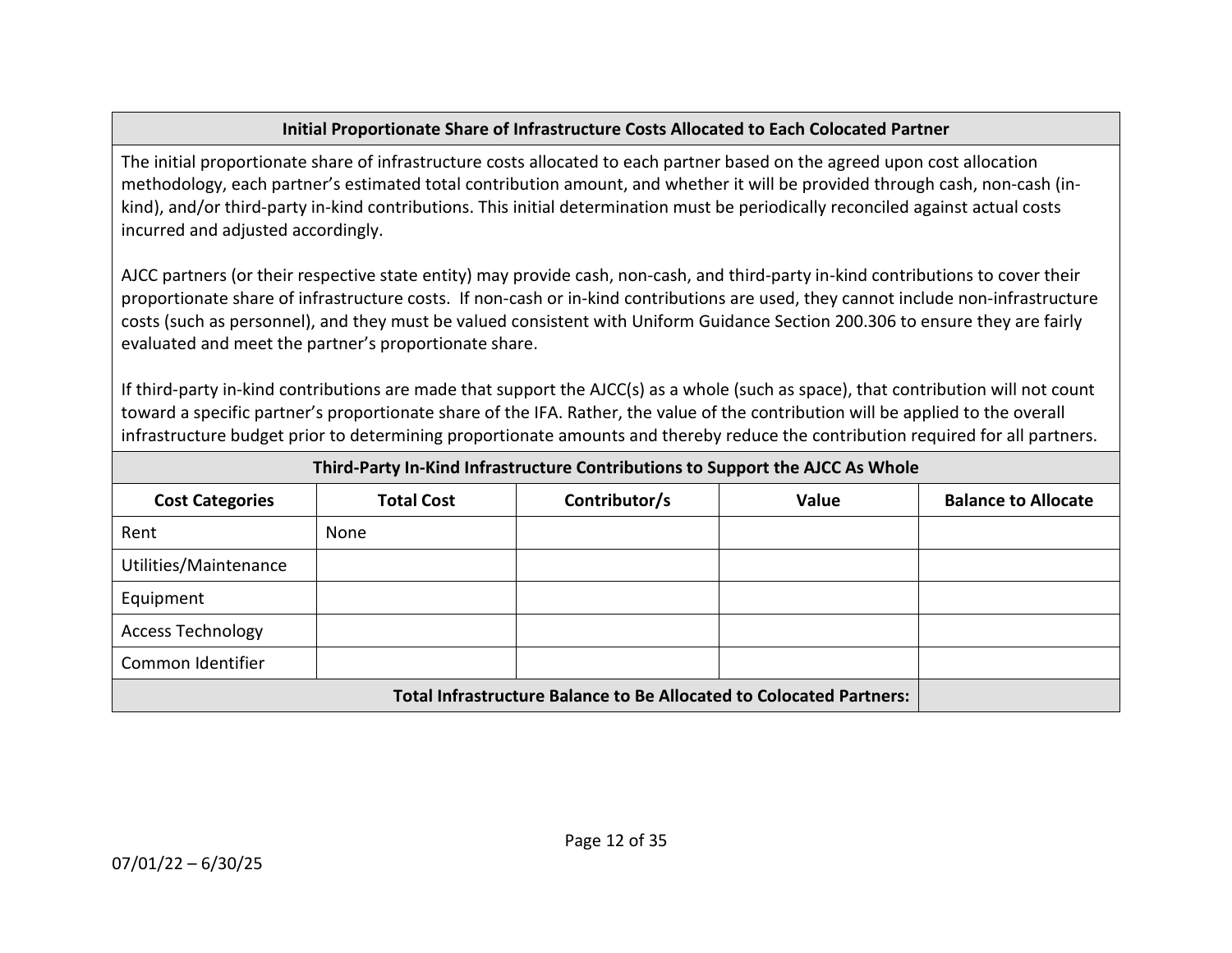| Initial Proportionate Share of Infrastructure Costs Allocated to Each Colocated Partner |
| --- |

The initial proportionate share of infrastructure costs allocated to each partner based on the agreed upon cost allocation methodology, each partner's estimated total contribution amount, and whether it will be provided through cash, non-cash (in-kind), and/or third-party in-kind contributions. This initial determination must be periodically reconciled against actual costs incurred and adjusted accordingly.

AJCC partners (or their respective state entity) may provide cash, non-cash, and third-party in-kind contributions to cover their proportionate share of infrastructure costs. If non-cash or in-kind contributions are used, they cannot include non-infrastructure costs (such as personnel), and they must be valued consistent with Uniform Guidance Section 200.306 to ensure they are fairly evaluated and meet the partner's proportionate share.

If third-party in-kind contributions are made that support the AJCC(s) as a whole (such as space), that contribution will not count toward a specific partner's proportionate share of the IFA. Rather, the value of the contribution will be applied to the overall infrastructure budget prior to determining proportionate amounts and thereby reduce the contribution required for all partners.

**Third-Party In-Kind Infrastructure Contributions to Support the AJCC As Whole**

| Cost Categories | Total Cost | Contributor/s | Value | Balance to Allocate |
| --- | --- | --- | --- | --- |
| Rent | None | | | |
| Utilities/Maintenance | | | | |
| Equipment | | | | |
| Access Technology | | | | |
| Common Identifier | | | | |
| **Total Infrastructure Balance to Be Allocated to Colocated Partners:** | | | | |

07/01/22 – 6/30/25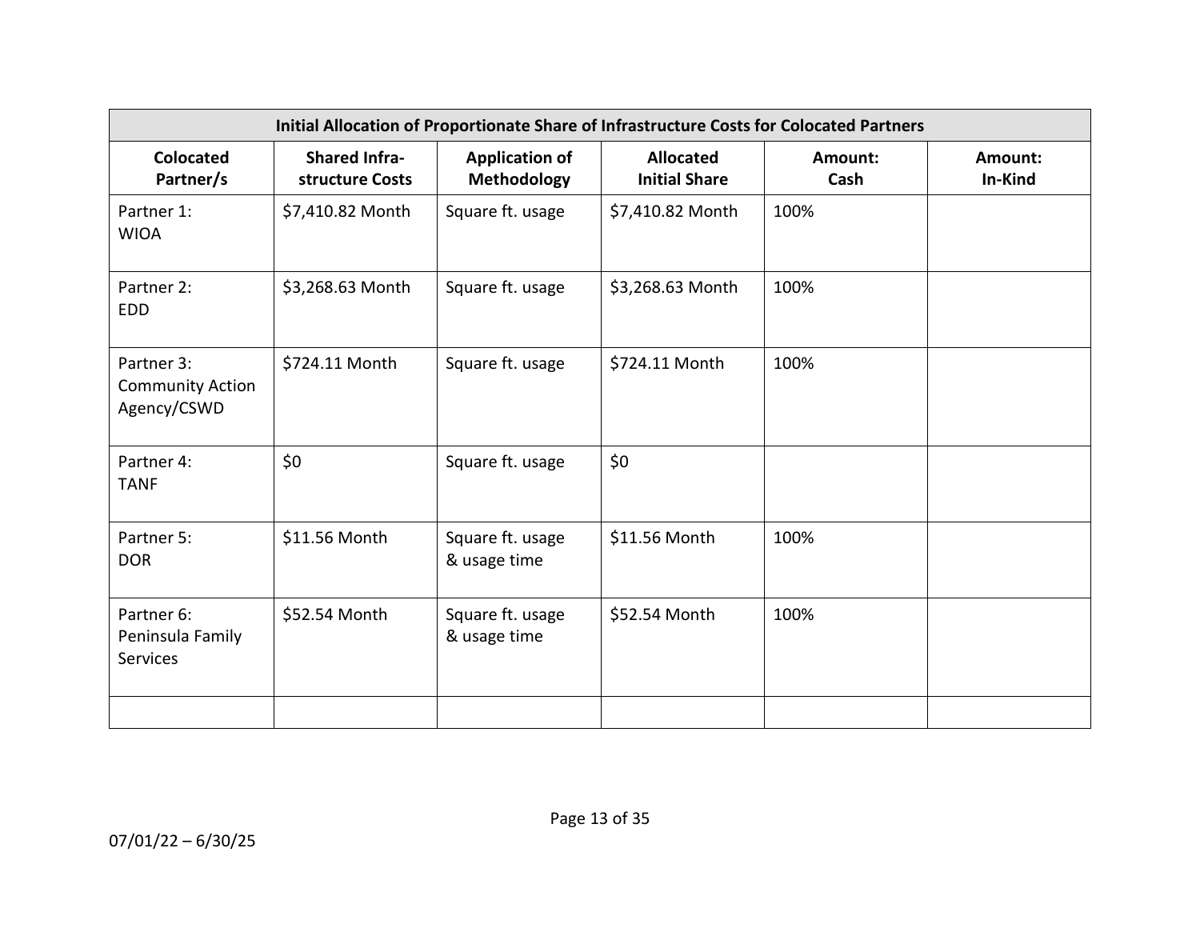| Initial Allocation of Proportionate Share of Infrastructure Costs for Colocated Partners | | | | | |
|---|---|---|---|---|---|
| **Colocated Partner/s** | **Shared Infra-structure Costs** | **Application of Methodology** | **Allocated Initial Share** | **Amount: Cash** | **Amount: In-Kind** |
| Partner 1: WIOA | $7,410.82 Month | Square ft. usage | $7,410.82 Month | 100% | |
| Partner 2: EDD | $3,268.63 Month | Square ft. usage | $3,268.63 Month | 100% | |
| Partner 3: Community Action Agency/CSWD | $724.11 Month | Square ft. usage | $724.11 Month | 100% | |
| Partner 4: TANF | $0 | Square ft. usage | $0 | | |
| Partner 5: DOR | $11.56 Month | Square ft. usage & usage time | $11.56 Month | 100% | |
| Partner 6: Peninsula Family Services | $52.54 Month | Square ft. usage & usage time | $52.54 Month | 100% | |
| | | | | | |

07/01/22 – 6/30/25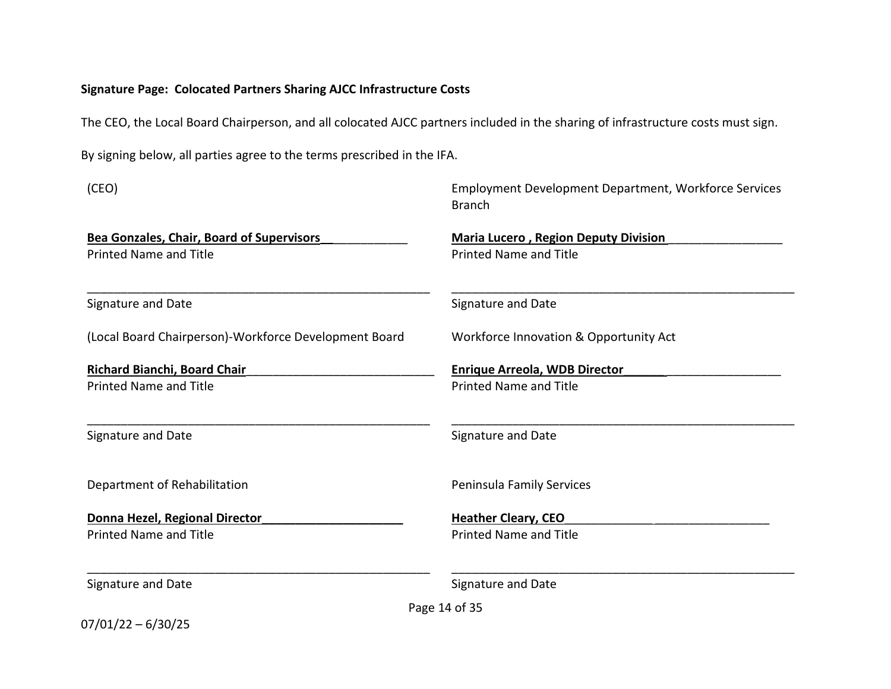**Signature Page: Colocated Partners Sharing AJCC Infrastructure Costs**

The CEO, the Local Board Chairperson, and all colocated AJCC partners included in the sharing of infrastructure costs must sign.

By signing below, all parties agree to the terms prescribed in the IFA.

(CEO)

**Bea Gonzales, Chair, Board of Supervisors**
Printed Name and Title

______________________________________________________
Signature and Date

Employment Development Department, Workforce Services Branch

**Maria Lucero , Region Deputy Division**
Printed Name and Title

______________________________________________________
Signature and Date

(Local Board Chairperson)-Workforce Development Board

**Richard Bianchi, Board Chair**
Printed Name and Title

______________________________________________________
Signature and Date

Workforce Innovation & Opportunity Act

**Enrique Arreola, WDB Director**
Printed Name and Title

______________________________________________________
Signature and Date

Department of Rehabilitation

**Donna Hezel, Regional Director**
Printed Name and Title

______________________________________________________
Signature and Date

Peninsula Family Services

**Heather Cleary, CEO**
Printed Name and Title

______________________________________________________
Signature and Date

07/01/22 – 6/30/25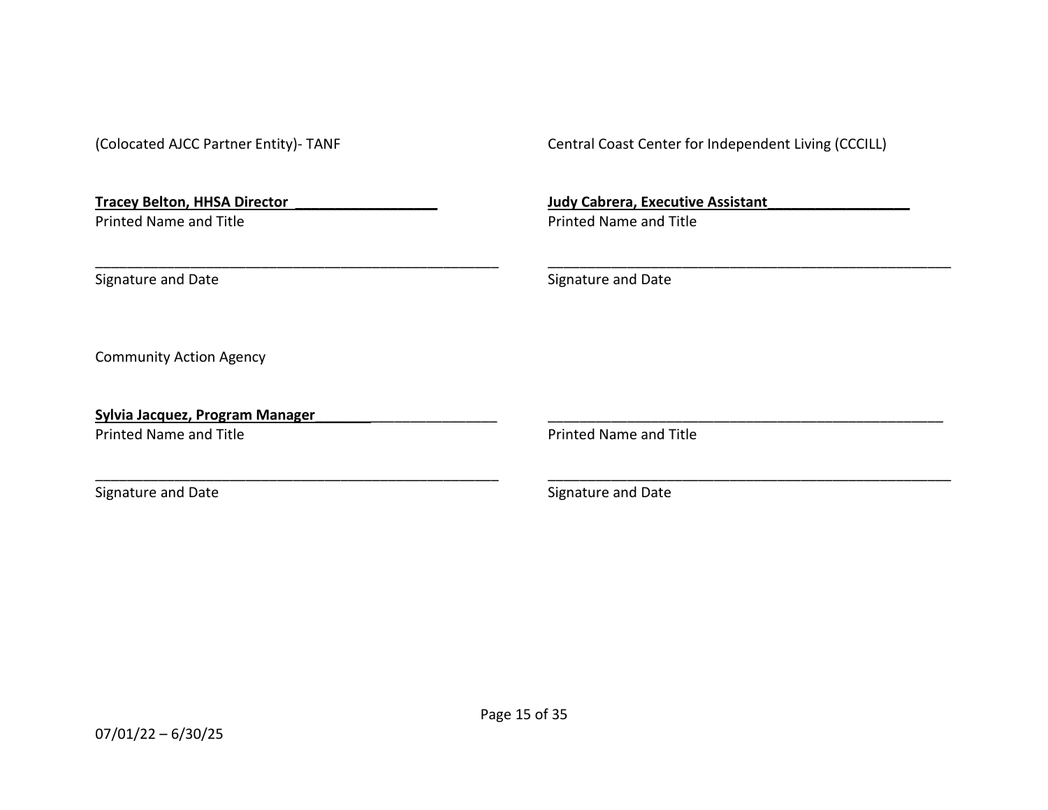(Colocated AJCC Partner Entity)- TANF

**Tracey Belton, HHSA Director** ___________________
Printed Name and Title

_____________________________________________________
Signature and Date

Central Coast Center for Independent Living (CCCILL)

**Judy Cabrera, Executive Assistant**___________________
Printed Name and Title

_____________________________________________________
Signature and Date

Community Action Agency

**Sylvia Jacquez, Program Manager**_______________________
Printed Name and Title

_____________________________________________________
Signature and Date

_____________________________________________________
Printed Name and Title

_____________________________________________________
Signature and Date

07/01/22 – 6/30/25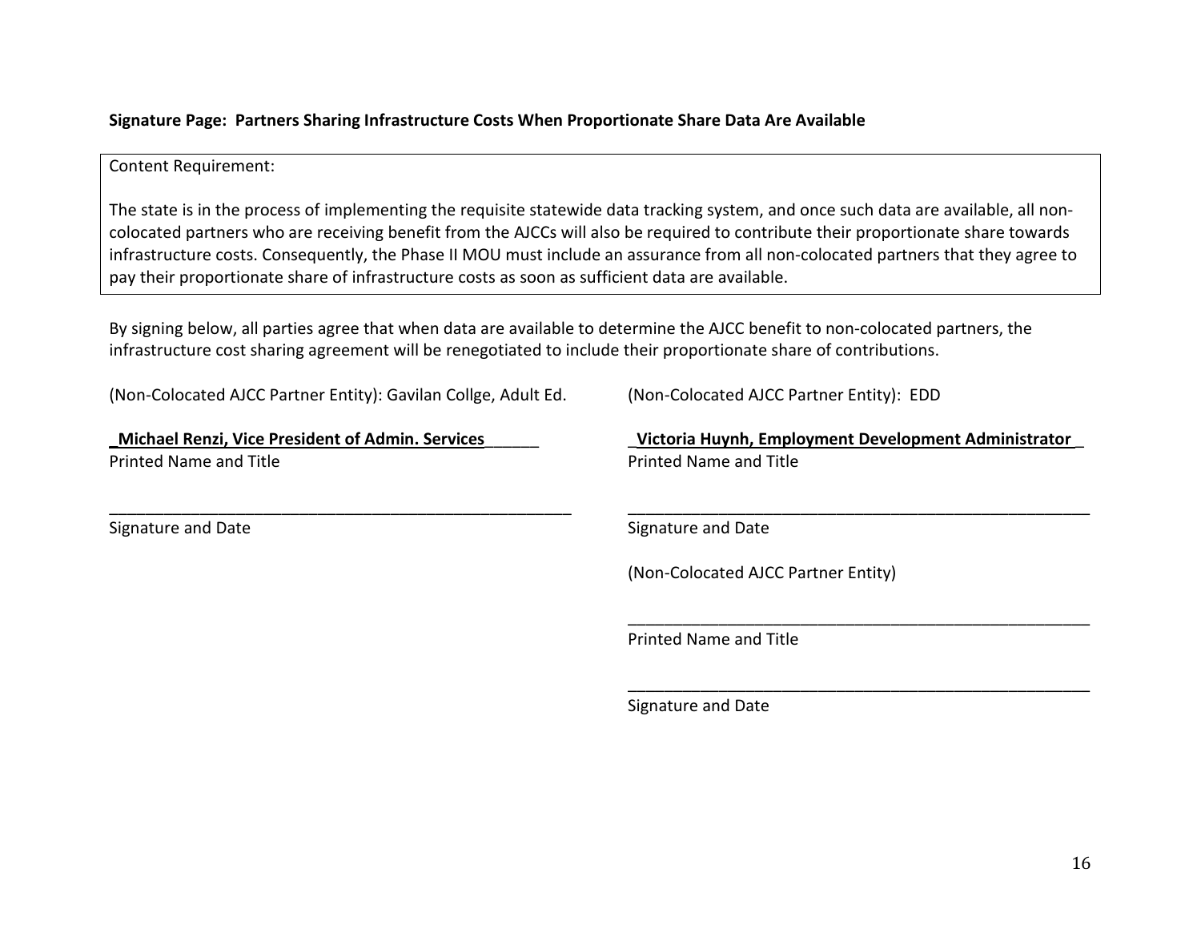**Signature Page: Partners Sharing Infrastructure Costs When Proportionate Share Data Are Available**

> Content Requirement:
>
> The state is in the process of implementing the requisite statewide data tracking system, and once such data are available, all non-colocated partners who are receiving benefit from the AJCCs will also be required to contribute their proportionate share towards infrastructure costs. Consequently, the Phase II MOU must include an assurance from all non-colocated partners that they agree to pay their proportionate share of infrastructure costs as soon as sufficient data are available.

By signing below, all parties agree that when data are available to determine the AJCC benefit to non-colocated partners, the infrastructure cost sharing agreement will be renegotiated to include their proportionate share of contributions.

(Non-Colocated AJCC Partner Entity): Gavilan Collge, Adult Ed.

**Michael Renzi, Vice President of Admin. Services**
Printed Name and Title

_____________________________________________
Signature and Date

(Non-Colocated AJCC Partner Entity): EDD

**Victoria Huynh, Employment Development Administrator**
Printed Name and Title

_____________________________________________
Signature and Date

(Non-Colocated AJCC Partner Entity)

_____________________________________________
Printed Name and Title

_____________________________________________
Signature and Date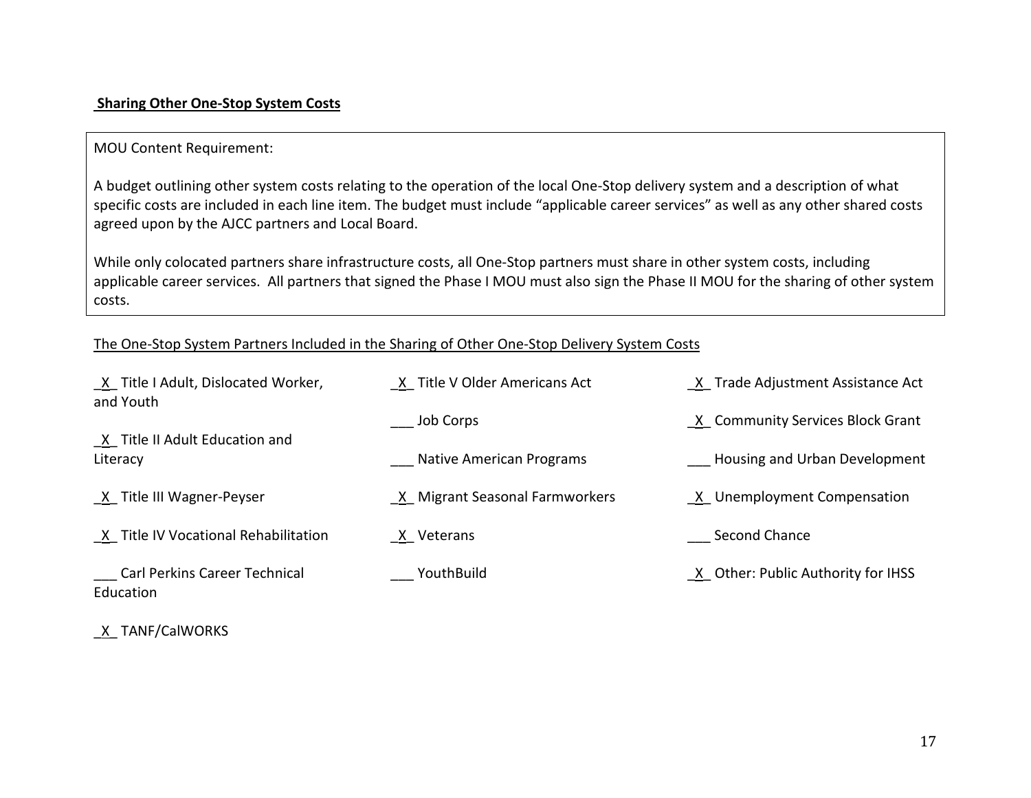**Sharing Other One-Stop System Costs**

> MOU Content Requirement:
>
> A budget outlining other system costs relating to the operation of the local One-Stop delivery system and a description of what specific costs are included in each line item. The budget must include "applicable career services" as well as any other shared costs agreed upon by the AJCC partners and Local Board.
>
> While only colocated partners share infrastructure costs, all One-Stop partners must share in other system costs, including applicable career services. All partners that signed the Phase I MOU must also sign the Phase II MOU for the sharing of other system costs.

<u>The One-Stop System Partners Included in the Sharing of Other One-Stop Delivery System Costs</u>

_X_ Title I Adult, Dislocated Worker, and Youth

_X_ Title II Adult Education and Literacy

_X_ Title III Wagner-Peyser

_X_ Title IV Vocational Rehabilitation

___ Carl Perkins Career Technical Education

_X_ TANF/CalWORKS

_X_ Title V Older Americans Act

___ Job Corps

___ Native American Programs

_X_ Migrant Seasonal Farmworkers

_X_ Veterans

___ YouthBuild

_X_ Trade Adjustment Assistance Act

_X_ Community Services Block Grant

___ Housing and Urban Development

_X_ Unemployment Compensation

___ Second Chance

_X_ Other: Public Authority for IHSS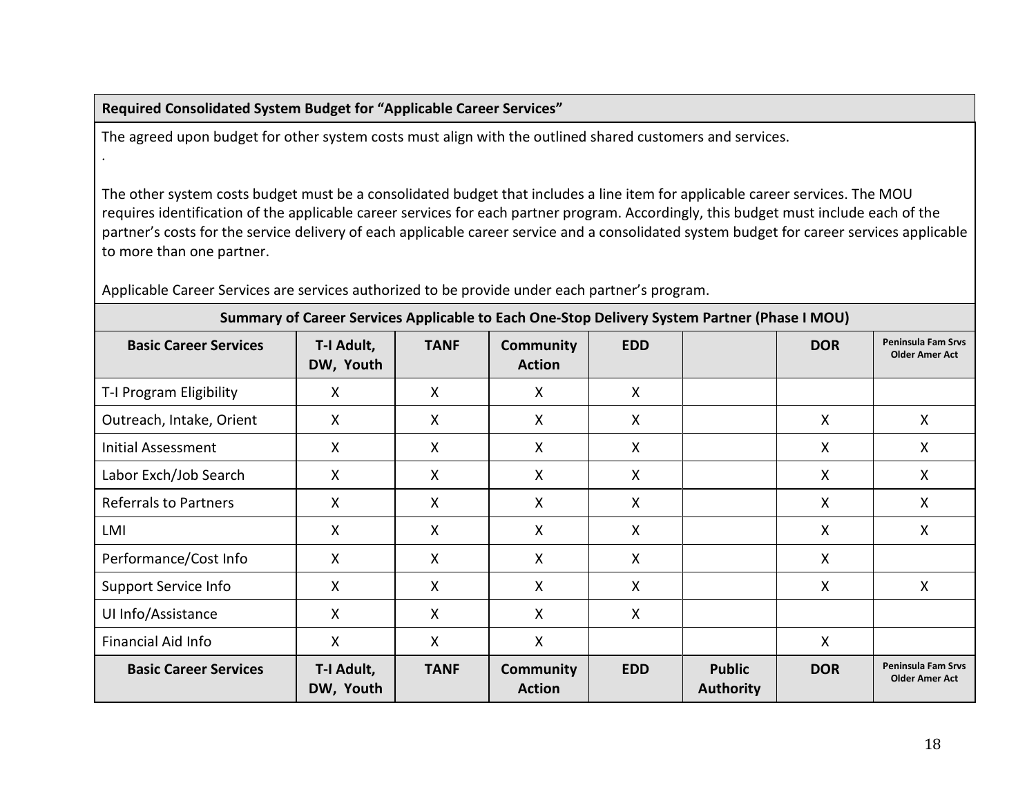**Required Consolidated System Budget for "Applicable Career Services"**

The agreed upon budget for other system costs must align with the outlined shared customers and services.

.

The other system costs budget must be a consolidated budget that includes a line item for applicable career services. The MOU requires identification of the applicable career services for each partner program. Accordingly, this budget must include each of the partner's costs for the service delivery of each applicable career service and a consolidated system budget for career services applicable to more than one partner.

Applicable Career Services are services authorized to be provide under each partner's program.

**Summary of Career Services Applicable to Each One-Stop Delivery System Partner (Phase I MOU)**

| Basic Career Services | T-I Adult, DW, Youth | TANF | Community Action | EDD | | DOR | Peninsula Fam Srvs Older Amer Act |
|---|---|---|---|---|---|---|---|
| T-I Program Eligibility | X | X | X | X | | | |
| Outreach, Intake, Orient | X | X | X | X | | X | X |
| Initial Assessment | X | X | X | X | | X | X |
| Labor Exch/Job Search | X | X | X | X | | X | X |
| Referrals to Partners | X | X | X | X | | X | X |
| LMI | X | X | X | X | | X | X |
| Performance/Cost Info | X | X | X | X | | X | |
| Support Service Info | X | X | X | X | | X | X |
| UI Info/Assistance | X | X | X | X | | | |
| Financial Aid Info | X | X | X | | | X | |
| **Basic Career Services** | **T-I Adult, DW, Youth** | **TANF** | **Community Action** | **EDD** | **Public Authority** | **DOR** | **Peninsula Fam Srvs Older Amer Act** |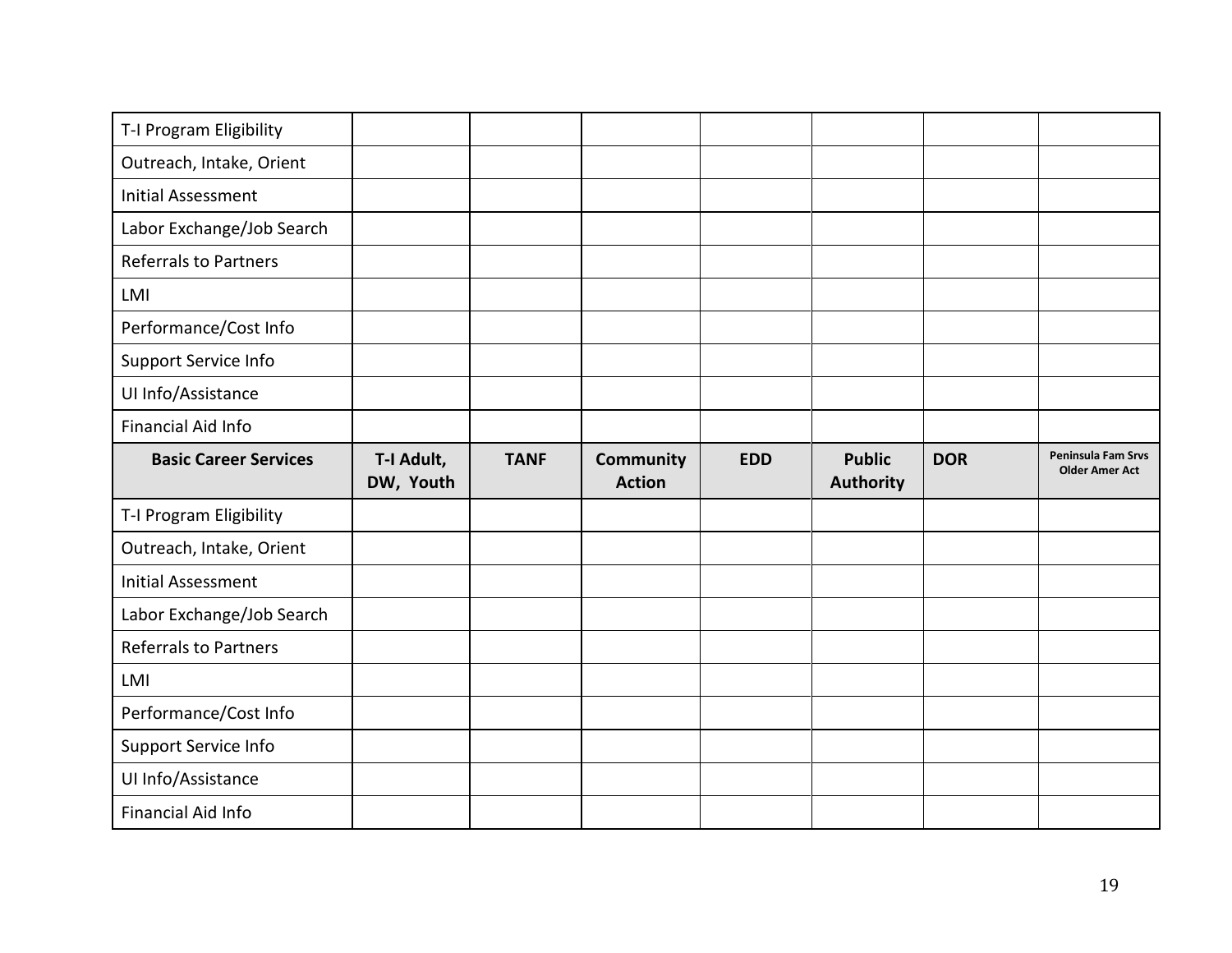| | | | | | | | |
|---|---|---|---|---|---|---|---|
| T-I Program Eligibility | | | | | | | |
| Outreach, Intake, Orient | | | | | | | |
| Initial Assessment | | | | | | | |
| Labor Exchange/Job Search | | | | | | | |
| Referrals to Partners | | | | | | | |
| LMI | | | | | | | |
| Performance/Cost Info | | | | | | | |
| Support Service Info | | | | | | | |
| UI Info/Assistance | | | | | | | |
| Financial Aid Info | | | | | | | |

| Basic Career Services | T-I Adult, DW, Youth | TANF | Community Action | EDD | Public Authority | DOR | Peninsula Fam Srvs Older Amer Act |
|---|---|---|---|---|---|---|---|
| T-I Program Eligibility | | | | | | | |
| Outreach, Intake, Orient | | | | | | | |
| Initial Assessment | | | | | | | |
| Labor Exchange/Job Search | | | | | | | |
| Referrals to Partners | | | | | | | |
| LMI | | | | | | | |
| Performance/Cost Info | | | | | | | |
| Support Service Info | | | | | | | |
| UI Info/Assistance | | | | | | | |
| Financial Aid Info | | | | | | | |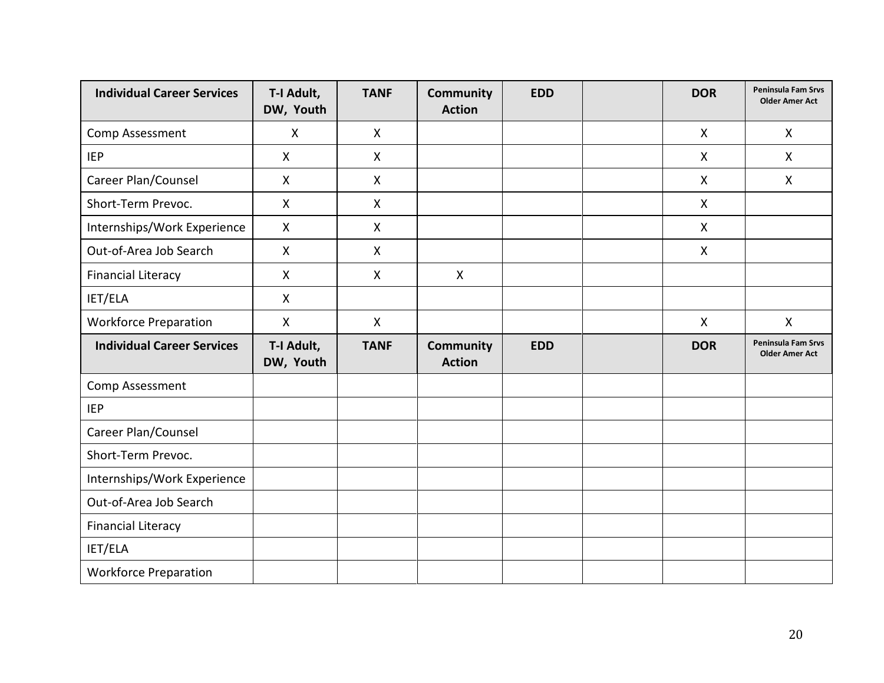| Individual Career Services | T-I Adult, DW, Youth | TANF | Community Action | EDD | | DOR | Peninsula Fam Srvs Older Amer Act |
|---|---|---|---|---|---|---|---|
| Comp Assessment | X | X | | | | X | X |
| IEP | X | X | | | | X | X |
| Career Plan/Counsel | X | X | | | | X | X |
| Short-Term Prevoc. | X | X | | | | X | |
| Internships/Work Experience | X | X | | | | X | |
| Out-of-Area Job Search | X | X | | | | X | |
| Financial Literacy | X | X | X | | | | |
| IET/ELA | X | | | | | | |
| Workforce Preparation | X | X | | | | X | X |

| Individual Career Services | T-I Adult, DW, Youth | TANF | Community Action | EDD | | DOR | Peninsula Fam Srvs Older Amer Act |
|---|---|---|---|---|---|---|---|
| Comp Assessment | | | | | | | |
| IEP | | | | | | | |
| Career Plan/Counsel | | | | | | | |
| Short-Term Prevoc. | | | | | | | |
| Internships/Work Experience | | | | | | | |
| Out-of-Area Job Search | | | | | | | |
| Financial Literacy | | | | | | | |
| IET/ELA | | | | | | | |
| Workforce Preparation | | | | | | | |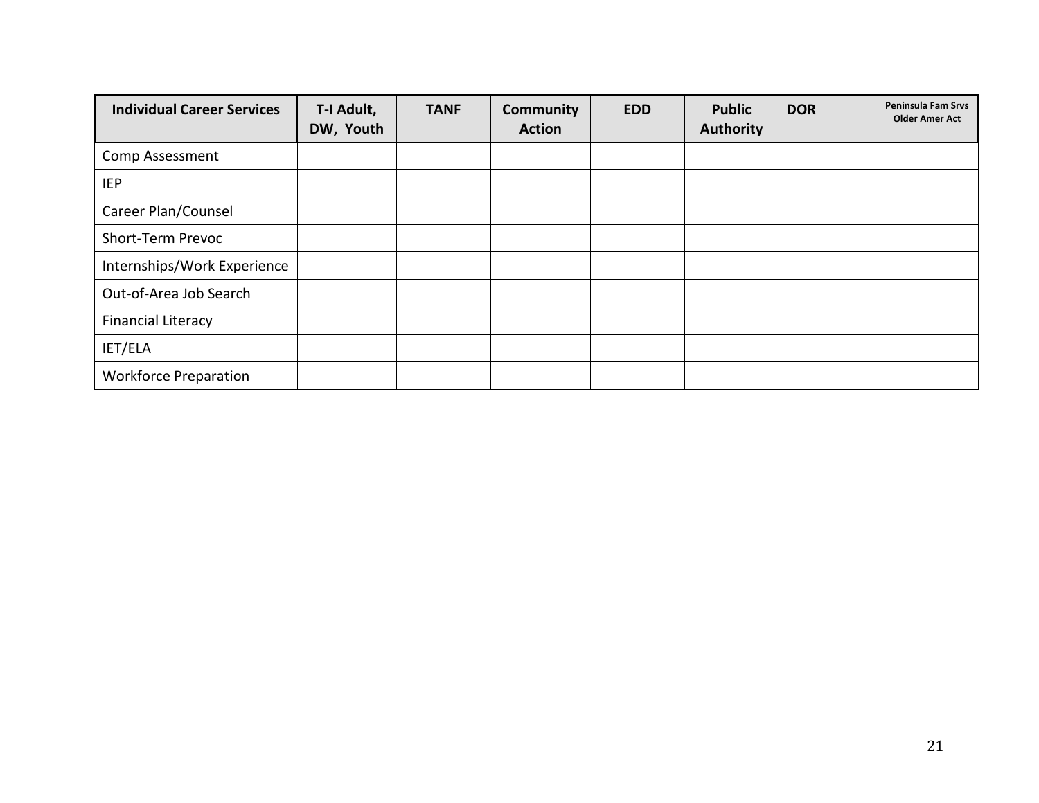| Individual Career Services | T-I Adult, DW, Youth | TANF | Community Action | EDD | Public Authority | DOR | Peninsula Fam Srvs Older Amer Act |
|---|---|---|---|---|---|---|---|
| Comp Assessment | | | | | | | |
| IEP | | | | | | | |
| Career Plan/Counsel | | | | | | | |
| Short-Term Prevoc | | | | | | | |
| Internships/Work Experience | | | | | | | |
| Out-of-Area Job Search | | | | | | | |
| Financial Literacy | | | | | | | |
| IET/ELA | | | | | | | |
| Workforce Preparation | | | | | | | |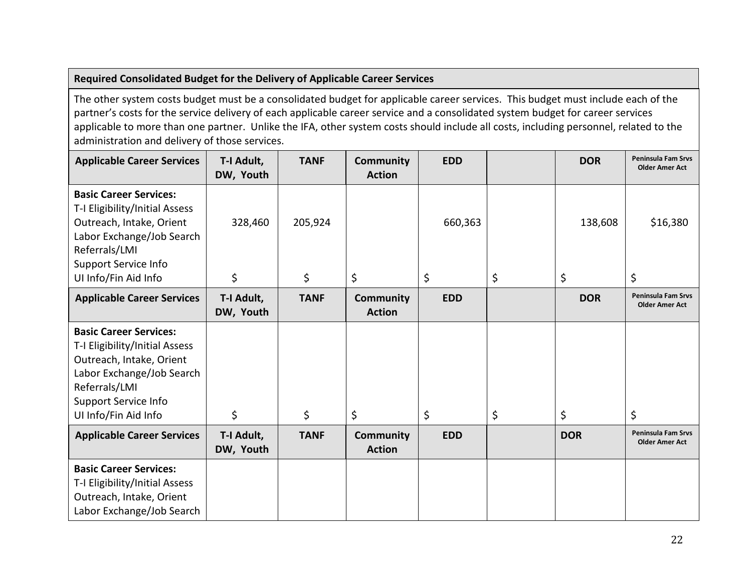| Required Consolidated Budget for the Delivery of Applicable Career Services | | | | | | | |
|---|---|---|---|---|---|---|---|
| The other system costs budget must be a consolidated budget for applicable career services. This budget must include each of the partner's costs for the service delivery of each applicable career service and a consolidated system budget for career services applicable to more than one partner. Unlike the IFA, other system costs should include all costs, including personnel, related to the administration and delivery of those services. | | | | | | | |
| **Applicable Career Services** | **T-I Adult, DW, Youth** | **TANF** | **Community Action** | **EDD** | | **DOR** | **Peninsula Fam Srvs Older Amer Act** |
| **Basic Career Services:**<br>T-I Eligibility/Initial Assess<br>Outreach, Intake, Orient<br>Labor Exchange/Job Search<br>Referrals/LMI<br>Support Service Info<br>UI Info/Fin Aid Info | 328,460<br><br>$ | 205,924<br><br>$ | $ | 660,363<br><br>$ | $ | 138,608<br><br>$ | $16,380<br><br>$ |
| **Applicable Career Services** | **T-I Adult, DW, Youth** | **TANF** | **Community Action** | **EDD** | | **DOR** | **Peninsula Fam Srvs Older Amer Act** |
| **Basic Career Services:**<br>T-I Eligibility/Initial Assess<br>Outreach, Intake, Orient<br>Labor Exchange/Job Search<br>Referrals/LMI<br>Support Service Info<br>UI Info/Fin Aid Info | $ | $ | $ | $ | $ | $ | $ |
| **Applicable Career Services** | **T-I Adult, DW, Youth** | **TANF** | **Community Action** | **EDD** | | **DOR** | **Peninsula Fam Srvs Older Amer Act** |
| **Basic Career Services:**<br>T-I Eligibility/Initial Assess<br>Outreach, Intake, Orient<br>Labor Exchange/Job Search | | | | | | | |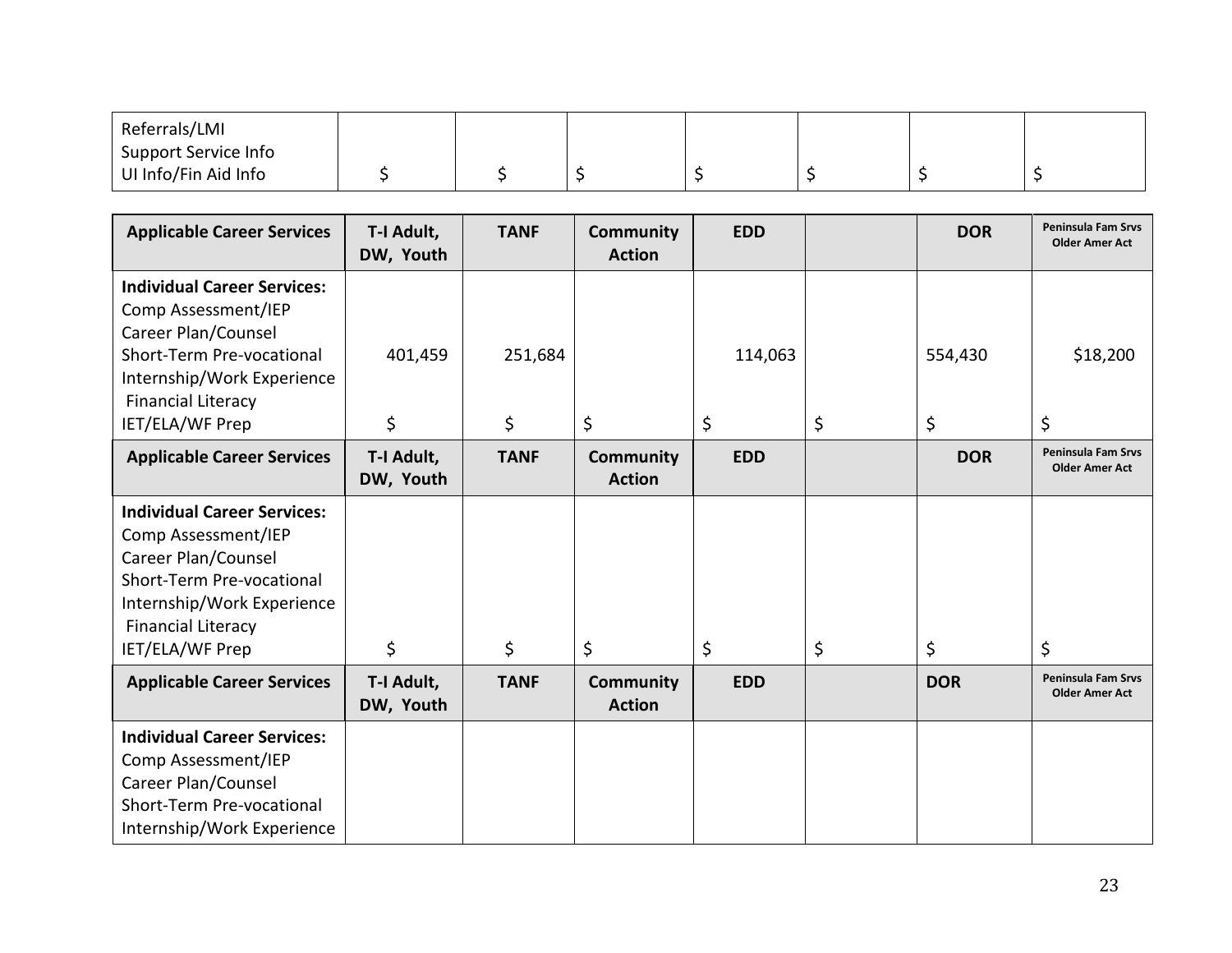| Referrals/LMI<br>Support Service Info<br>UI Info/Fin Aid Info | $ | $ | $ | $ | $ | $ | $ |
|---|---|---|---|---|---|---|---|

| Applicable Career Services | T-I Adult, DW, Youth | TANF | Community Action | EDD | | DOR | Peninsula Fam Srvs Older Amer Act |
|---|---|---|---|---|---|---|---|
| **Individual Career Services:**<br>Comp Assessment/IEP<br>Career Plan/Counsel<br>Short-Term Pre-vocational<br>Internship/Work Experience<br>Financial Literacy<br>IET/ELA/WF Prep | 401,459<br>$ | 251,684<br>$ | $ | 114,063<br>$ | $ | 554,430<br>$ | $18,200<br>$ |
| **Applicable Career Services** | **T-I Adult, DW, Youth** | **TANF** | **Community Action** | **EDD** | | **DOR** | **Peninsula Fam Srvs Older Amer Act** |
| **Individual Career Services:**<br>Comp Assessment/IEP<br>Career Plan/Counsel<br>Short-Term Pre-vocational<br>Internship/Work Experience<br>Financial Literacy<br>IET/ELA/WF Prep | $ | $ | $ | $ | $ | $ | $ |
| **Applicable Career Services** | **T-I Adult, DW, Youth** | **TANF** | **Community Action** | **EDD** | | **DOR** | **Peninsula Fam Srvs Older Amer Act** |
| **Individual Career Services:**<br>Comp Assessment/IEP<br>Career Plan/Counsel<br>Short-Term Pre-vocational<br>Internship/Work Experience | | | | | | | |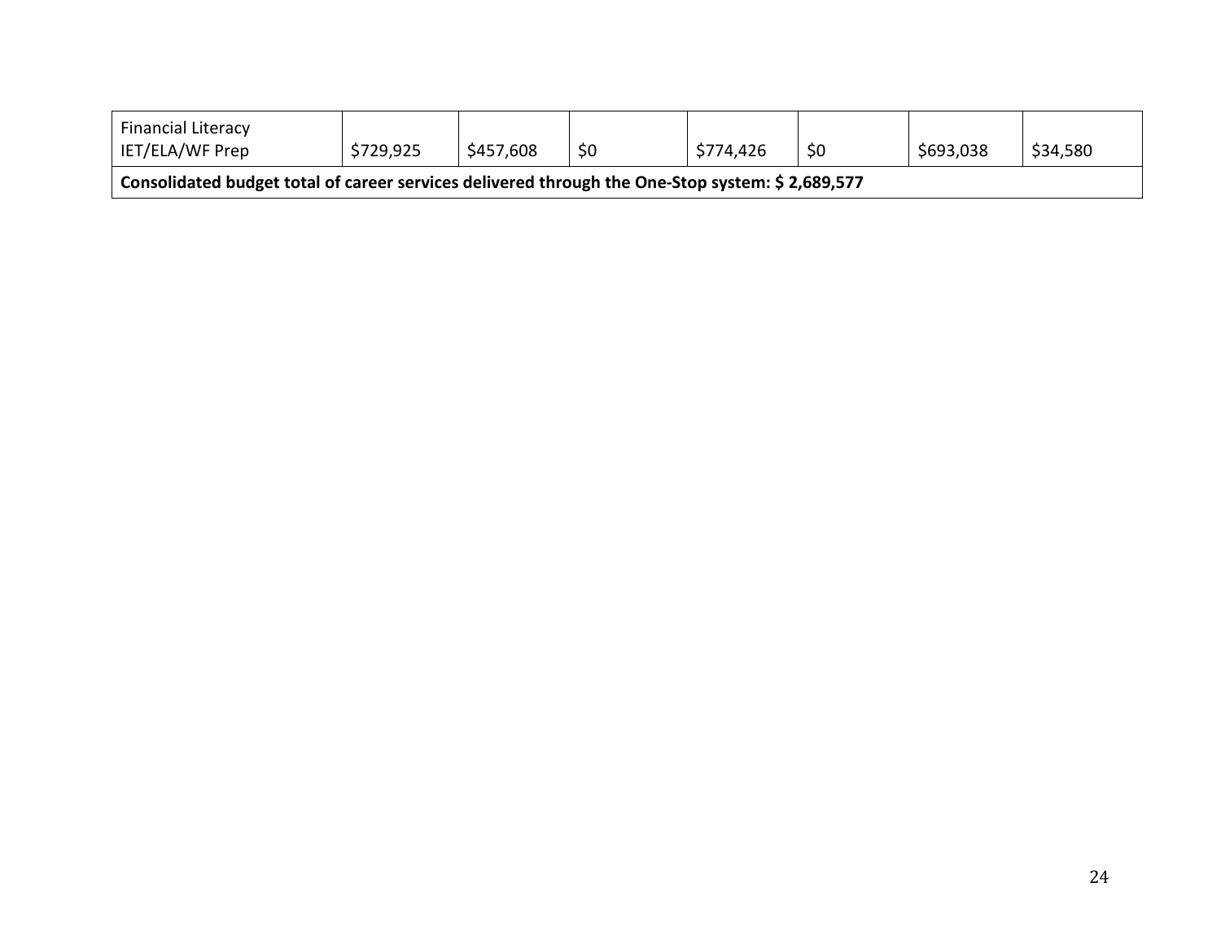| Financial Literacy IET/ELA/WF Prep | $729,925 | $457,608 | $0 | $774,426 | $0 | $693,038 | $34,580 |
|---|---|---|---|---|---|---|---|
| **Consolidated budget total of career services delivered through the One-Stop system: $ 2,689,577** | | | | | | | |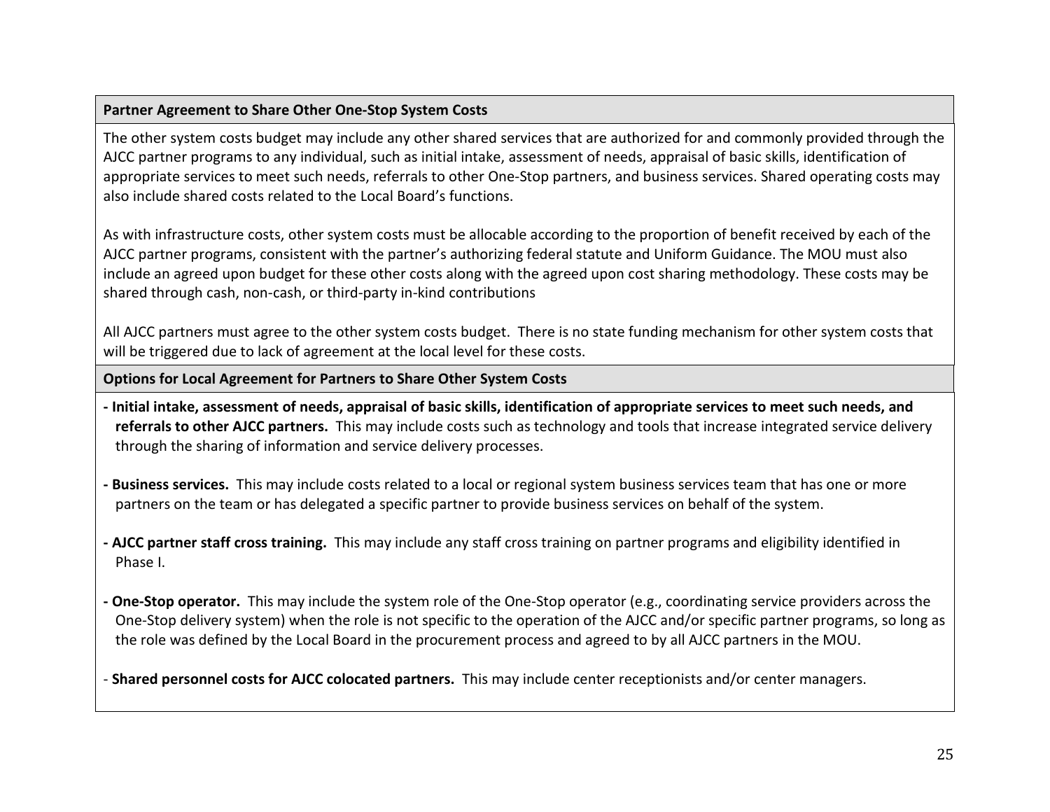**Partner Agreement to Share Other One-Stop System Costs**

The other system costs budget may include any other shared services that are authorized for and commonly provided through the AJCC partner programs to any individual, such as initial intake, assessment of needs, appraisal of basic skills, identification of appropriate services to meet such needs, referrals to other One-Stop partners, and business services. Shared operating costs may also include shared costs related to the Local Board's functions.

As with infrastructure costs, other system costs must be allocable according to the proportion of benefit received by each of the AJCC partner programs, consistent with the partner's authorizing federal statute and Uniform Guidance. The MOU must also include an agreed upon budget for these other costs along with the agreed upon cost sharing methodology. These costs may be shared through cash, non-cash, or third-party in-kind contributions

All AJCC partners must agree to the other system costs budget. There is no state funding mechanism for other system costs that will be triggered due to lack of agreement at the local level for these costs.

**Options for Local Agreement for Partners to Share Other System Costs**

- **Initial intake, assessment of needs, appraisal of basic skills, identification of appropriate services to meet such needs, and referrals to other AJCC partners.** This may include costs such as technology and tools that increase integrated service delivery through the sharing of information and service delivery processes.

- **Business services.** This may include costs related to a local or regional system business services team that has one or more partners on the team or has delegated a specific partner to provide business services on behalf of the system.

- **AJCC partner staff cross training.** This may include any staff cross training on partner programs and eligibility identified in Phase I.

- **One-Stop operator.** This may include the system role of the One-Stop operator (e.g., coordinating service providers across the One-Stop delivery system) when the role is not specific to the operation of the AJCC and/or specific partner programs, so long as the role was defined by the Local Board in the procurement process and agreed to by all AJCC partners in the MOU.

- **Shared personnel costs for AJCC colocated partners.** This may include center receptionists and/or center managers.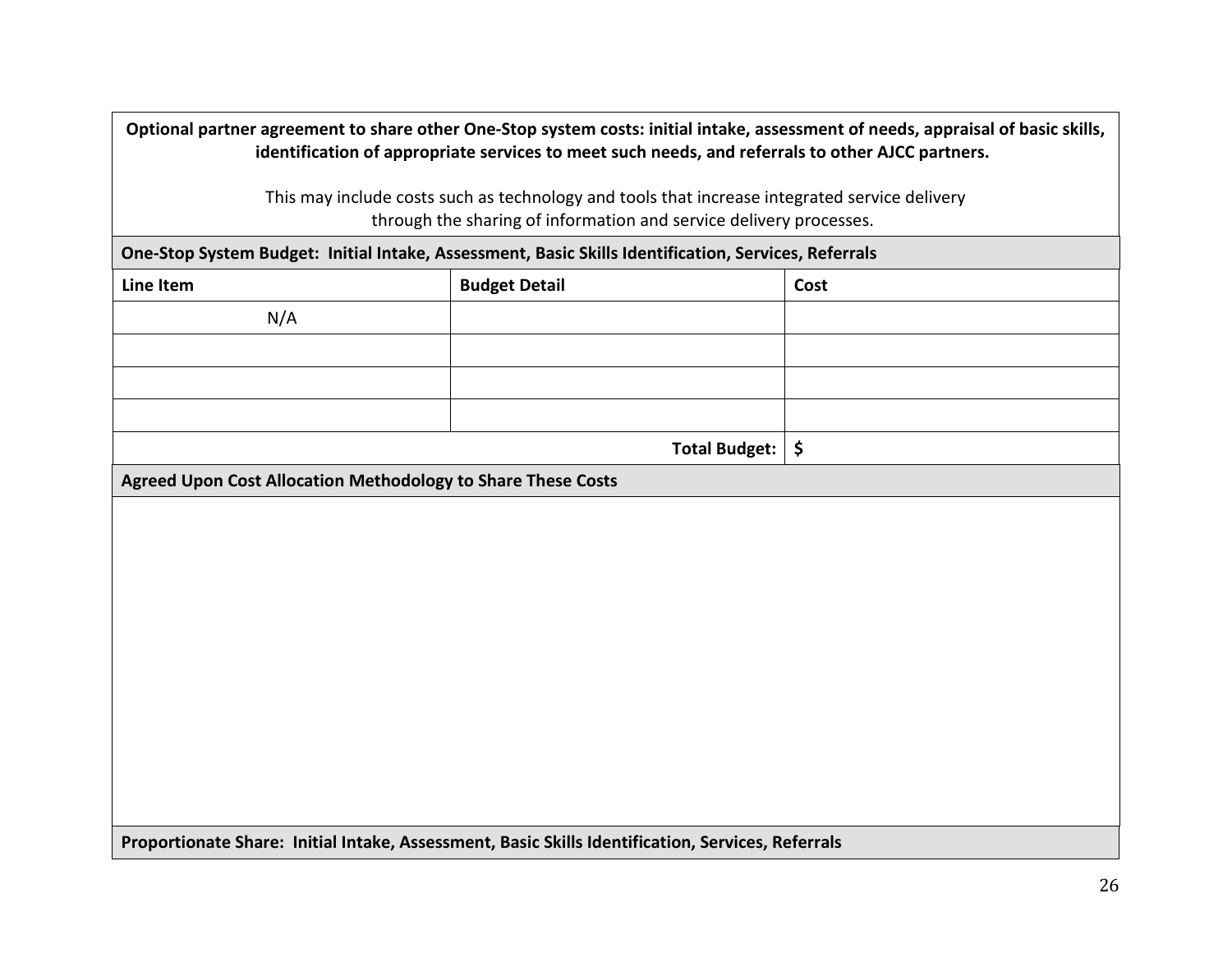**Optional partner agreement to share other One-Stop system costs: initial intake, assessment of needs, appraisal of basic skills, identification of appropriate services to meet such needs, and referrals to other AJCC partners.**

This may include costs such as technology and tools that increase integrated service delivery through the sharing of information and service delivery processes.

**One-Stop System Budget: Initial Intake, Assessment, Basic Skills Identification, Services, Referrals**

| Line Item | Budget Detail | Cost |
|---|---|---|
| N/A | | |
| | | |
| | | |
| | | |
| | **Total Budget:** | **$** |

**Agreed Upon Cost Allocation Methodology to Share These Costs**

**Proportionate Share: Initial Intake, Assessment, Basic Skills Identification, Services, Referrals**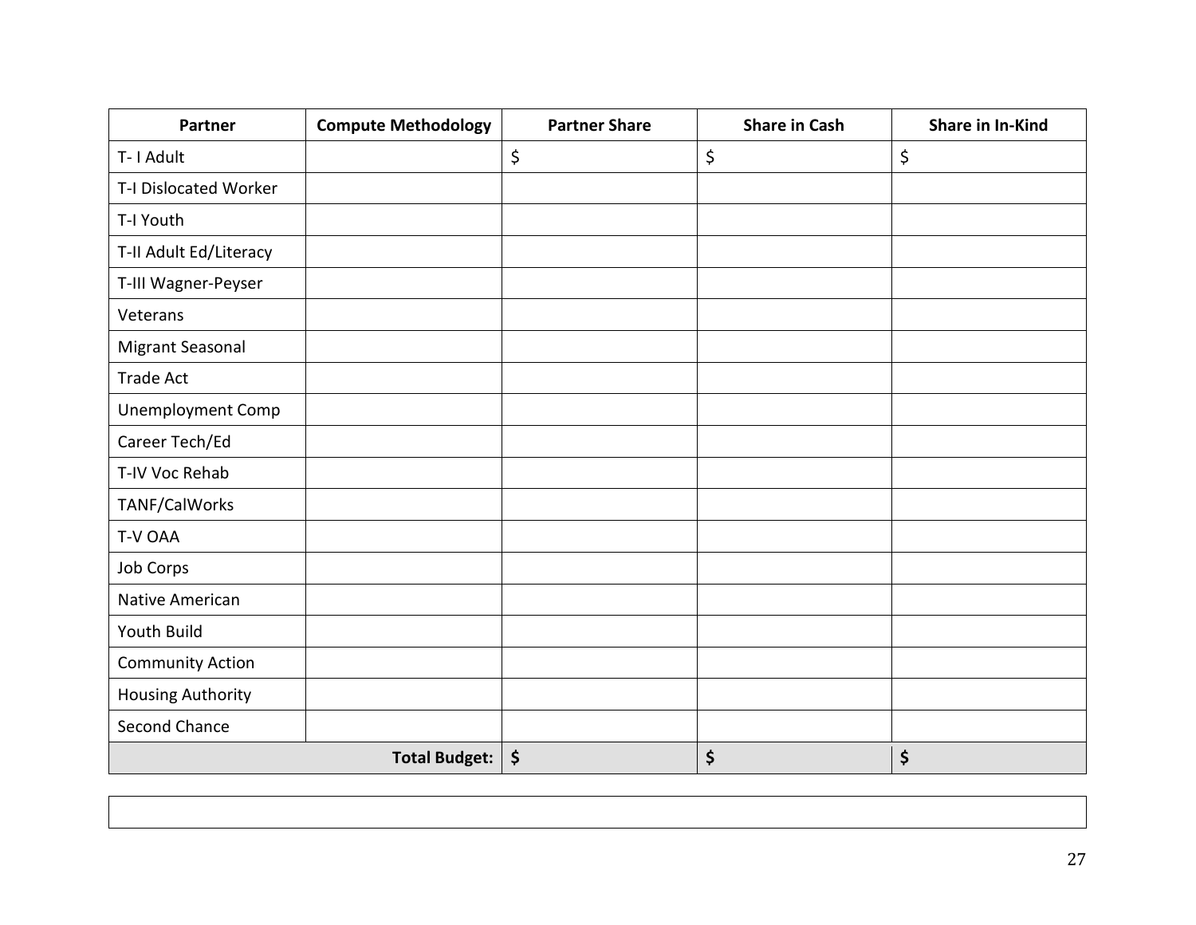| Partner | Compute Methodology | Partner Share | Share in Cash | Share in In-Kind |
|---|---|---|---|---|
| T- I Adult | | $ | $ | $ |
| T-I Dislocated Worker | | | | |
| T-I Youth | | | | |
| T-II Adult Ed/Literacy | | | | |
| T-III Wagner-Peyser | | | | |
| Veterans | | | | |
| Migrant Seasonal | | | | |
| Trade Act | | | | |
| Unemployment Comp | | | | |
| Career Tech/Ed | | | | |
| T-IV Voc Rehab | | | | |
| TANF/CalWorks | | | | |
| T-V OAA | | | | |
| Job Corps | | | | |
| Native American | | | | |
| Youth Build | | | | |
| Community Action | | | | |
| Housing Authority | | | | |
| Second Chance | | | | |
| | **Total Budget:** | **$** | **$** | **$** |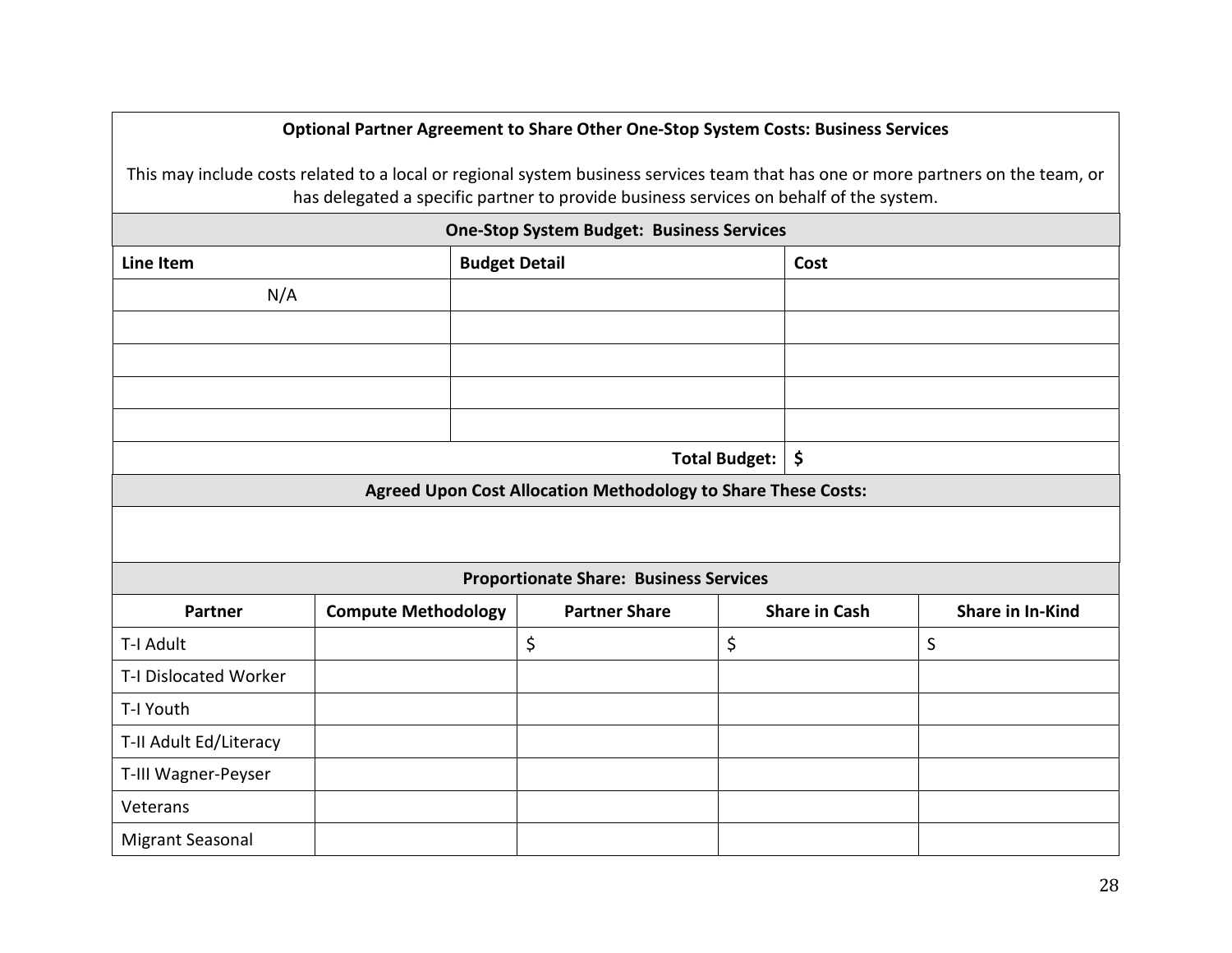**Optional Partner Agreement to Share Other One-Stop System Costs: Business Services**

This may include costs related to a local or regional system business services team that has one or more partners on the team, or has delegated a specific partner to provide business services on behalf of the system.

**One-Stop System Budget: Business Services**

| Line Item | Budget Detail | Cost |
|---|---|---|
| N/A | | |
| | | |
| | | |
| | | |
| | | |
| | **Total Budget:** | **$** |

**Agreed Upon Cost Allocation Methodology to Share These Costs:**

**Proportionate Share: Business Services**

| Partner | Compute Methodology | Partner Share | Share in Cash | Share in In-Kind |
|---|---|---|---|---|
| T-I Adult | | $ | $ | S |
| T-I Dislocated Worker | | | | |
| T-I Youth | | | | |
| T-II Adult Ed/Literacy | | | | |
| T-III Wagner-Peyser | | | | |
| Veterans | | | | |
| Migrant Seasonal | | | | |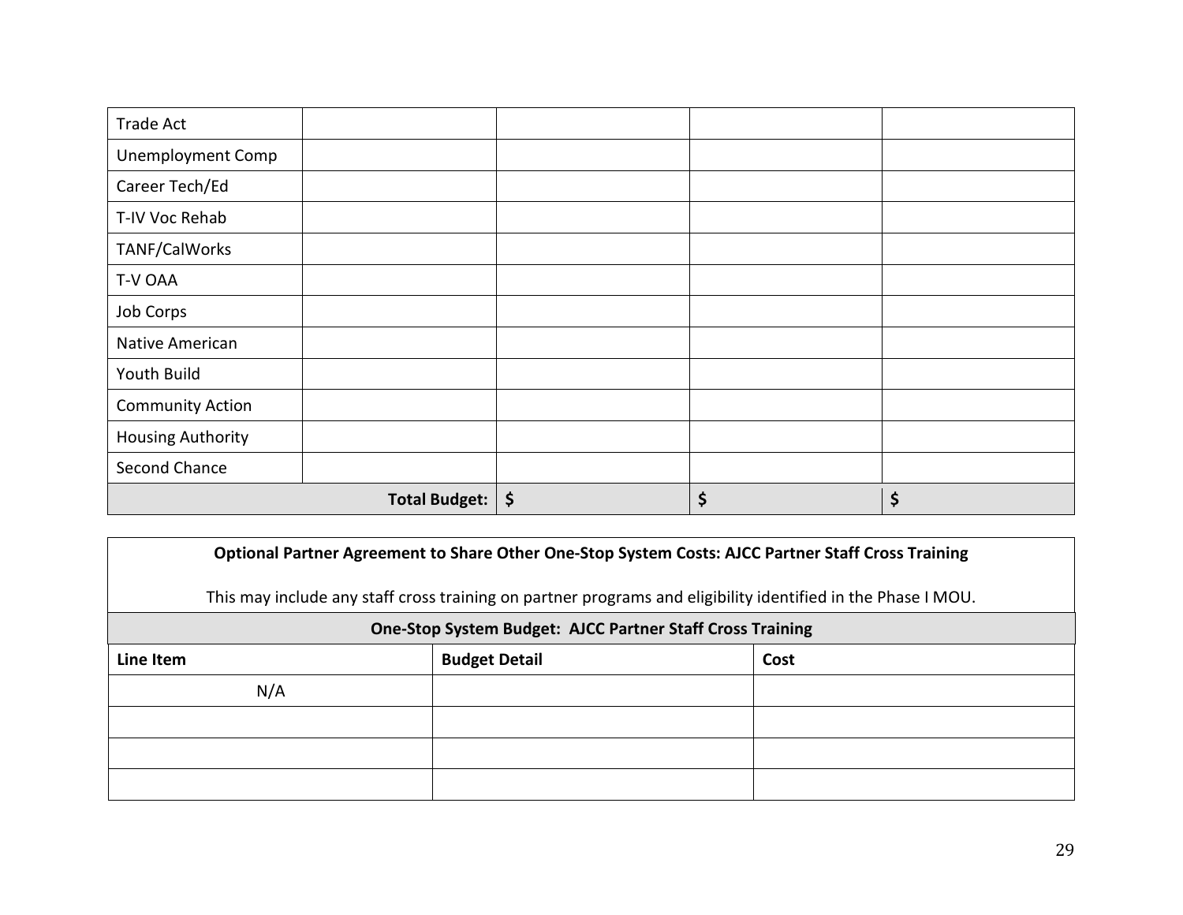| | | | | |
|---|---|---|---|---|
| Trade Act | | | | |
| Unemployment Comp | | | | |
| Career Tech/Ed | | | | |
| T-IV Voc Rehab | | | | |
| TANF/CalWorks | | | | |
| T-V OAA | | | | |
| Job Corps | | | | |
| Native American | | | | |
| Youth Build | | | | |
| Community Action | | | | |
| Housing Authority | | | | |
| Second Chance | | | | |
| | **Total Budget:** | **$** | **$** | **$** |

**Optional Partner Agreement to Share Other One-Stop System Costs: AJCC Partner Staff Cross Training**

This may include any staff cross training on partner programs and eligibility identified in the Phase I MOU.

| **One-Stop System Budget: AJCC Partner Staff Cross Training** | | |
|---|---|---|
| **Line Item** | **Budget Detail** | **Cost** |
| N/A | | |
| | | |
| | | |
| | | |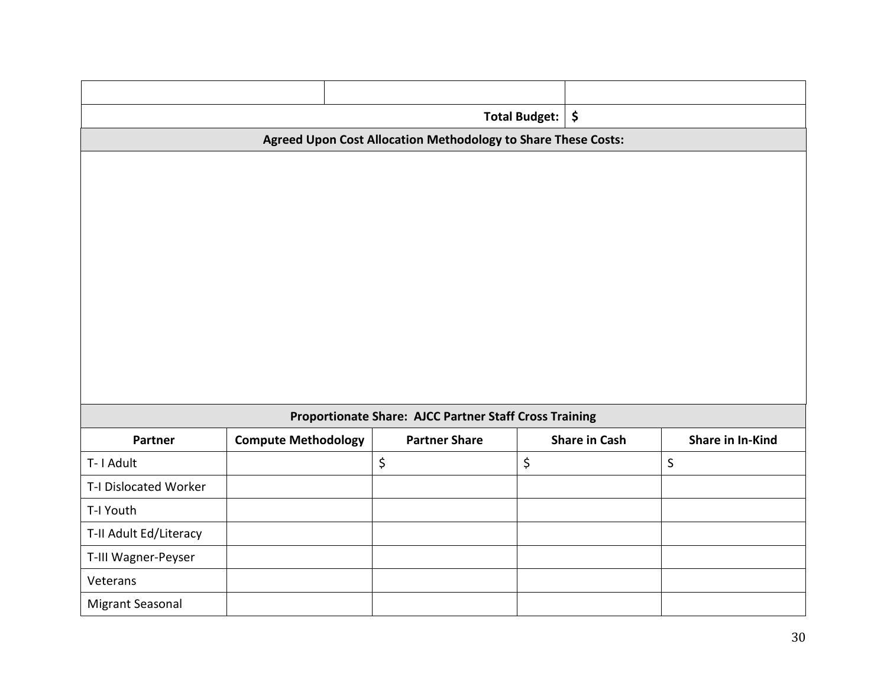| | | |
|---|---|---|
| | | |
| | **Total Budget:** | **$** |

**Agreed Upon Cost Allocation Methodology to Share These Costs:**

**Proportionate Share: AJCC Partner Staff Cross Training**

| Partner | Compute Methodology | Partner Share | Share in Cash | Share in In-Kind |
|---|---|---|---|---|
| T- I Adult | | $ | $ | S |
| T-I Dislocated Worker | | | | |
| T-I Youth | | | | |
| T-II Adult Ed/Literacy | | | | |
| T-III Wagner-Peyser | | | | |
| Veterans | | | | |
| Migrant Seasonal | | | | |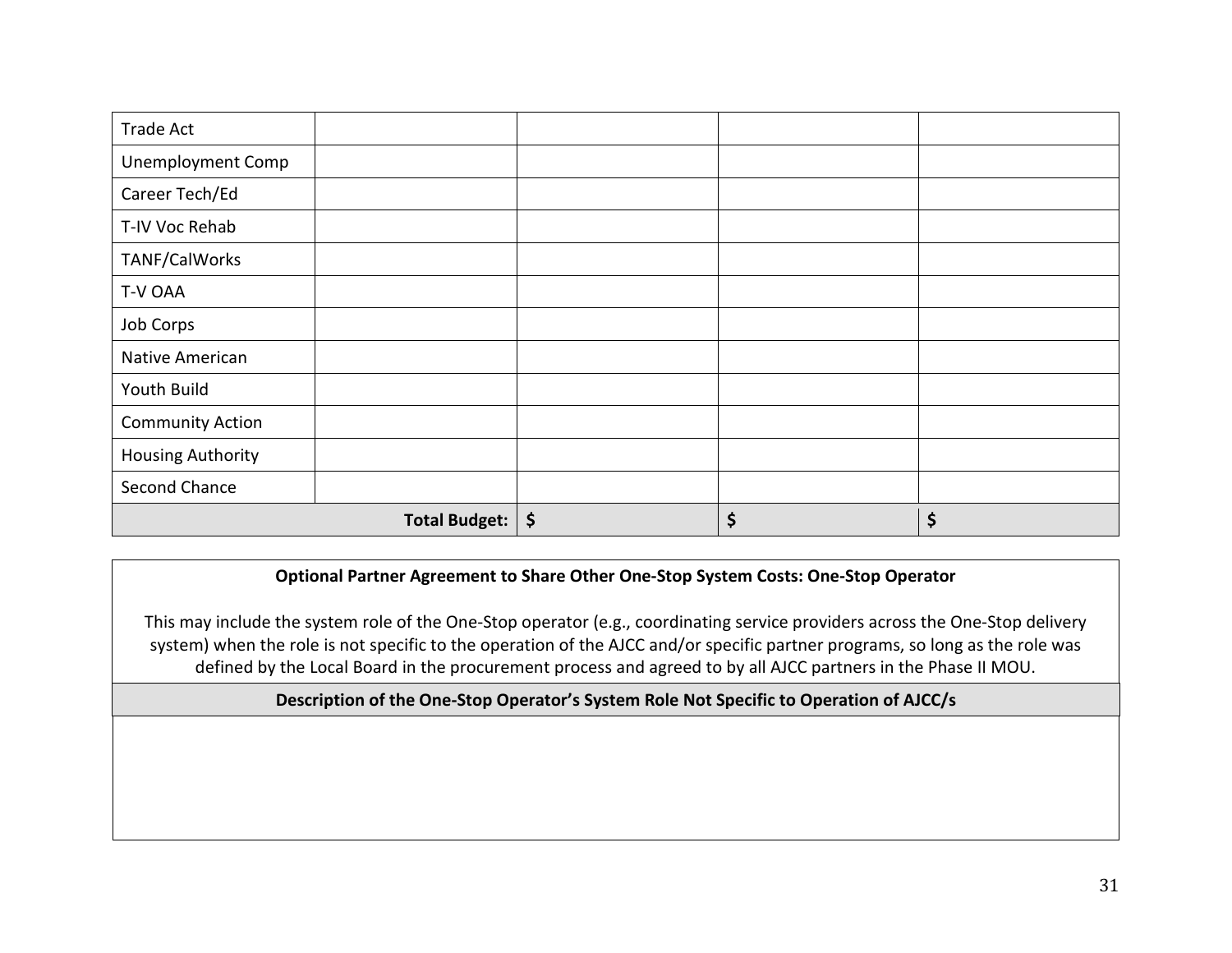| | | | | |
|---|---|---|---|---|
| Trade Act | | | | |
| Unemployment Comp | | | | |
| Career Tech/Ed | | | | |
| T-IV Voc Rehab | | | | |
| TANF/CalWorks | | | | |
| T-V OAA | | | | |
| Job Corps | | | | |
| Native American | | | | |
| Youth Build | | | | |
| Community Action | | | | |
| Housing Authority | | | | |
| Second Chance | | | | |
| | **Total Budget:** | **$** | **$** | **$** |

| **Optional Partner Agreement to Share Other One-Stop System Costs: One-Stop Operator**<br><br>This may include the system role of the One-Stop operator (e.g., coordinating service providers across the One-Stop delivery system) when the role is not specific to the operation of the AJCC and/or specific partner programs, so long as the role was defined by the Local Board in the procurement process and agreed to by all AJCC partners in the Phase II MOU. |
|---|
| **Description of the One-Stop Operator's System Role Not Specific to Operation of AJCC/s** |
| |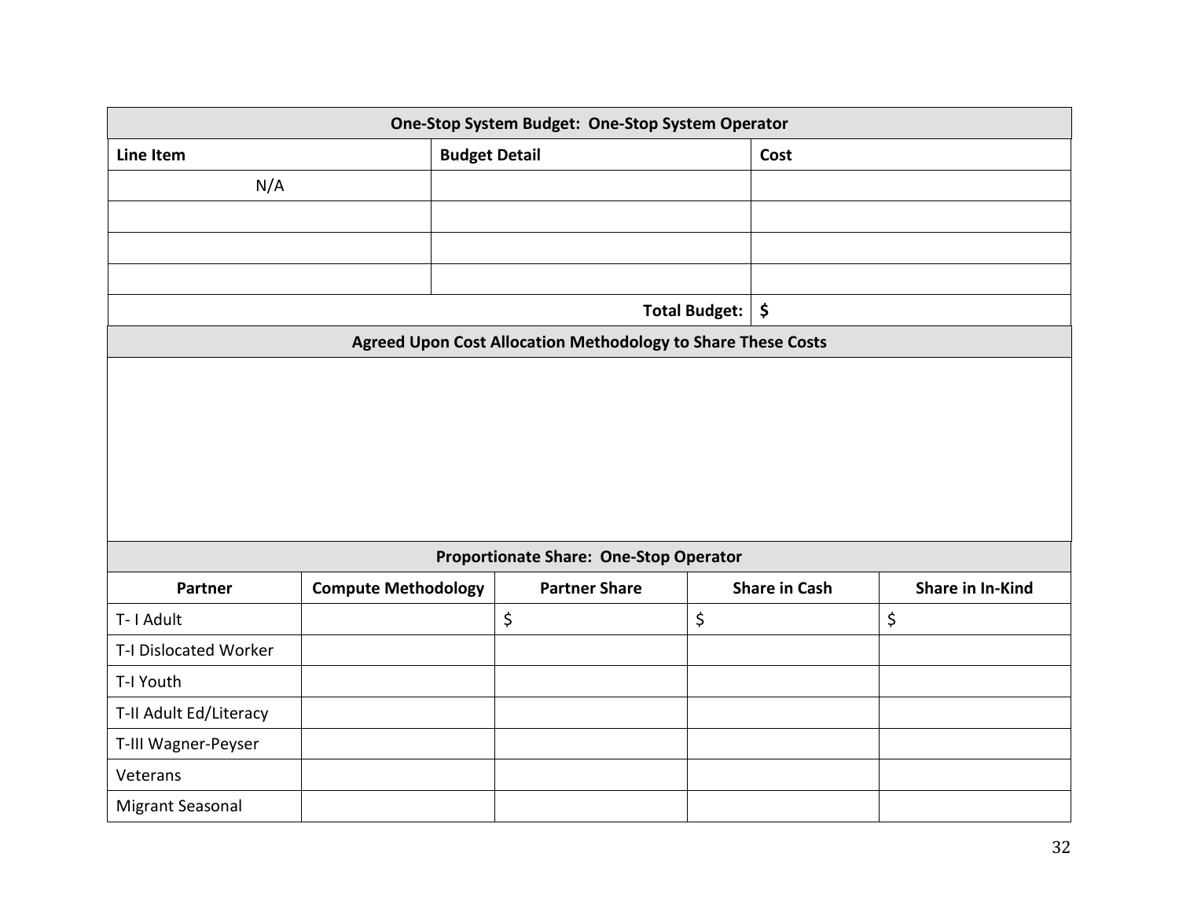| One-Stop System Budget: One-Stop System Operator | | |
|---|---|---|
| **Line Item** | **Budget Detail** | **Cost** |
| N/A | | |
| | | |
| | | |
| | | |
| | **Total Budget:** | **$** |

| Agreed Upon Cost Allocation Methodology to Share These Costs |
|---|
| |

| Proportionate Share: One-Stop Operator | | | | |
|---|---|---|---|---|
| **Partner** | **Compute Methodology** | **Partner Share** | **Share in Cash** | **Share in In-Kind** |
| T- I Adult | | $ | $ | $ |
| T-I Dislocated Worker | | | | |
| T-I Youth | | | | |
| T-II Adult Ed/Literacy | | | | |
| T-III Wagner-Peyser | | | | |
| Veterans | | | | |
| Migrant Seasonal | | | | |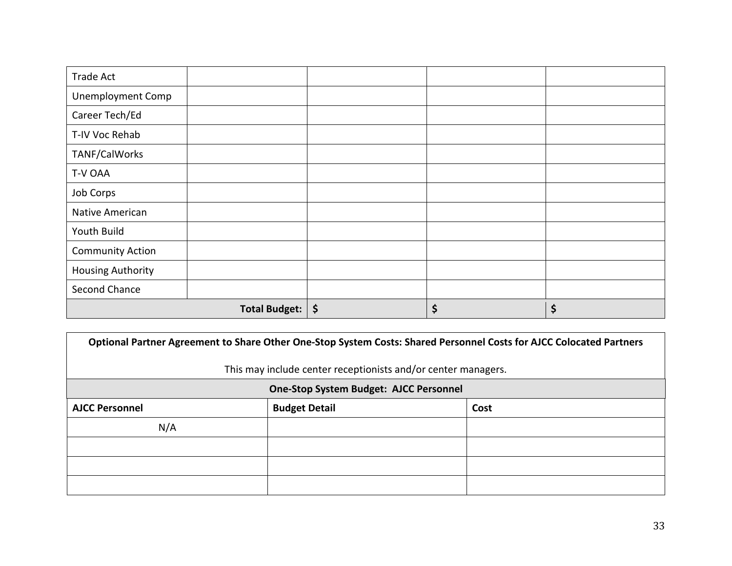| | | | | |
|---|---|---|---|---|
| Trade Act | | | | |
| Unemployment Comp | | | | |
| Career Tech/Ed | | | | |
| T-IV Voc Rehab | | | | |
| TANF/CalWorks | | | | |
| T-V OAA | | | | |
| Job Corps | | | | |
| Native American | | | | |
| Youth Build | | | | |
| Community Action | | | | |
| Housing Authority | | | | |
| Second Chance | | | | |
| | **Total Budget:** | **$** | **$** | **$** |

| **Optional Partner Agreement to Share Other One-Stop System Costs: Shared Personnel Costs for AJCC Colocated Partners**<br><br>This may include center receptionists and/or center managers. | | |
|---|---|---|
| **One-Stop System Budget: AJCC Personnel** | | |
| **AJCC Personnel** | **Budget Detail** | **Cost** |
| N/A | | |
| | | |
| | | |
| | | |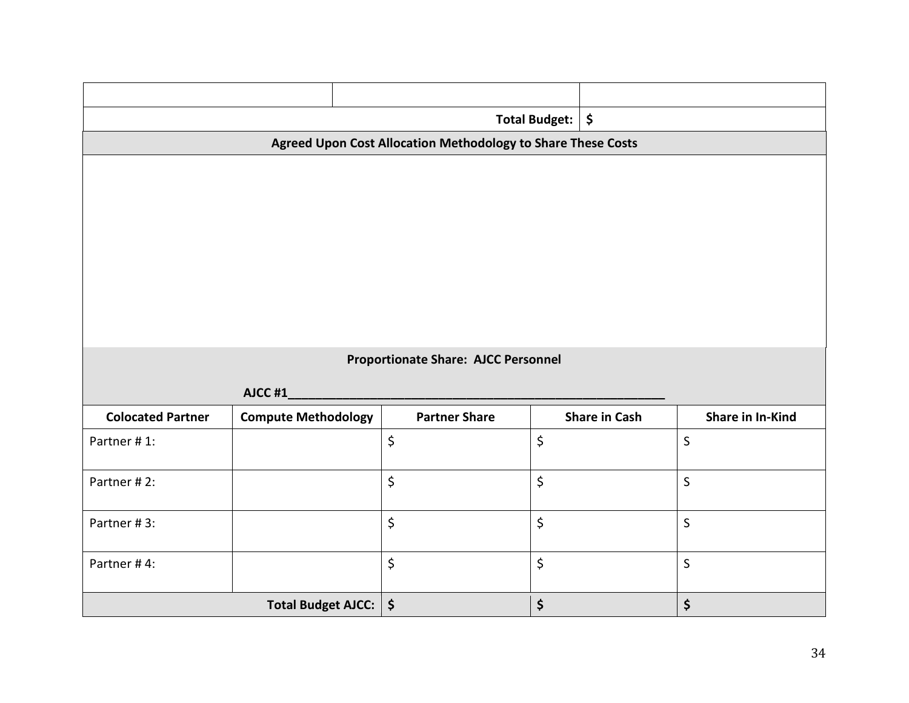| | | |
|---|---|---|
| | | |
| | **Total Budget:** | **$** |

**Agreed Upon Cost Allocation Methodology to Share These Costs**

**Proportionate Share: AJCC Personnel**

**AJCC #1__________________________________________________________**

| **Colocated Partner** | **Compute Methodology** | **Partner Share** | **Share in Cash** | **Share in In-Kind** |
|---|---|---|---|---|
| Partner # 1: | | $ | $ | S |
| Partner # 2: | | $ | $ | S |
| Partner # 3: | | $ | $ | S |
| Partner # 4: | | $ | $ | S |
| | **Total Budget AJCC:** | **$** | **$** | **$** |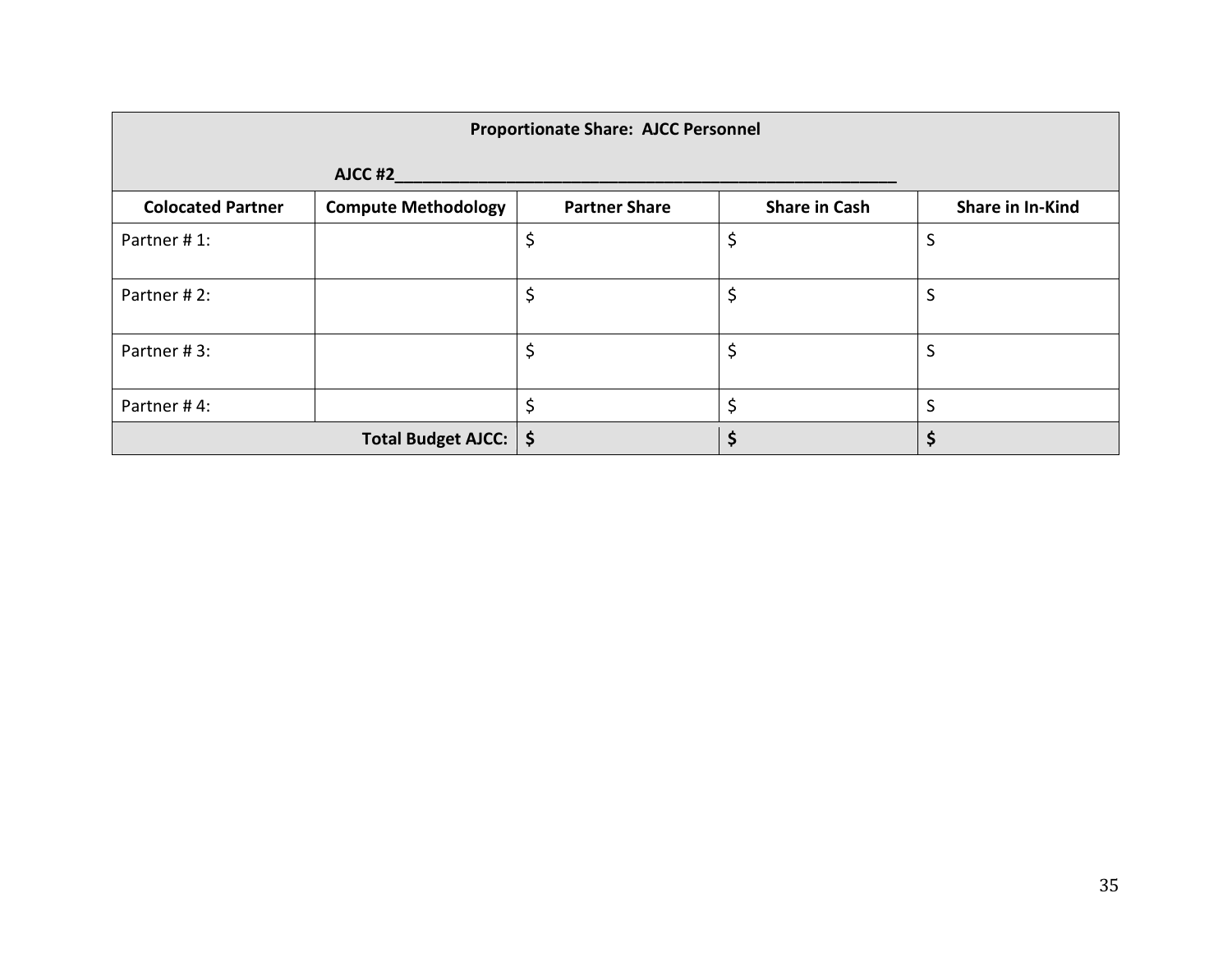| **Proportionate Share: AJCC Personnel**<br><br>**AJCC #2________________________________________________________** | | | | |
|---|---|---|---|---|
| **Colocated Partner** | **Compute Methodology** | **Partner Share** | **Share in Cash** | **Share in In-Kind** |
| Partner # 1: | | $ | $ | S |
| Partner # 2: | | $ | $ | S |
| Partner # 3: | | $ | $ | S |
| Partner # 4: | | $ | $ | S |
| | **Total Budget AJCC:** | **$** | **$** | **$** |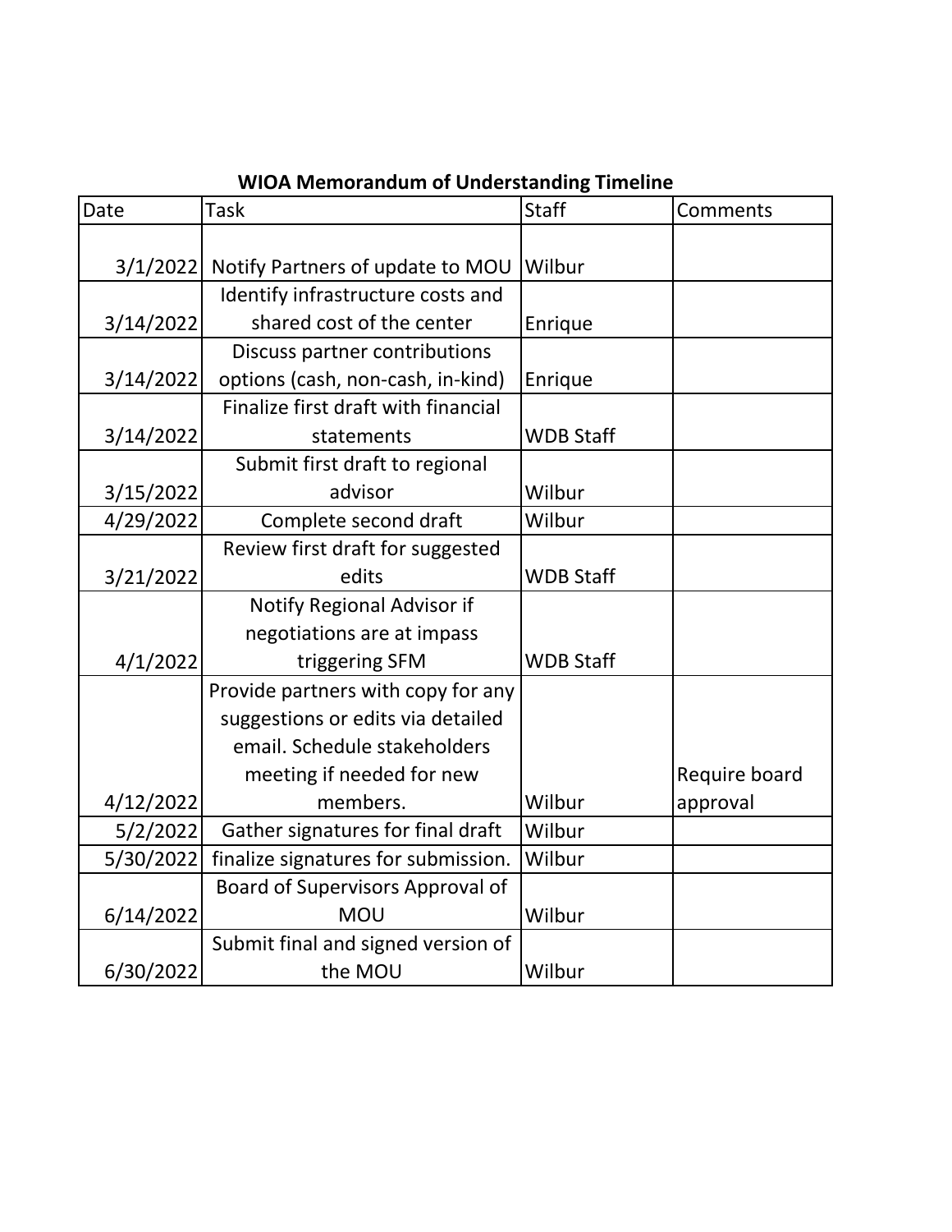**WIOA Memorandum of Understanding Timeline**

| Date | Task | Staff | Comments |
|---|---|---|---|
| 3/1/2022 | Notify Partners of update to MOU | Wilbur | |
| 3/14/2022 | Identify infrastructure costs and shared cost of the center | Enrique | |
| 3/14/2022 | Discuss partner contributions options (cash, non-cash, in-kind) | Enrique | |
| 3/14/2022 | Finalize first draft with financial statements | WDB Staff | |
| 3/15/2022 | Submit first draft to regional advisor | Wilbur | |
| 4/29/2022 | Complete second draft | Wilbur | |
| 3/21/2022 | Review first draft for suggested edits | WDB Staff | |
| 4/1/2022 | Notify Regional Advisor if negotiations are at impass triggering SFM | WDB Staff | |
| 4/12/2022 | Provide partners with copy for any suggestions or edits via detailed email. Schedule stakeholders meeting if needed for new members. | Wilbur | Require board approval |
| 5/2/2022 | Gather signatures for final draft | Wilbur | |
| 5/30/2022 | finalize signatures for submission. | Wilbur | |
| 6/14/2022 | Board of Supervisors Approval of MOU | Wilbur | |
| 6/30/2022 | Submit final and signed version of the MOU | Wilbur | |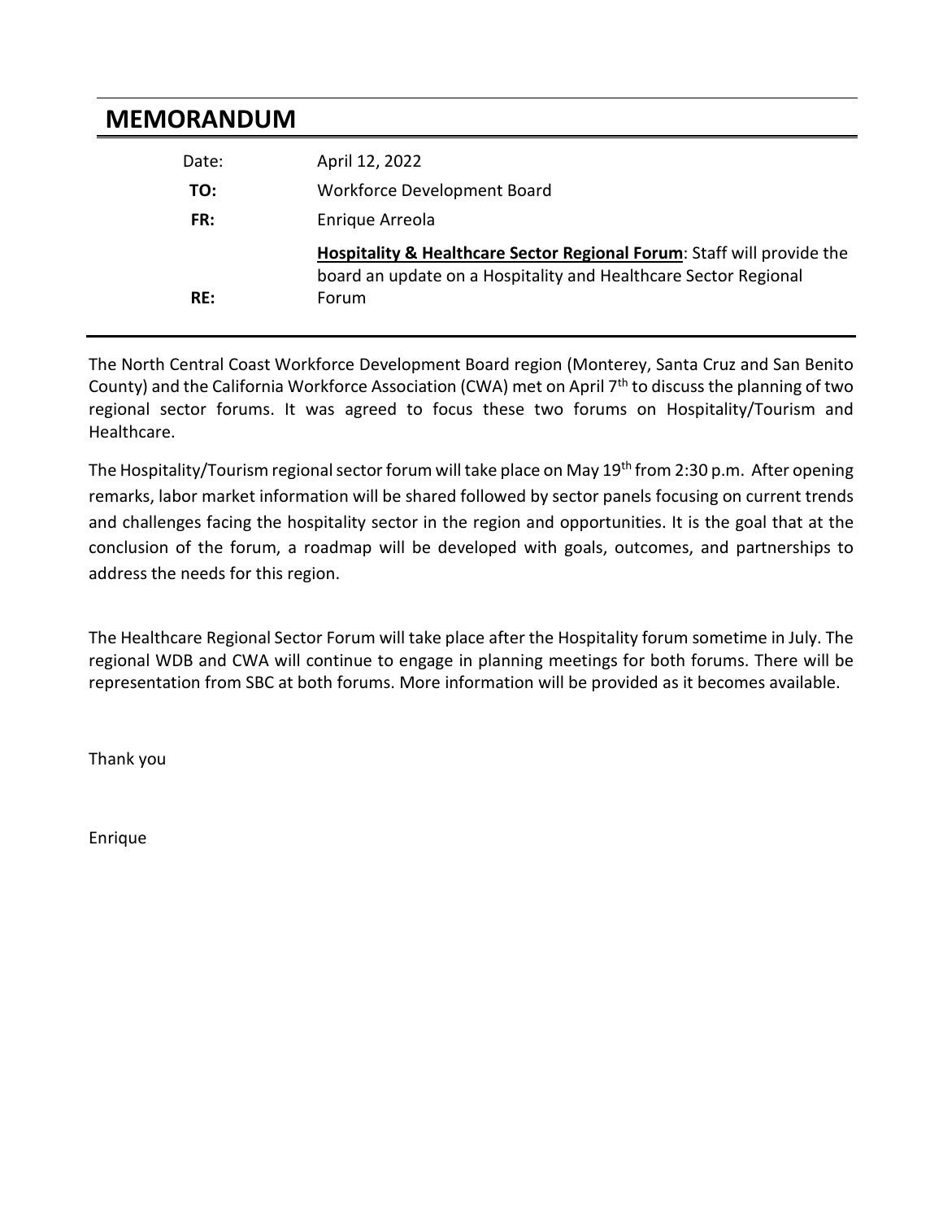# MEMORANDUM

| | |
|---|---|
| Date: | April 12, 2022 |
| **TO:** | Workforce Development Board |
| **FR:** | Enrique Arreola |
| **RE:** | **Hospitality & Healthcare Sector Regional Forum**: Staff will provide the board an update on a Hospitality and Healthcare Sector Regional Forum |

The North Central Coast Workforce Development Board region (Monterey, Santa Cruz and San Benito County) and the California Workforce Association (CWA) met on April 7th to discuss the planning of two regional sector forums. It was agreed to focus these two forums on Hospitality/Tourism and Healthcare.

The Hospitality/Tourism regional sector forum will take place on May 19th from 2:30 p.m. After opening remarks, labor market information will be shared followed by sector panels focusing on current trends and challenges facing the hospitality sector in the region and opportunities. It is the goal that at the conclusion of the forum, a roadmap will be developed with goals, outcomes, and partnerships to address the needs for this region.

The Healthcare Regional Sector Forum will take place after the Hospitality forum sometime in July. The regional WDB and CWA will continue to engage in planning meetings for both forums. There will be representation from SBC at both forums. More information will be provided as it becomes available.

Thank you

Enrique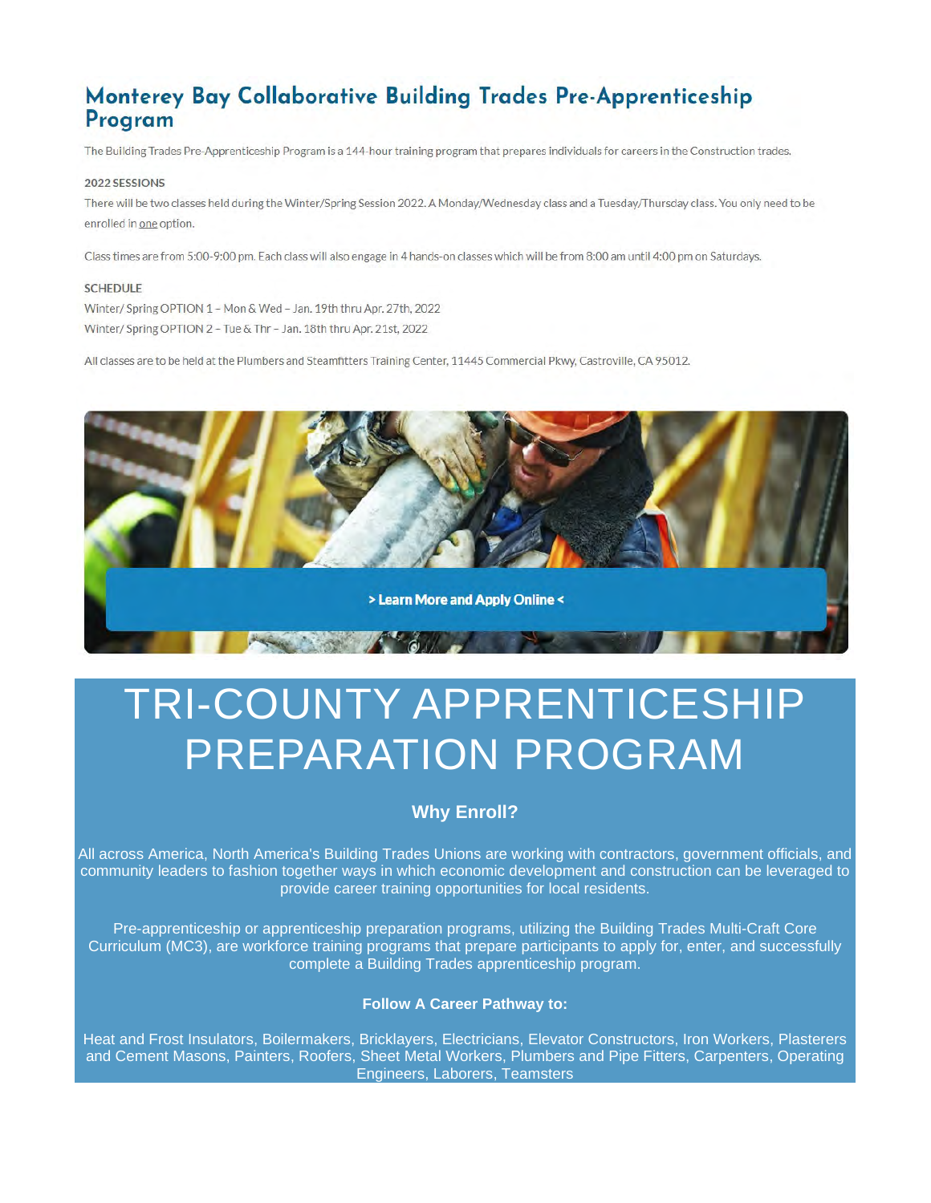# Monterey Bay Collaborative Building Trades Pre-Apprenticeship Program

The Building Trades Pre-Apprenticeship Program is a 144-hour training program that prepares individuals for careers in the Construction trades.

**2022 SESSIONS**

There will be two classes held during the Winter/Spring Session 2022. A Monday/Wednesday class and a Tuesday/Thursday class. You only need to be enrolled in one option.

Class times are from 5:00-9:00 pm. Each class will also engage in 4 hands-on classes which will be from 8:00 am until 4:00 pm on Saturdays.

**SCHEDULE**

Winter/ Spring OPTION 1 – Mon & Wed – Jan. 19th thru Apr. 27th, 2022
Winter/ Spring OPTION 2 – Tue & Thr – Jan. 18th thru Apr. 21st, 2022

All classes are to be held at the Plumbers and Steamfitters Training Center, 11445 Commercial Pkwy, Castroville, CA 95012.

**> Learn More and Apply Online <**

# TRI-COUNTY APPRENTICESHIP PREPARATION PROGRAM

### Why Enroll?

All across America, North America's Building Trades Unions are working with contractors, government officials, and community leaders to fashion together ways in which economic development and construction can be leveraged to provide career training opportunities for local residents.

Pre-apprenticeship or apprenticeship preparation programs, utilizing the Building Trades Multi-Craft Core Curriculum (MC3), are workforce training programs that prepare participants to apply for, enter, and successfully complete a Building Trades apprenticeship program.

**Follow A Career Pathway to:**

Heat and Frost Insulators, Boilermakers, Bricklayers, Electricians, Elevator Constructors, Iron Workers, Plasterers and Cement Masons, Painters, Roofers, Sheet Metal Workers, Plumbers and Pipe Fitters, Carpenters, Operating Engineers, Laborers, Teamsters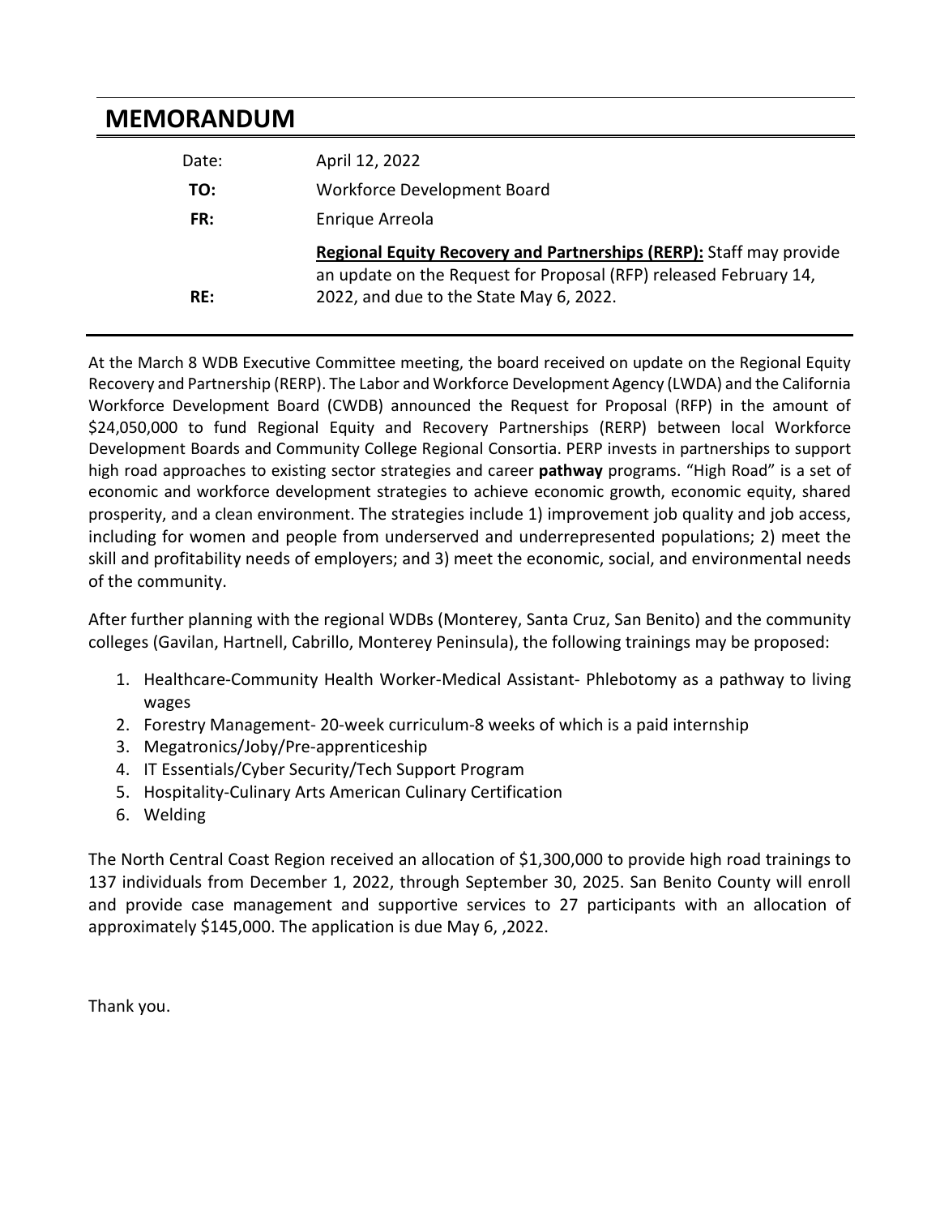# MEMORANDUM

| | |
|---|---|
| Date: | April 12, 2022 |
| **TO:** | Workforce Development Board |
| **FR:** | Enrique Arreola |
| **RE:** | **Regional Equity Recovery and Partnerships (RERP):** Staff may provide an update on the Request for Proposal (RFP) released February 14, 2022, and due to the State May 6, 2022. |

At the March 8 WDB Executive Committee meeting, the board received on update on the Regional Equity Recovery and Partnership (RERP). The Labor and Workforce Development Agency (LWDA) and the California Workforce Development Board (CWDB) announced the Request for Proposal (RFP) in the amount of $24,050,000 to fund Regional Equity and Recovery Partnerships (RERP) between local Workforce Development Boards and Community College Regional Consortia. PERP invests in partnerships to support high road approaches to existing sector strategies and career **pathway** programs. "High Road" is a set of economic and workforce development strategies to achieve economic growth, economic equity, shared prosperity, and a clean environment. The strategies include 1) improvement job quality and job access, including for women and people from underserved and underrepresented populations; 2) meet the skill and profitability needs of employers; and 3) meet the economic, social, and environmental needs of the community.

After further planning with the regional WDBs (Monterey, Santa Cruz, San Benito) and the community colleges (Gavilan, Hartnell, Cabrillo, Monterey Peninsula), the following trainings may be proposed:

1. Healthcare-Community Health Worker-Medical Assistant- Phlebotomy as a pathway to living wages
2. Forestry Management- 20-week curriculum-8 weeks of which is a paid internship
3. Megatronics/Joby/Pre-apprenticeship
4. IT Essentials/Cyber Security/Tech Support Program
5. Hospitality-Culinary Arts American Culinary Certification
6. Welding

The North Central Coast Region received an allocation of $1,300,000 to provide high road trainings to 137 individuals from December 1, 2022, through September 30, 2025. San Benito County will enroll and provide case management and supportive services to 27 participants with an allocation of approximately $145,000. The application is due May 6, ,2022.

Thank you.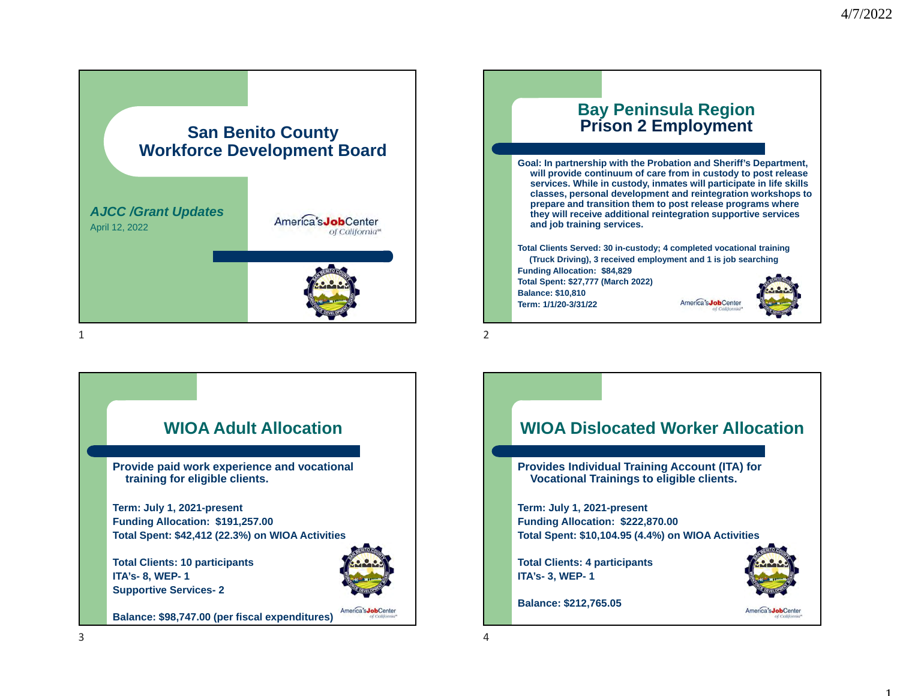# San Benito County Workforce Development Board

*AJCC /Grant Updates*

April 12, 2022

America's JobCenter of California

## Bay Peninsula Region Prison 2 Employment

**Goal: In partnership with the Probation and Sheriff's Department, will provide continuum of care from in custody to post release services. While in custody, inmates will participate in life skills classes, personal development and reintegration workshops to prepare and transition them to post release programs where they will receive additional reintegration supportive services and job training services.**

**Total Clients Served: 30 in-custody; 4 completed vocational training (Truck Driving), 3 received employment and 1 is job searching**
**Funding Allocation: $84,829**
**Total Spent: $27,777 (March 2022)**
**Balance: $10,810**
**Term: 1/1/20-3/31/22**

America's JobCenter of California

## WIOA Adult Allocation

**Provide paid work experience and vocational training for eligible clients.**

**Term: July 1, 2021-present**
**Funding Allocation: $191,257.00**
**Total Spent: $42,412 (22.3%) on WIOA Activities**

**Total Clients: 10 participants**
**ITA's- 8, WEP- 1**
**Supportive Services- 2**

**Balance: $98,747.00 (per fiscal expenditures)**

America's JobCenter of California

## WIOA Dislocated Worker Allocation

**Provides Individual Training Account (ITA) for Vocational Trainings to eligible clients.**

**Term: July 1, 2021-present**
**Funding Allocation: $222,870.00**
**Total Spent: $10,104.95 (4.4%) on WIOA Activities**

**Total Clients: 4 participants**
**ITA's- 3, WEP- 1**

**Balance: $212,765.05**

America's JobCenter of California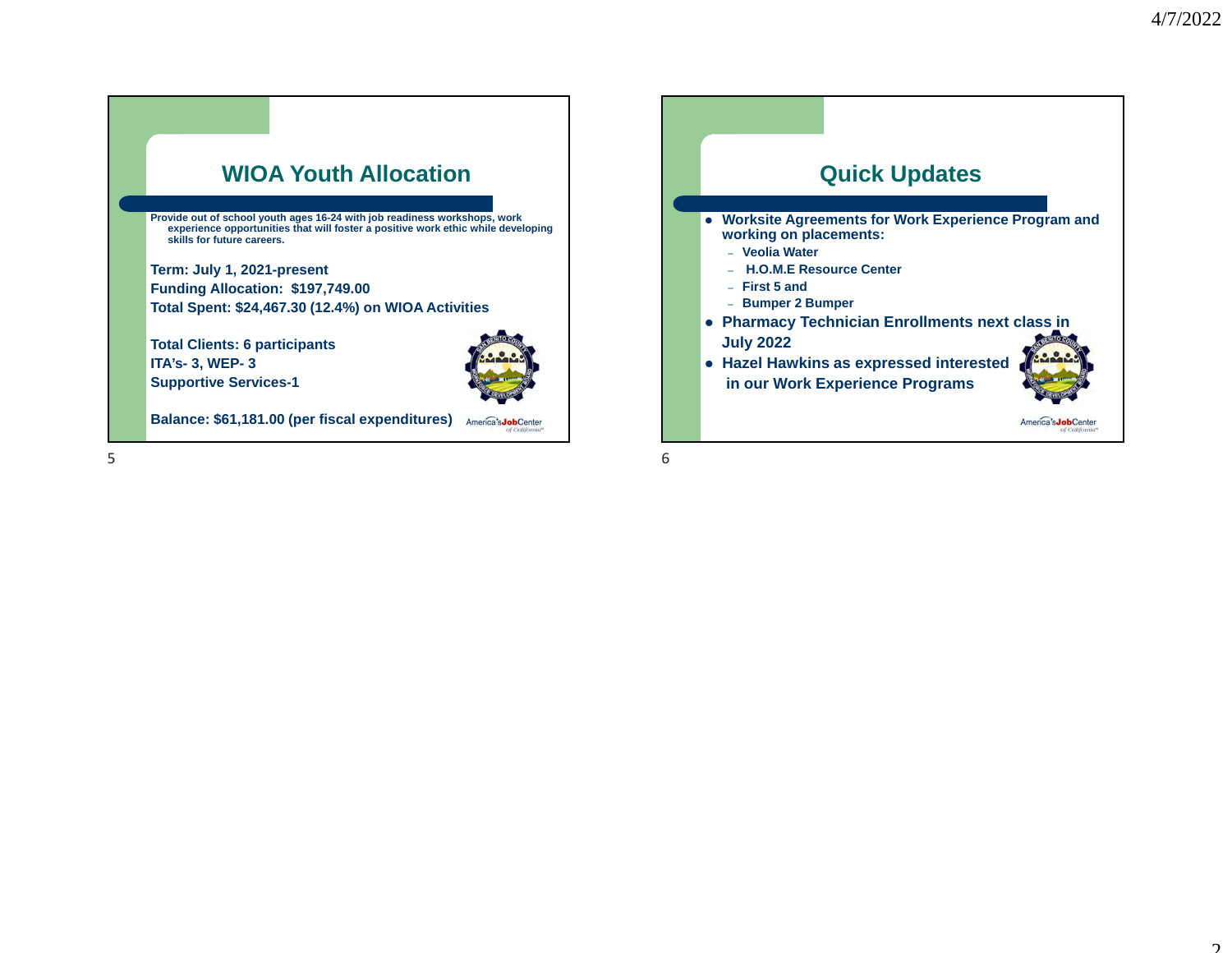## WIOA Youth Allocation

Provide out of school youth ages 16-24 with job readiness workshops, work experience opportunities that will foster a positive work ethic while developing skills for future careers.

**Term: July 1, 2021-present**
**Funding Allocation: $197,749.00**
**Total Spent: $24,467.30 (12.4%) on WIOA Activities**

**Total Clients: 6 participants**
**ITA's- 3, WEP- 3**
**Supportive Services-1**

**Balance: $61,181.00 (per fiscal expenditures)**

America's JobCenter of California

## Quick Updates

- **Worksite Agreements for Work Experience Program and working on placements:**
  - **Veolia Water**
  - **H.O.M.E Resource Center**
  - **First 5 and**
  - **Bumper 2 Bumper**
- **Pharmacy Technician Enrollments next class in July 2022**
- **Hazel Hawkins as expressed interested in our Work Experience Programs**

America's JobCenter of California